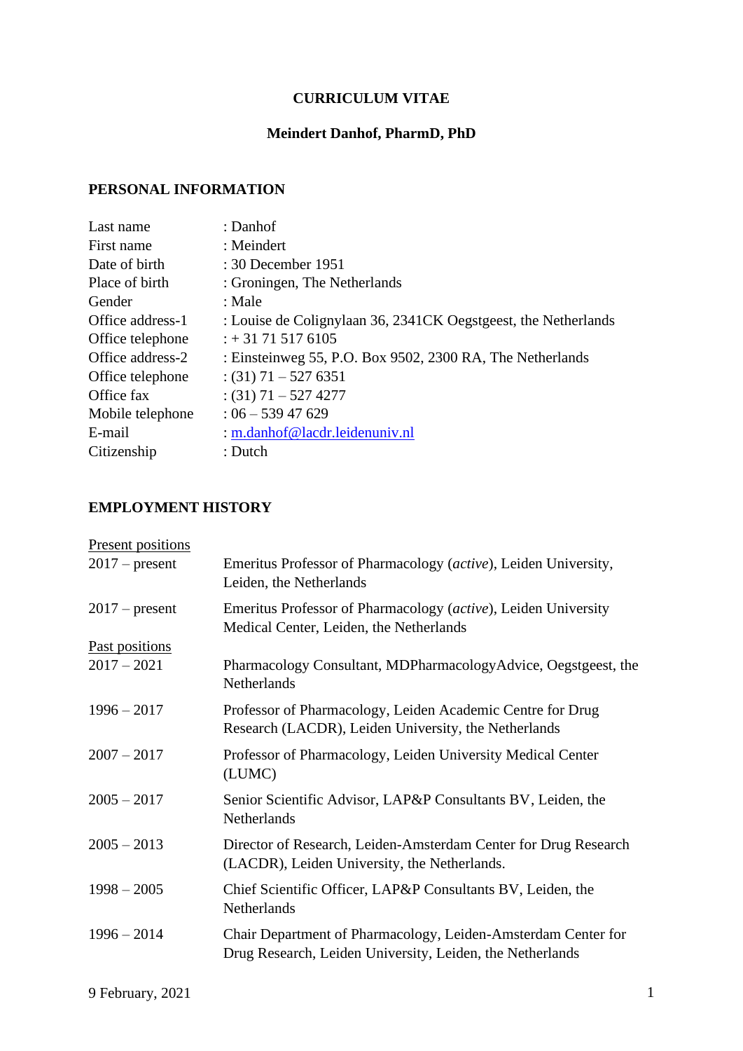# CURRICULUM VITAE

## Meindert Danhof, PharmD, PhD

### PERSONAL INFORMATION

| | |
|---|---|
| Last name | : Danhof |
| First name | : Meindert |
| Date of birth | : 30 December 1951 |
| Place of birth | : Groningen, The Netherlands |
| Gender | : Male |
| Office address-1 | : Louise de Colignylaan 36, 2341CK Oegstgeest, the Netherlands |
| Office telephone | : + 31 71 517 6105 |
| Office address-2 | : Einsteinweg 55, P.O. Box 9502, 2300 RA, The Netherlands |
| Office telephone | : (31) 71 – 527 6351 |
| Office fax | : (31) 71 – 527 4277 |
| Mobile telephone | : 06 – 539 47 629 |
| E-mail | : m.danhof@lacdr.leidenuniv.nl |
| Citizenship | : Dutch |

### EMPLOYMENT HISTORY

Present positions

| | |
|---|---|
| 2017 – present | Emeritus Professor of Pharmacology (*active*), Leiden University, Leiden, the Netherlands |
| 2017 – present | Emeritus Professor of Pharmacology (*active*), Leiden University Medical Center, Leiden, the Netherlands |

Past positions

| | |
|---|---|
| 2017 – 2021 | Pharmacology Consultant, MDPharmacologyAdvice, Oegstgeest, the Netherlands |
| 1996 – 2017 | Professor of Pharmacology, Leiden Academic Centre for Drug Research (LACDR), Leiden University, the Netherlands |
| 2007 – 2017 | Professor of Pharmacology, Leiden University Medical Center (LUMC) |
| 2005 – 2017 | Senior Scientific Advisor, LAP&P Consultants BV, Leiden, the Netherlands |
| 2005 – 2013 | Director of Research, Leiden-Amsterdam Center for Drug Research (LACDR), Leiden University, the Netherlands. |
| 1998 – 2005 | Chief Scientific Officer, LAP&P Consultants BV, Leiden, the Netherlands |
| 1996 – 2014 | Chair Department of Pharmacology, Leiden-Amsterdam Center for Drug Research, Leiden University, Leiden, the Netherlands |

9 February, 2021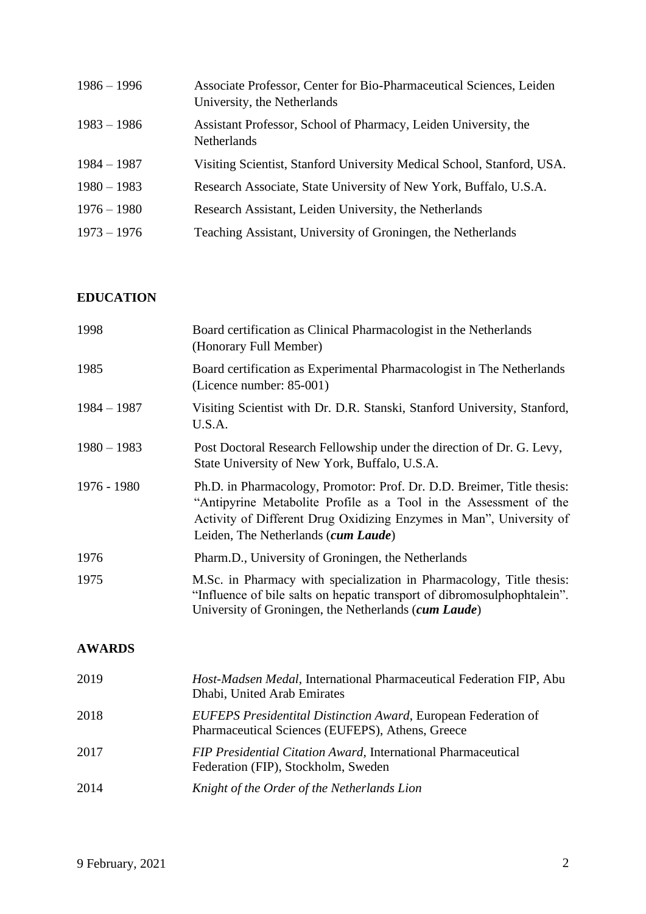| | |
|---|---|
| 1986 – 1996 | Associate Professor, Center for Bio-Pharmaceutical Sciences, Leiden University, the Netherlands |
| 1983 – 1986 | Assistant Professor, School of Pharmacy, Leiden University, the Netherlands |
| 1984 – 1987 | Visiting Scientist, Stanford University Medical School, Stanford, USA. |
| 1980 – 1983 | Research Associate, State University of New York, Buffalo, U.S.A. |
| 1976 – 1980 | Research Assistant, Leiden University, the Netherlands |
| 1973 – 1976 | Teaching Assistant, University of Groningen, the Netherlands |

## EDUCATION

| | |
|---|---|
| 1998 | Board certification as Clinical Pharmacologist in the Netherlands (Honorary Full Member) |
| 1985 | Board certification as Experimental Pharmacologist in The Netherlands (Licence number: 85-001) |
| 1984 – 1987 | Visiting Scientist with Dr. D.R. Stanski, Stanford University, Stanford, U.S.A. |
| 1980 – 1983 | Post Doctoral Research Fellowship under the direction of Dr. G. Levy, State University of New York, Buffalo, U.S.A. |
| 1976 - 1980 | Ph.D. in Pharmacology, Promotor: Prof. Dr. D.D. Breimer, Title thesis: "Antipyrine Metabolite Profile as a Tool in the Assessment of the Activity of Different Drug Oxidizing Enzymes in Man", University of Leiden, The Netherlands (***cum Laude***) |
| 1976 | Pharm.D., University of Groningen, the Netherlands |
| 1975 | M.Sc. in Pharmacy with specialization in Pharmacology, Title thesis: "Influence of bile salts on hepatic transport of dibromosulphophtalein". University of Groningen, the Netherlands (***cum Laude***) |

## AWARDS

| | |
|---|---|
| 2019 | *Host-Madsen Medal*, International Pharmaceutical Federation FIP, Abu Dhabi, United Arab Emirates |
| 2018 | *EUFEPS Presidentital Distinction Award*, European Federation of Pharmaceutical Sciences (EUFEPS), Athens, Greece |
| 2017 | *FIP Presidential Citation Award*, International Pharmaceutical Federation (FIP), Stockholm, Sweden |
| 2014 | *Knight of the Order of the Netherlands Lion* |

9 February, 2021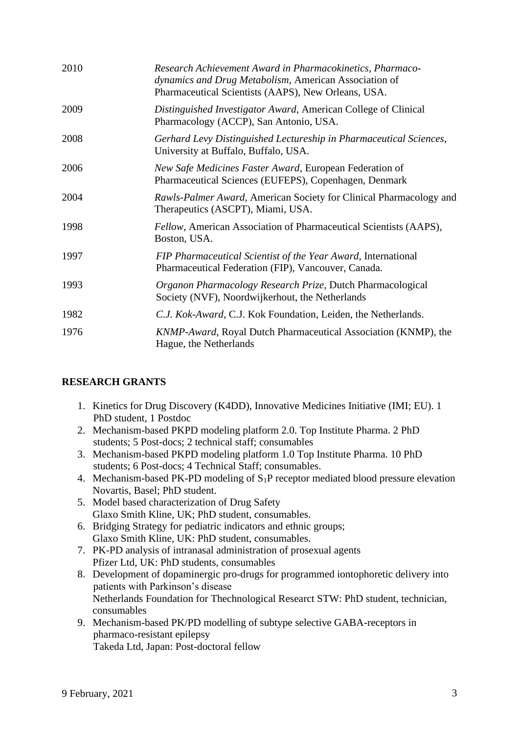| | |
|---|---|
| 2010 | *Research Achievement Award in Pharmacokinetics, Pharmaco-dynamics and Drug Metabolism*, American Association of Pharmaceutical Scientists (AAPS), New Orleans, USA. |
| 2009 | *Distinguished Investigator Award*, American College of Clinical Pharmacology (ACCP), San Antonio, USA. |
| 2008 | *Gerhard Levy Distinguished Lectureship in Pharmaceutical Sciences*, University at Buffalo, Buffalo, USA. |
| 2006 | *New Safe Medicines Faster Award*, European Federation of Pharmaceutical Sciences (EUFEPS), Copenhagen, Denmark |
| 2004 | *Rawls-Palmer Award*, American Society for Clinical Pharmacology and Therapeutics (ASCPT), Miami, USA. |
| 1998 | *Fellow*, American Association of Pharmaceutical Scientists (AAPS), Boston, USA. |
| 1997 | *FIP Pharmaceutical Scientist of the Year Award*, International Pharmaceutical Federation (FIP), Vancouver, Canada. |
| 1993 | *Organon Pharmacology Research Prize*, Dutch Pharmacological Society (NVF), Noordwijkerhout, the Netherlands |
| 1982 | *C.J. Kok-Award*, C.J. Kok Foundation, Leiden, the Netherlands. |
| 1976 | *KNMP-Award*, Royal Dutch Pharmaceutical Association (KNMP), the Hague, the Netherlands |

## RESEARCH GRANTS

1. Kinetics for Drug Discovery (K4DD), Innovative Medicines Initiative (IMI; EU). 1 PhD student, 1 Postdoc
2. Mechanism-based PKPD modeling platform 2.0. Top Institute Pharma. 2 PhD students; 5 Post-docs; 2 technical staff; consumables
3. Mechanism-based PKPD modeling platform 1.0 Top Institute Pharma. 10 PhD students; 6 Post-docs; 4 Technical Staff; consumables.
4. Mechanism-based PK-PD modeling of $S_1P$ receptor mediated blood pressure elevation Novartis, Basel; PhD student.
5. Model based characterization of Drug Safety
   Glaxo Smith Kline, UK; PhD student, consumables.
6. Bridging Strategy for pediatric indicators and ethnic groups;
   Glaxo Smith Kline, UK: PhD student, consumables.
7. PK-PD analysis of intranasal administration of prosexual agents
   Pfizer Ltd, UK: PhD students, consumables
8. Development of dopaminergic pro-drugs for programmed iontophoretic delivery into patients with Parkinson's disease
   Netherlands Foundation for Thechnological Researct STW: PhD student, technician, consumables
9. Mechanism-based PK/PD modelling of subtype selective GABA-receptors in pharmaco-resistant epilepsy
   Takeda Ltd, Japan: Post-doctoral fellow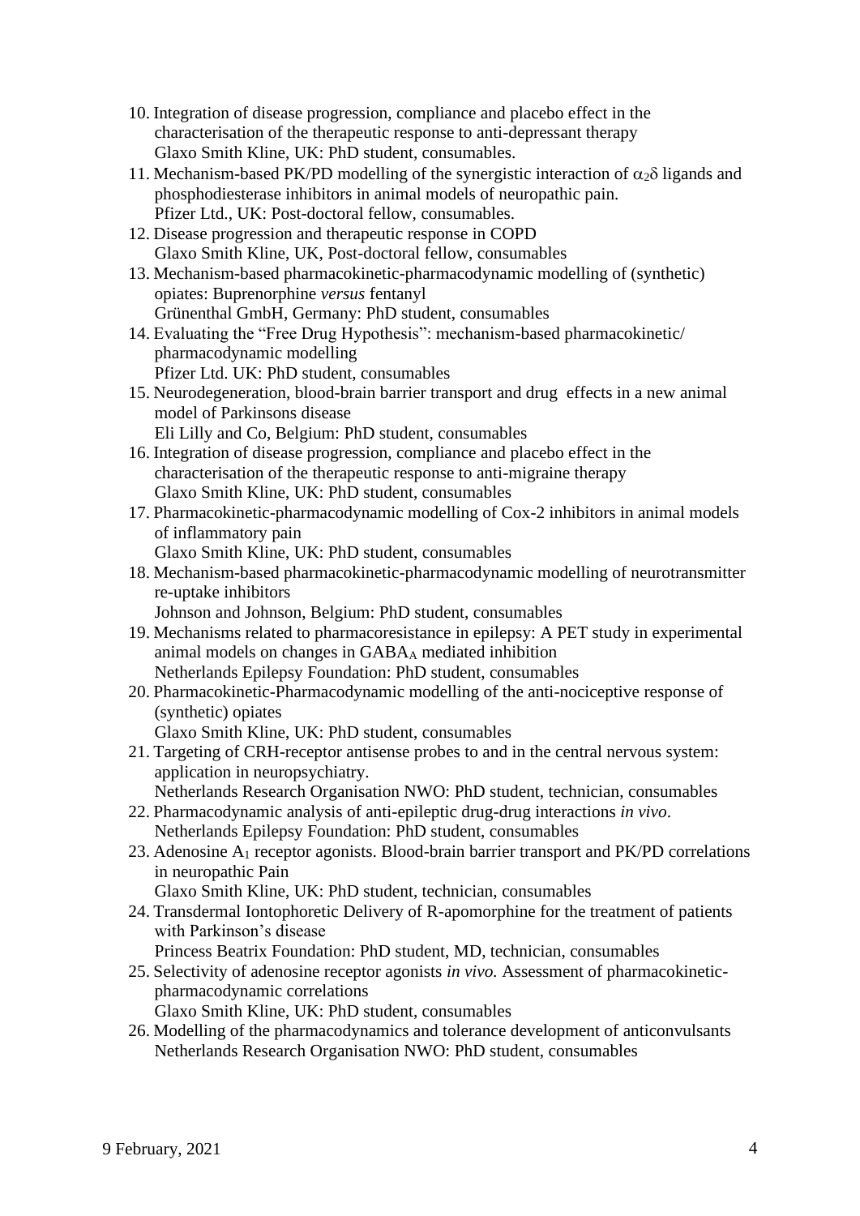10. Integration of disease progression, compliance and placebo effect in the characterisation of the therapeutic response to anti-depressant therapy
    Glaxo Smith Kline, UK: PhD student, consumables.
11. Mechanism-based PK/PD modelling of the synergistic interaction of $\alpha_2\delta$ ligands and phosphodiesterase inhibitors in animal models of neuropathic pain.
    Pfizer Ltd., UK: Post-doctoral fellow, consumables.
12. Disease progression and therapeutic response in COPD
    Glaxo Smith Kline, UK, Post-doctoral fellow, consumables
13. Mechanism-based pharmacokinetic-pharmacodynamic modelling of (synthetic) opiates: Buprenorphine *versus* fentanyl
    Grünenthal GmbH, Germany: PhD student, consumables
14. Evaluating the "Free Drug Hypothesis": mechanism-based pharmacokinetic/ pharmacodynamic modelling
    Pfizer Ltd. UK: PhD student, consumables
15. Neurodegeneration, blood-brain barrier transport and drug effects in a new animal model of Parkinsons disease
    Eli Lilly and Co, Belgium: PhD student, consumables
16. Integration of disease progression, compliance and placebo effect in the characterisation of the therapeutic response to anti-migraine therapy
    Glaxo Smith Kline, UK: PhD student, consumables
17. Pharmacokinetic-pharmacodynamic modelling of Cox-2 inhibitors in animal models of inflammatory pain
    Glaxo Smith Kline, UK: PhD student, consumables
18. Mechanism-based pharmacokinetic-pharmacodynamic modelling of neurotransmitter re-uptake inhibitors
    Johnson and Johnson, Belgium: PhD student, consumables
19. Mechanisms related to pharmacoresistance in epilepsy: A PET study in experimental animal models on changes in $GABA_A$ mediated inhibition
    Netherlands Epilepsy Foundation: PhD student, consumables
20. Pharmacokinetic-Pharmacodynamic modelling of the anti-nociceptive response of (synthetic) opiates
    Glaxo Smith Kline, UK: PhD student, consumables
21. Targeting of CRH-receptor antisense probes to and in the central nervous system: application in neuropsychiatry.
    Netherlands Research Organisation NWO: PhD student, technician, consumables
22. Pharmacodynamic analysis of anti-epileptic drug-drug interactions *in vivo*.
    Netherlands Epilepsy Foundation: PhD student, consumables
23. Adenosine $A_1$ receptor agonists. Blood-brain barrier transport and PK/PD correlations in neuropathic Pain
    Glaxo Smith Kline, UK: PhD student, technician, consumables
24. Transdermal Iontophoretic Delivery of R-apomorphine for the treatment of patients with Parkinson's disease
    Princess Beatrix Foundation: PhD student, MD, technician, consumables
25. Selectivity of adenosine receptor agonists *in vivo.* Assessment of pharmacokinetic-pharmacodynamic correlations
    Glaxo Smith Kline, UK: PhD student, consumables
26. Modelling of the pharmacodynamics and tolerance development of anticonvulsants
    Netherlands Research Organisation NWO: PhD student, consumables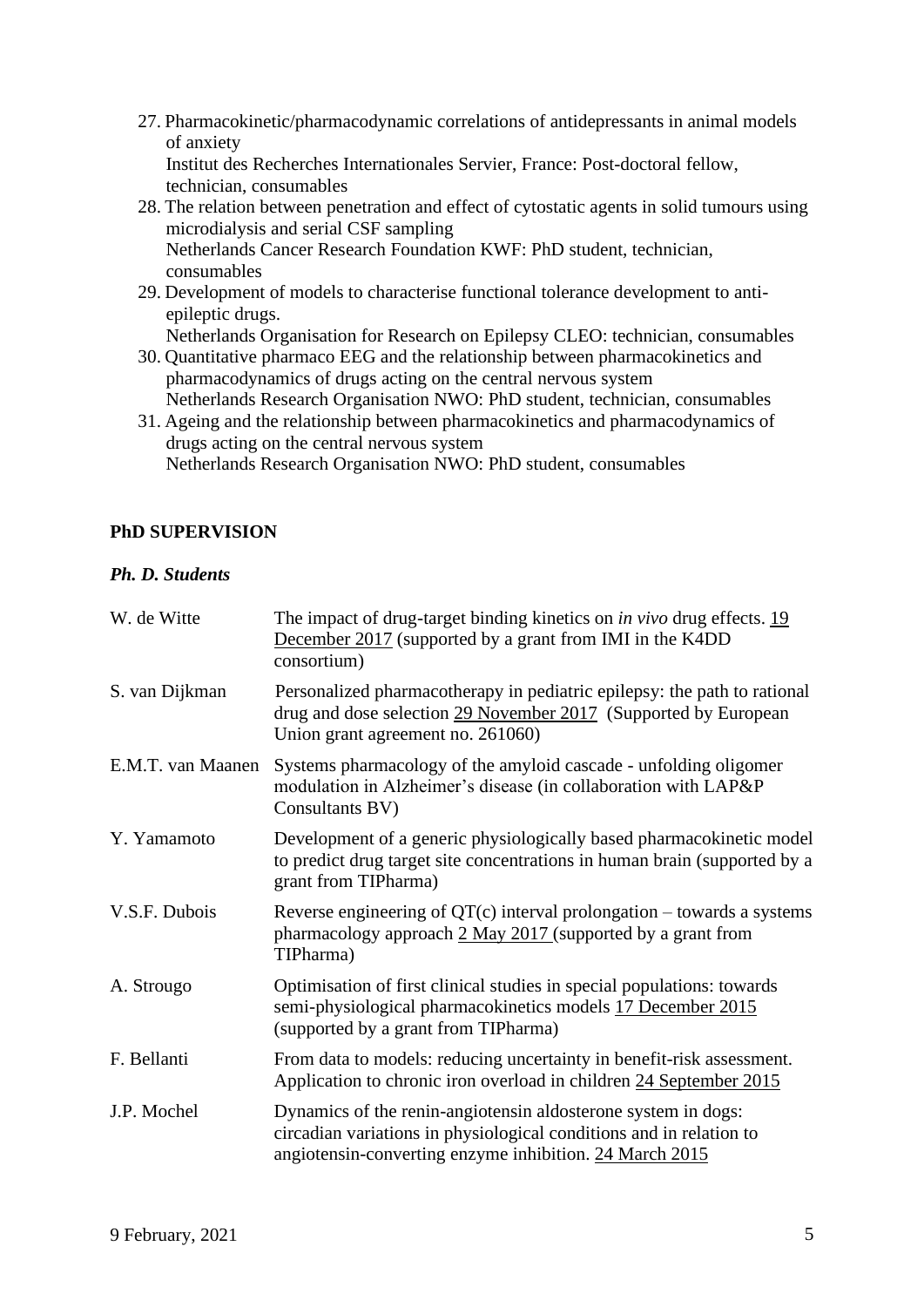27. Pharmacokinetic/pharmacodynamic correlations of antidepressants in animal models of anxiety
    Institut des Recherches Internationales Servier, France: Post-doctoral fellow, technician, consumables
28. The relation between penetration and effect of cytostatic agents in solid tumours using microdialysis and serial CSF sampling
    Netherlands Cancer Research Foundation KWF: PhD student, technician, consumables
29. Development of models to characterise functional tolerance development to anti-epileptic drugs.
    Netherlands Organisation for Research on Epilepsy CLEO: technician, consumables
30. Quantitative pharmaco EEG and the relationship between pharmacokinetics and pharmacodynamics of drugs acting on the central nervous system
    Netherlands Research Organisation NWO: PhD student, technician, consumables
31. Ageing and the relationship between pharmacokinetics and pharmacodynamics of drugs acting on the central nervous system
    Netherlands Research Organisation NWO: PhD student, consumables

## PhD SUPERVISION

### *Ph. D. Students*

| | |
|---|---|
| W. de Witte | The impact of drug-target binding kinetics on *in vivo* drug effects. 19 December 2017 (supported by a grant from IMI in the K4DD consortium) |
| S. van Dijkman | Personalized pharmacotherapy in pediatric epilepsy: the path to rational drug and dose selection 29 November 2017 (Supported by European Union grant agreement no. 261060) |
| E.M.T. van Maanen | Systems pharmacology of the amyloid cascade - unfolding oligomer modulation in Alzheimer's disease (in collaboration with LAP&P Consultants BV) |
| Y. Yamamoto | Development of a generic physiologically based pharmacokinetic model to predict drug target site concentrations in human brain (supported by a grant from TIPharma) |
| V.S.F. Dubois | Reverse engineering of QT(c) interval prolongation – towards a systems pharmacology approach 2 May 2017 (supported by a grant from TIPharma) |
| A. Strougo | Optimisation of first clinical studies in special populations: towards semi-physiological pharmacokinetics models 17 December 2015 (supported by a grant from TIPharma) |
| F. Bellanti | From data to models: reducing uncertainty in benefit-risk assessment. Application to chronic iron overload in children 24 September 2015 |
| J.P. Mochel | Dynamics of the renin-angiotensin aldosterone system in dogs: circadian variations in physiological conditions and in relation to angiotensin-converting enzyme inhibition. 24 March 2015 |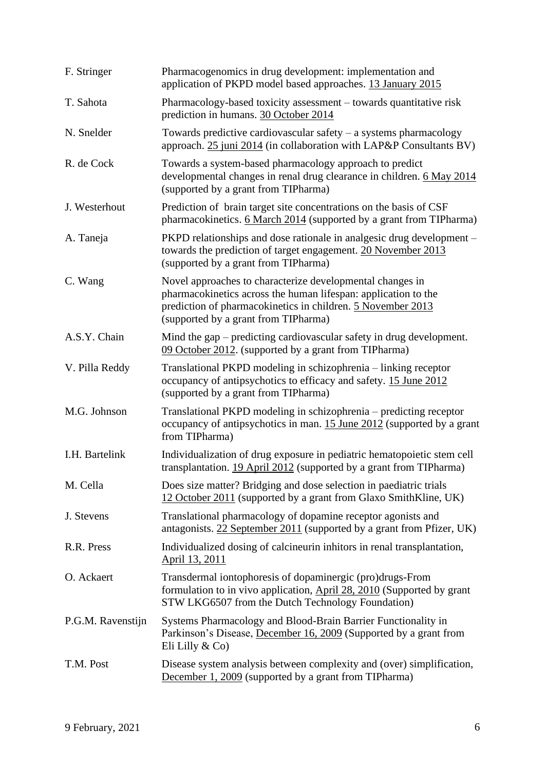| | |
|---|---|
| F. Stringer | Pharmacogenomics in drug development: implementation and application of PKPD model based approaches. 13 January 2015 |
| T. Sahota | Pharmacology-based toxicity assessment – towards quantitative risk prediction in humans. 30 October 2014 |
| N. Snelder | Towards predictive cardiovascular safety – a systems pharmacology approach. 25 juni 2014 (in collaboration with LAP&P Consultants BV) |
| R. de Cock | Towards a system-based pharmacology approach to predict developmental changes in renal drug clearance in children. 6 May 2014 (supported by a grant from TIPharma) |
| J. Westerhout | Prediction of brain target site concentrations on the basis of CSF pharmacokinetics. 6 March 2014 (supported by a grant from TIPharma) |
| A. Taneja | PKPD relationships and dose rationale in analgesic drug development – towards the prediction of target engagement. 20 November 2013 (supported by a grant from TIPharma) |
| C. Wang | Novel approaches to characterize developmental changes in pharmacokinetics across the human lifespan: application to the prediction of pharmacokinetics in children. 5 November 2013 (supported by a grant from TIPharma) |
| A.S.Y. Chain | Mind the gap – predicting cardiovascular safety in drug development. 09 October 2012. (supported by a grant from TIPharma) |
| V. Pilla Reddy | Translational PKPD modeling in schizophrenia – linking receptor occupancy of antipsychotics to efficacy and safety. 15 June 2012 (supported by a grant from TIPharma) |
| M.G. Johnson | Translational PKPD modeling in schizophrenia – predicting receptor occupancy of antipsychotics in man. 15 June 2012 (supported by a grant from TIPharma) |
| I.H. Bartelink | Individualization of drug exposure in pediatric hematopoietic stem cell transplantation. 19 April 2012 (supported by a grant from TIPharma) |
| M. Cella | Does size matter? Bridging and dose selection in paediatric trials 12 October 2011 (supported by a grant from Glaxo SmithKline, UK) |
| J. Stevens | Translational pharmacology of dopamine receptor agonists and antagonists. 22 September 2011 (supported by a grant from Pfizer, UK) |
| R.R. Press | Individualized dosing of calcineurin inhitors in renal transplantation, April 13, 2011 |
| O. Ackaert | Transdermal iontophoresis of dopaminergic (pro)drugs-From formulation to in vivo application, April 28, 2010 (Supported by grant STW LKG6507 from the Dutch Technology Foundation) |
| P.G.M. Ravenstijn | Systems Pharmacology and Blood-Brain Barrier Functionality in Parkinson's Disease, December 16, 2009 (Supported by a grant from Eli Lilly & Co) |
| T.M. Post | Disease system analysis between complexity and (over) simplification, December 1, 2009 (supported by a grant from TIPharma) |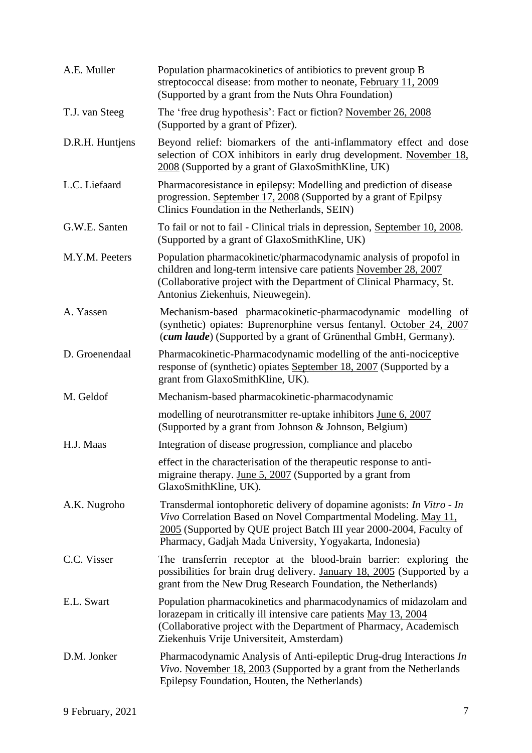| | |
|---|---|
| A.E. Muller | Population pharmacokinetics of antibiotics to prevent group B streptococcal disease: from mother to neonate, February 11, 2009 (Supported by a grant from the Nuts Ohra Foundation) |
| T.J. van Steeg | The 'free drug hypothesis': Fact or fiction? November 26, 2008 (Supported by a grant of Pfizer). |
| D.R.H. Huntjens | Beyond relief: biomarkers of the anti-inflammatory effect and dose selection of COX inhibitors in early drug development. November 18, 2008 (Supported by a grant of GlaxoSmithKline, UK) |
| L.C. Liefaard | Pharmacoresistance in epilepsy: Modelling and prediction of disease progression. September 17, 2008 (Supported by a grant of Epilpsy Clinics Foundation in the Netherlands, SEIN) |
| G.W.E. Santen | To fail or not to fail - Clinical trials in depression, September 10, 2008. (Supported by a grant of GlaxoSmithKline, UK) |
| M.Y.M. Peeters | Population pharmacokinetic/pharmacodynamic analysis of propofol in children and long-term intensive care patients November 28, 2007 (Collaborative project with the Department of Clinical Pharmacy, St. Antonius Ziekenhuis, Nieuwegein). |
| A. Yassen | Mechanism-based pharmacokinetic-pharmacodynamic modelling of (synthetic) opiates: Buprenorphine versus fentanyl. October 24, 2007 (***cum laude***) (Supported by a grant of Grünenthal GmbH, Germany). |
| D. Groenendaal | Pharmacokinetic-Pharmacodynamic modelling of the anti-nociceptive response of (synthetic) opiates September 18, 2007 (Supported by a grant from GlaxoSmithKline, UK). |
| M. Geldof | Mechanism-based pharmacokinetic-pharmacodynamic modelling of neurotransmitter re-uptake inhibitors June 6, 2007 (Supported by a grant from Johnson & Johnson, Belgium) |
| H.J. Maas | Integration of disease progression, compliance and placebo effect in the characterisation of the therapeutic response to anti-migraine therapy. June 5, 2007 (Supported by a grant from GlaxoSmithKline, UK). |
| A.K. Nugroho | Transdermal iontophoretic delivery of dopamine agonists: *In Vitro - In Vivo* Correlation Based on Novel Compartmental Modeling. May 11, 2005 (Supported by QUE project Batch III year 2000-2004, Faculty of Pharmacy, Gadjah Mada University, Yogyakarta, Indonesia) |
| C.C. Visser | The transferrin receptor at the blood-brain barrier: exploring the possibilities for brain drug delivery. January 18, 2005 (Supported by a grant from the New Drug Research Foundation, the Netherlands) |
| E.L. Swart | Population pharmacokinetics and pharmacodynamics of midazolam and lorazepam in critically ill intensive care patients May 13, 2004 (Collaborative project with the Department of Pharmacy, Academisch Ziekenhuis Vrije Universiteit, Amsterdam) |
| D.M. Jonker | Pharmacodynamic Analysis of Anti-epileptic Drug-drug Interactions *In Vivo*. November 18, 2003 (Supported by a grant from the Netherlands Epilepsy Foundation, Houten, the Netherlands) |

9 February, 2021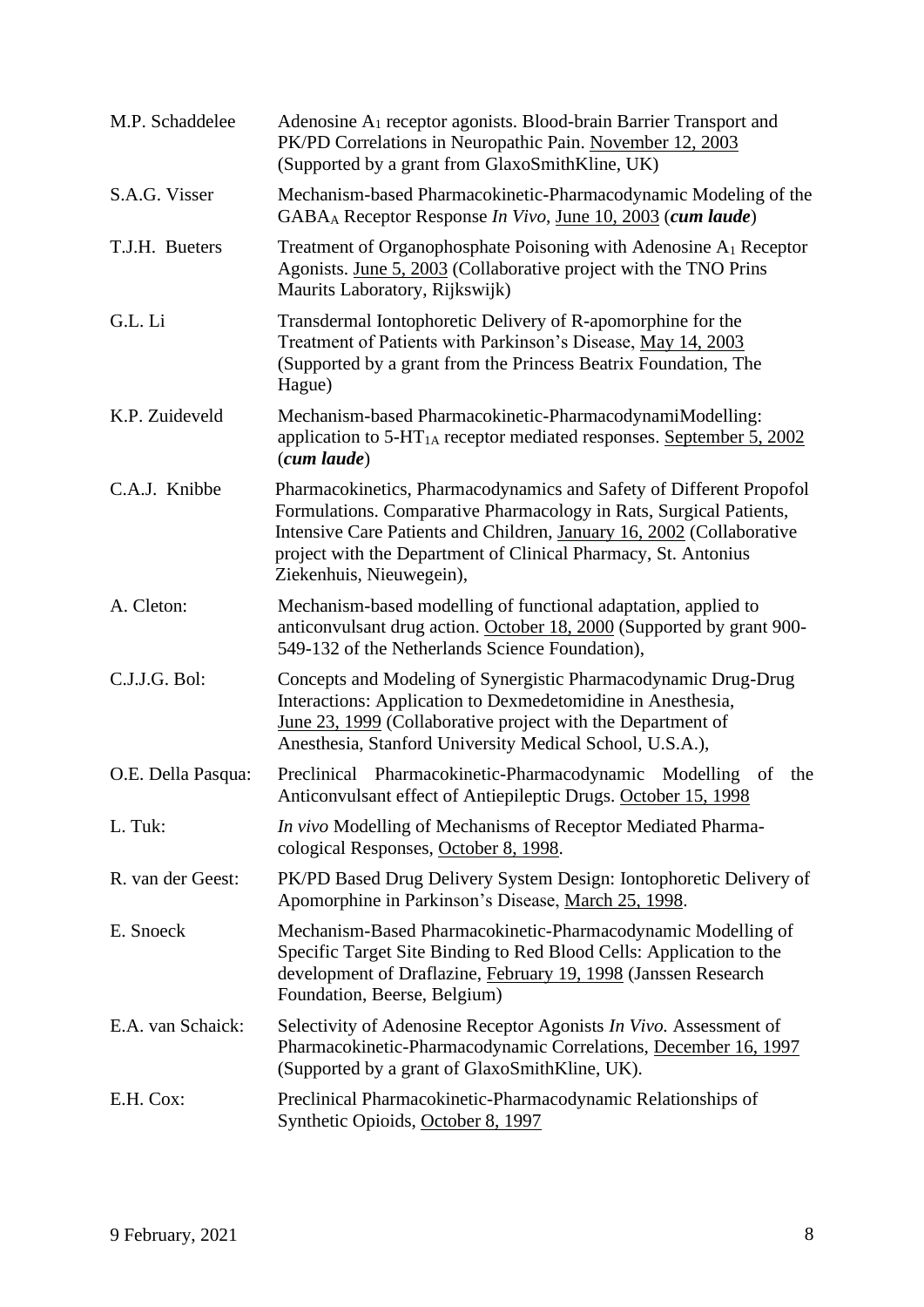M.P. Schaddelee — Adenosine $A_1$ receptor agonists. Blood-brain Barrier Transport and PK/PD Correlations in Neuropathic Pain. November 12, 2003 (Supported by a grant from GlaxoSmithKline, UK)

S.A.G. Visser — Mechanism-based Pharmacokinetic-Pharmacodynamic Modeling of the $GABA_A$ Receptor Response *In Vivo*, June 10, 2003 (***cum laude***)

T.J.H. Bueters — Treatment of Organophosphate Poisoning with Adenosine $A_1$ Receptor Agonists. June 5, 2003 (Collaborative project with the TNO Prins Maurits Laboratory, Rijkswijk)

G.L. Li — Transdermal Iontophoretic Delivery of R-apomorphine for the Treatment of Patients with Parkinson's Disease, May 14, 2003 (Supported by a grant from the Princess Beatrix Foundation, The Hague)

K.P. Zuideveld — Mechanism-based Pharmacokinetic-PharmacodynamiModelling: application to $5\text{-}HT_{1A}$ receptor mediated responses. September 5, 2002 (***cum laude***)

C.A.J. Knibbe — Pharmacokinetics, Pharmacodynamics and Safety of Different Propofol Formulations. Comparative Pharmacology in Rats, Surgical Patients, Intensive Care Patients and Children, January 16, 2002 (Collaborative project with the Department of Clinical Pharmacy, St. Antonius Ziekenhuis, Nieuwegein),

A. Cleton: — Mechanism-based modelling of functional adaptation, applied to anticonvulsant drug action. October 18, 2000 (Supported by grant 900-549-132 of the Netherlands Science Foundation),

C.J.J.G. Bol: — Concepts and Modeling of Synergistic Pharmacodynamic Drug-Drug Interactions: Application to Dexmedetomidine in Anesthesia, June 23, 1999 (Collaborative project with the Department of Anesthesia, Stanford University Medical School, U.S.A.),

O.E. Della Pasqua: — Preclinical Pharmacokinetic-Pharmacodynamic Modelling of the Anticonvulsant effect of Antiepileptic Drugs. October 15, 1998

L. Tuk: — *In vivo* Modelling of Mechanisms of Receptor Mediated Pharmacological Responses, October 8, 1998.

R. van der Geest: — PK/PD Based Drug Delivery System Design: Iontophoretic Delivery of Apomorphine in Parkinson's Disease, March 25, 1998.

E. Snoeck — Mechanism-Based Pharmacokinetic-Pharmacodynamic Modelling of Specific Target Site Binding to Red Blood Cells: Application to the development of Draflazine, February 19, 1998 (Janssen Research Foundation, Beerse, Belgium)

E.A. van Schaick: — Selectivity of Adenosine Receptor Agonists *In Vivo.* Assessment of Pharmacokinetic-Pharmacodynamic Correlations, December 16, 1997 (Supported by a grant of GlaxoSmithKline, UK).

E.H. Cox: — Preclinical Pharmacokinetic-Pharmacodynamic Relationships of Synthetic Opioids, October 8, 1997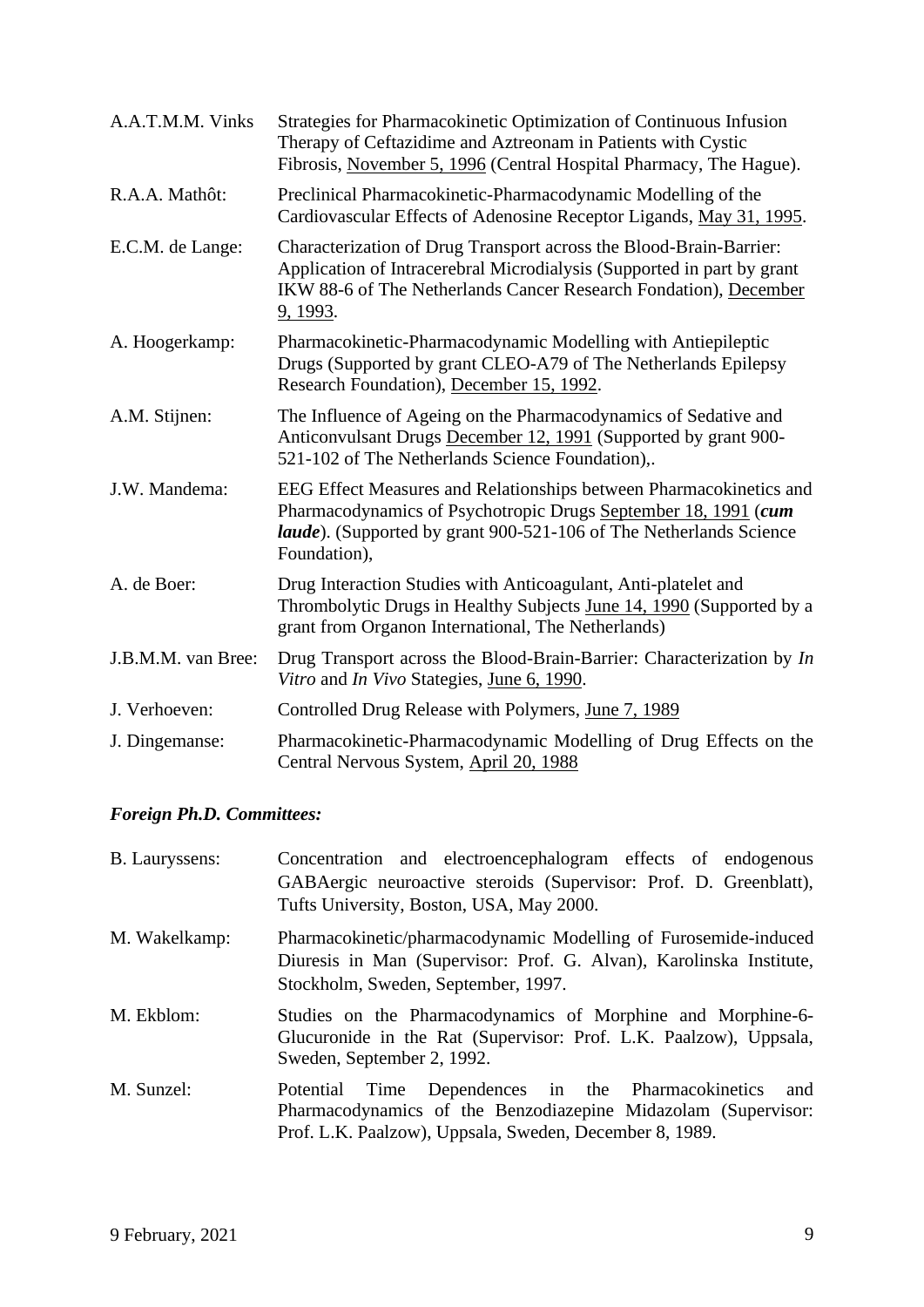A.A.T.M.M. Vinks  Strategies for Pharmacokinetic Optimization of Continuous Infusion Therapy of Ceftazidime and Aztreonam in Patients with Cystic Fibrosis, November 5, 1996 (Central Hospital Pharmacy, The Hague).

R.A.A. Mathôt:  Preclinical Pharmacokinetic-Pharmacodynamic Modelling of the Cardiovascular Effects of Adenosine Receptor Ligands, May 31, 1995.

E.C.M. de Lange:  Characterization of Drug Transport across the Blood-Brain-Barrier: Application of Intracerebral Microdialysis (Supported in part by grant IKW 88-6 of The Netherlands Cancer Research Fondation), December 9, 1993.

A. Hoogerkamp:  Pharmacokinetic-Pharmacodynamic Modelling with Antiepileptic Drugs (Supported by grant CLEO-A79 of The Netherlands Epilepsy Research Foundation), December 15, 1992.

A.M. Stijnen:  The Influence of Ageing on the Pharmacodynamics of Sedative and Anticonvulsant Drugs December 12, 1991 (Supported by grant 900-521-102 of The Netherlands Science Foundation),.

J.W. Mandema:  EEG Effect Measures and Relationships between Pharmacokinetics and Pharmacodynamics of Psychotropic Drugs September 18, 1991 (***cum laude***). (Supported by grant 900-521-106 of The Netherlands Science Foundation),

A. de Boer:  Drug Interaction Studies with Anticoagulant, Anti-platelet and Thrombolytic Drugs in Healthy Subjects June 14, 1990 (Supported by a grant from Organon International, The Netherlands)

J.B.M.M. van Bree:  Drug Transport across the Blood-Brain-Barrier: Characterization by *In Vitro* and *In Vivo* Stategies, June 6, 1990.

J. Verhoeven:  Controlled Drug Release with Polymers, June 7, 1989

J. Dingemanse:  Pharmacokinetic-Pharmacodynamic Modelling of Drug Effects on the Central Nervous System, April 20, 1988

***Foreign Ph.D. Committees:***

B. Lauryssens:  Concentration and electroencephalogram effects of endogenous GABAergic neuroactive steroids (Supervisor: Prof. D. Greenblatt), Tufts University, Boston, USA, May 2000.

M. Wakelkamp:  Pharmacokinetic/pharmacodynamic Modelling of Furosemide-induced Diuresis in Man (Supervisor: Prof. G. Alvan), Karolinska Institute, Stockholm, Sweden, September, 1997.

M. Ekblom:  Studies on the Pharmacodynamics of Morphine and Morphine-6-Glucuronide in the Rat (Supervisor: Prof. L.K. Paalzow), Uppsala, Sweden, September 2, 1992.

M. Sunzel:  Potential Time Dependences in the Pharmacokinetics and Pharmacodynamics of the Benzodiazepine Midazolam (Supervisor: Prof. L.K. Paalzow), Uppsala, Sweden, December 8, 1989.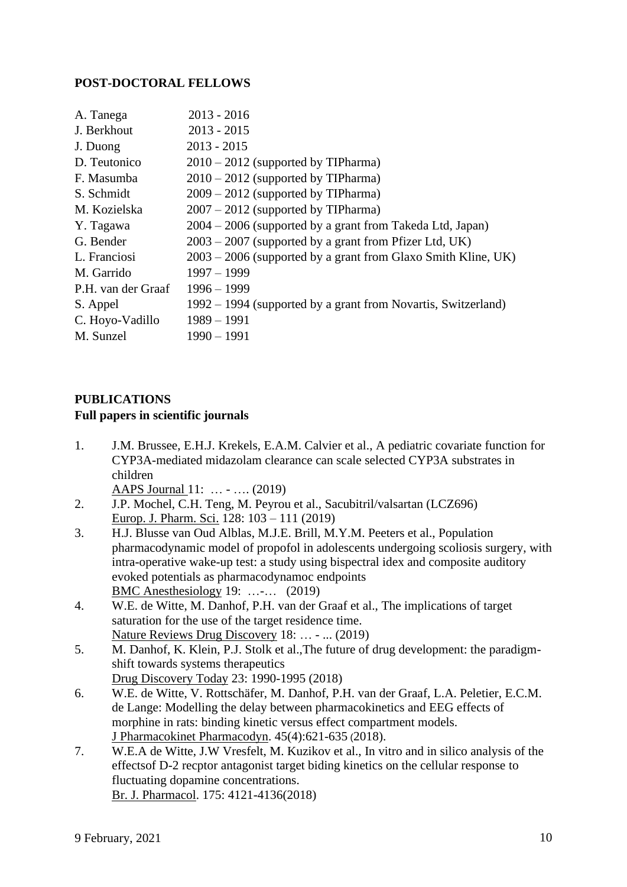**POST-DOCTORAL FELLOWS**

| | |
|---|---|
| A. Tanega | 2013 - 2016 |
| J. Berkhout | 2013 - 2015 |
| J. Duong | 2013 - 2015 |
| D. Teutonico | 2010 – 2012 (supported by TIPharma) |
| F. Masumba | 2010 – 2012 (supported by TIPharma) |
| S. Schmidt | 2009 – 2012 (supported by TIPharma) |
| M. Kozielska | 2007 – 2012 (supported by TIPharma) |
| Y. Tagawa | 2004 – 2006 (supported by a grant from Takeda Ltd, Japan) |
| G. Bender | 2003 – 2007 (supported by a grant from Pfizer Ltd, UK) |
| L. Franciosi | 2003 – 2006 (supported by a grant from Glaxo Smith Kline, UK) |
| M. Garrido | 1997 – 1999 |
| P.H. van der Graaf | 1996 – 1999 |
| S. Appel | 1992 – 1994 (supported by a grant from Novartis, Switzerland) |
| C. Hoyo-Vadillo | 1989 – 1991 |
| M. Sunzel | 1990 – 1991 |

**PUBLICATIONS**

**Full papers in scientific journals**

1. J.M. Brussee, E.H.J. Krekels, E.A.M. Calvier et al., A pediatric covariate function for CYP3A-mediated midazolam clearance can scale selected CYP3A substrates in children
   AAPS Journal 11: … - …. (2019)
2. J.P. Mochel, C.H. Teng, M. Peyrou et al., Sacubitril/valsartan (LCZ696)
   Europ. J. Pharm. Sci. 128: 103 – 111 (2019)
3. H.J. Blusse van Oud Alblas, M.J.E. Brill, M.Y.M. Peeters et al., Population pharmacodynamic model of propofol in adolescents undergoing scoliosis surgery, with intra-operative wake-up test: a study using bispectral idex and composite auditory evoked potentials as pharmacodynamoc endpoints
   BMC Anesthesiology 19: …-… (2019)
4. W.E. de Witte, M. Danhof, P.H. van der Graaf et al., The implications of target saturation for the use of the target residence time.
   Nature Reviews Drug Discovery 18: … - ... (2019)
5. M. Danhof, K. Klein, P.J. Stolk et al.,The future of drug development: the paradigm-shift towards systems therapeutics
   Drug Discovery Today 23: 1990-1995 (2018)
6. W.E. de Witte, V. Rottschäfer, M. Danhof, P.H. van der Graaf, L.A. Peletier, E.C.M. de Lange: Modelling the delay between pharmacokinetics and EEG effects of morphine in rats: binding kinetic versus effect compartment models.
   J Pharmacokinet Pharmacodyn. 45(4):621-635 (2018).
7. W.E.A de Witte, J.W Vresfelt, M. Kuzikov et al., In vitro and in silico analysis of the effectsof D-2 recptor antagonist target biding kinetics on the cellular response to fluctuating dopamine concentrations.
   Br. J. Pharmacol. 175: 4121-4136(2018)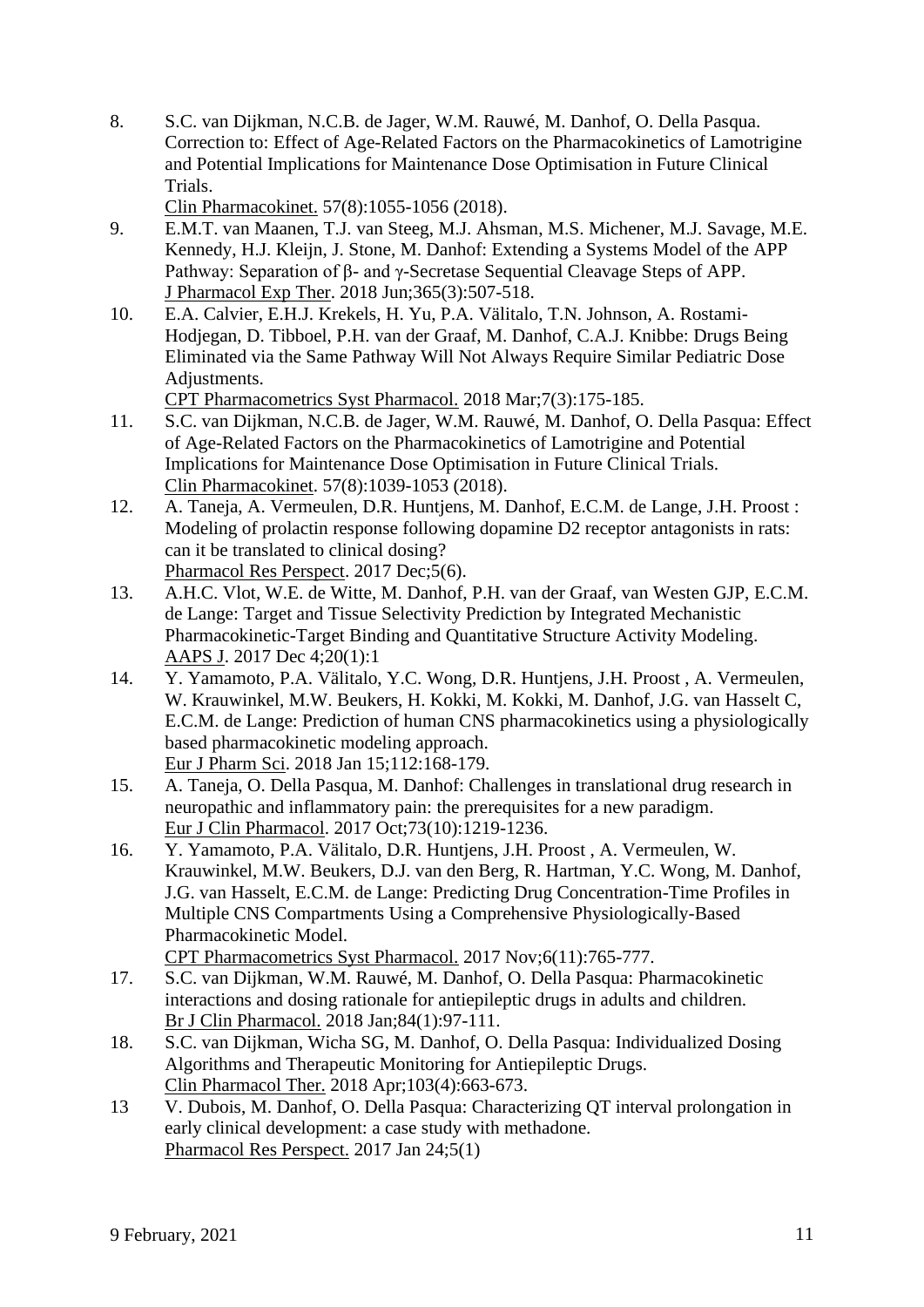8. S.C. van Dijkman, N.C.B. de Jager, W.M. Rauwé, M. Danhof, O. Della Pasqua. Correction to: Effect of Age-Related Factors on the Pharmacokinetics of Lamotrigine and Potential Implications for Maintenance Dose Optimisation in Future Clinical Trials.
   Clin Pharmacokinet. 57(8):1055-1056 (2018).
9. E.M.T. van Maanen, T.J. van Steeg, M.J. Ahsman, M.S. Michener, M.J. Savage, M.E. Kennedy, H.J. Kleijn, J. Stone, M. Danhof: Extending a Systems Model of the APP Pathway: Separation of β- and γ-Secretase Sequential Cleavage Steps of APP.
   J Pharmacol Exp Ther. 2018 Jun;365(3):507-518.
10. E.A. Calvier, E.H.J. Krekels, H. Yu, P.A. Välitalo, T.N. Johnson, A. Rostami-Hodjegan, D. Tibboel, P.H. van der Graaf, M. Danhof, C.A.J. Knibbe: Drugs Being Eliminated via the Same Pathway Will Not Always Require Similar Pediatric Dose Adjustments.
    CPT Pharmacometrics Syst Pharmacol. 2018 Mar;7(3):175-185.
11. S.C. van Dijkman, N.C.B. de Jager, W.M. Rauwé, M. Danhof, O. Della Pasqua: Effect of Age-Related Factors on the Pharmacokinetics of Lamotrigine and Potential Implications for Maintenance Dose Optimisation in Future Clinical Trials.
    Clin Pharmacokinet. 57(8):1039-1053 (2018).
12. A. Taneja, A. Vermeulen, D.R. Huntjens, M. Danhof, E.C.M. de Lange, J.H. Proost : Modeling of prolactin response following dopamine D2 receptor antagonists in rats: can it be translated to clinical dosing?
    Pharmacol Res Perspect. 2017 Dec;5(6).
13. A.H.C. Vlot, W.E. de Witte, M. Danhof, P.H. van der Graaf, van Westen GJP, E.C.M. de Lange: Target and Tissue Selectivity Prediction by Integrated Mechanistic Pharmacokinetic-Target Binding and Quantitative Structure Activity Modeling.
    AAPS J. 2017 Dec 4;20(1):1
14. Y. Yamamoto, P.A. Välitalo, Y.C. Wong, D.R. Huntjens, J.H. Proost , A. Vermeulen, W. Krauwinkel, M.W. Beukers, H. Kokki, M. Kokki, M. Danhof, J.G. van Hasselt C, E.C.M. de Lange: Prediction of human CNS pharmacokinetics using a physiologically based pharmacokinetic modeling approach.
    Eur J Pharm Sci. 2018 Jan 15;112:168-179.
15. A. Taneja, O. Della Pasqua, M. Danhof: Challenges in translational drug research in neuropathic and inflammatory pain: the prerequisites for a new paradigm.
    Eur J Clin Pharmacol. 2017 Oct;73(10):1219-1236.
16. Y. Yamamoto, P.A. Välitalo, D.R. Huntjens, J.H. Proost , A. Vermeulen, W. Krauwinkel, M.W. Beukers, D.J. van den Berg, R. Hartman, Y.C. Wong, M. Danhof, J.G. van Hasselt, E.C.M. de Lange: Predicting Drug Concentration-Time Profiles in Multiple CNS Compartments Using a Comprehensive Physiologically-Based Pharmacokinetic Model.
    CPT Pharmacometrics Syst Pharmacol. 2017 Nov;6(11):765-777.
17. S.C. van Dijkman, W.M. Rauwé, M. Danhof, O. Della Pasqua: Pharmacokinetic interactions and dosing rationale for antiepileptic drugs in adults and children.
    Br J Clin Pharmacol. 2018 Jan;84(1):97-111.
18. S.C. van Dijkman, Wicha SG, M. Danhof, O. Della Pasqua: Individualized Dosing Algorithms and Therapeutic Monitoring for Antiepileptic Drugs.
    Clin Pharmacol Ther. 2018 Apr;103(4):663-673.

13 V. Dubois, M. Danhof, O. Della Pasqua: Characterizing QT interval prolongation in early clinical development: a case study with methadone.
   Pharmacol Res Perspect. 2017 Jan 24;5(1)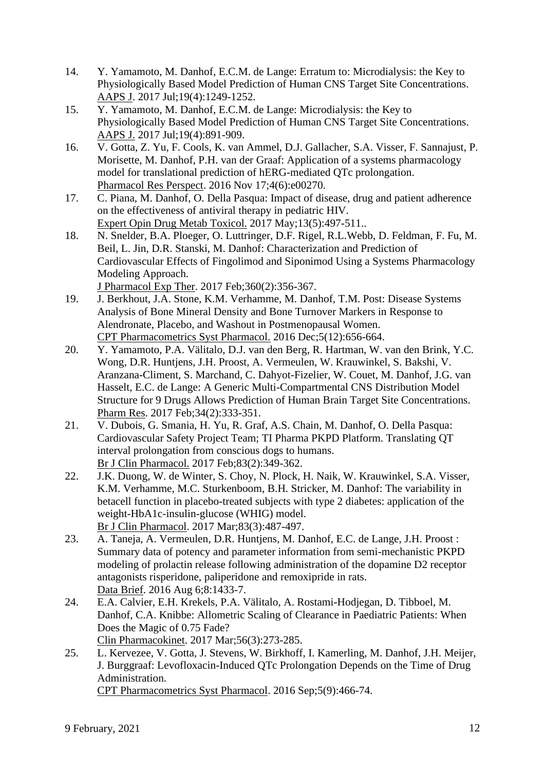14. Y. Yamamoto, M. Danhof, E.C.M. de Lange: Erratum to: Microdialysis: the Key to Physiologically Based Model Prediction of Human CNS Target Site Concentrations. AAPS J. 2017 Jul;19(4):1249-1252.
15. Y. Yamamoto, M. Danhof, E.C.M. de Lange: Microdialysis: the Key to Physiologically Based Model Prediction of Human CNS Target Site Concentrations. AAPS J. 2017 Jul;19(4):891-909.
16. V. Gotta, Z. Yu, F. Cools, K. van Ammel, D.J. Gallacher, S.A. Visser, F. Sannajust, P. Morisette, M. Danhof, P.H. van der Graaf: Application of a systems pharmacology model for translational prediction of hERG-mediated QTc prolongation. Pharmacol Res Perspect. 2016 Nov 17;4(6):e00270.
17. C. Piana, M. Danhof, O. Della Pasqua: Impact of disease, drug and patient adherence on the effectiveness of antiviral therapy in pediatric HIV. Expert Opin Drug Metab Toxicol. 2017 May;13(5):497-511..
18. N. Snelder, B.A. Ploeger, O. Luttringer, D.F. Rigel, R.L.Webb, D. Feldman, F. Fu, M. Beil, L. Jin, D.R. Stanski, M. Danhof: Characterization and Prediction of Cardiovascular Effects of Fingolimod and Siponimod Using a Systems Pharmacology Modeling Approach. J Pharmacol Exp Ther. 2017 Feb;360(2):356-367.
19. J. Berkhout, J.A. Stone, K.M. Verhamme, M. Danhof, T.M. Post: Disease Systems Analysis of Bone Mineral Density and Bone Turnover Markers in Response to Alendronate, Placebo, and Washout in Postmenopausal Women. CPT Pharmacometrics Syst Pharmacol. 2016 Dec;5(12):656-664.
20. Y. Yamamoto, P.A. Välitalo, D.J. van den Berg, R. Hartman, W. van den Brink, Y.C. Wong, D.R. Huntjens, J.H. Proost, A. Vermeulen, W. Krauwinkel, S. Bakshi, V. Aranzana-Climent, S. Marchand, C. Dahyot-Fizelier, W. Couet, M. Danhof, J.G. van Hasselt, E.C. de Lange: A Generic Multi-Compartmental CNS Distribution Model Structure for 9 Drugs Allows Prediction of Human Brain Target Site Concentrations. Pharm Res. 2017 Feb;34(2):333-351.
21. V. Dubois, G. Smania, H. Yu, R. Graf, A.S. Chain, M. Danhof, O. Della Pasqua: Cardiovascular Safety Project Team; TI Pharma PKPD Platform. Translating QT interval prolongation from conscious dogs to humans. Br J Clin Pharmacol. 2017 Feb;83(2):349-362.
22. J.K. Duong, W. de Winter, S. Choy, N. Plock, H. Naik, W. Krauwinkel, S.A. Visser, K.M. Verhamme, M.C. Sturkenboom, B.H. Stricker, M. Danhof: The variability in betacell function in placebo-treated subjects with type 2 diabetes: application of the weight-HbA1c-insulin-glucose (WHIG) model. Br J Clin Pharmacol. 2017 Mar;83(3):487-497.
23. A. Taneja, A. Vermeulen, D.R. Huntjens, M. Danhof, E.C. de Lange, J.H. Proost : Summary data of potency and parameter information from semi-mechanistic PKPD modeling of prolactin release following administration of the dopamine D2 receptor antagonists risperidone, paliperidone and remoxipride in rats. Data Brief. 2016 Aug 6;8:1433-7.
24. E.A. Calvier, E.H. Krekels, P.A. Välitalo, A. Rostami-Hodjegan, D. Tibboel, M. Danhof, C.A. Knibbe: Allometric Scaling of Clearance in Paediatric Patients: When Does the Magic of 0.75 Fade? Clin Pharmacokinet. 2017 Mar;56(3):273-285.
25. L. Kervezee, V. Gotta, J. Stevens, W. Birkhoff, I. Kamerling, M. Danhof, J.H. Meijer, J. Burggraaf: Levofloxacin-Induced QTc Prolongation Depends on the Time of Drug Administration. CPT Pharmacometrics Syst Pharmacol. 2016 Sep;5(9):466-74.

9 February, 2021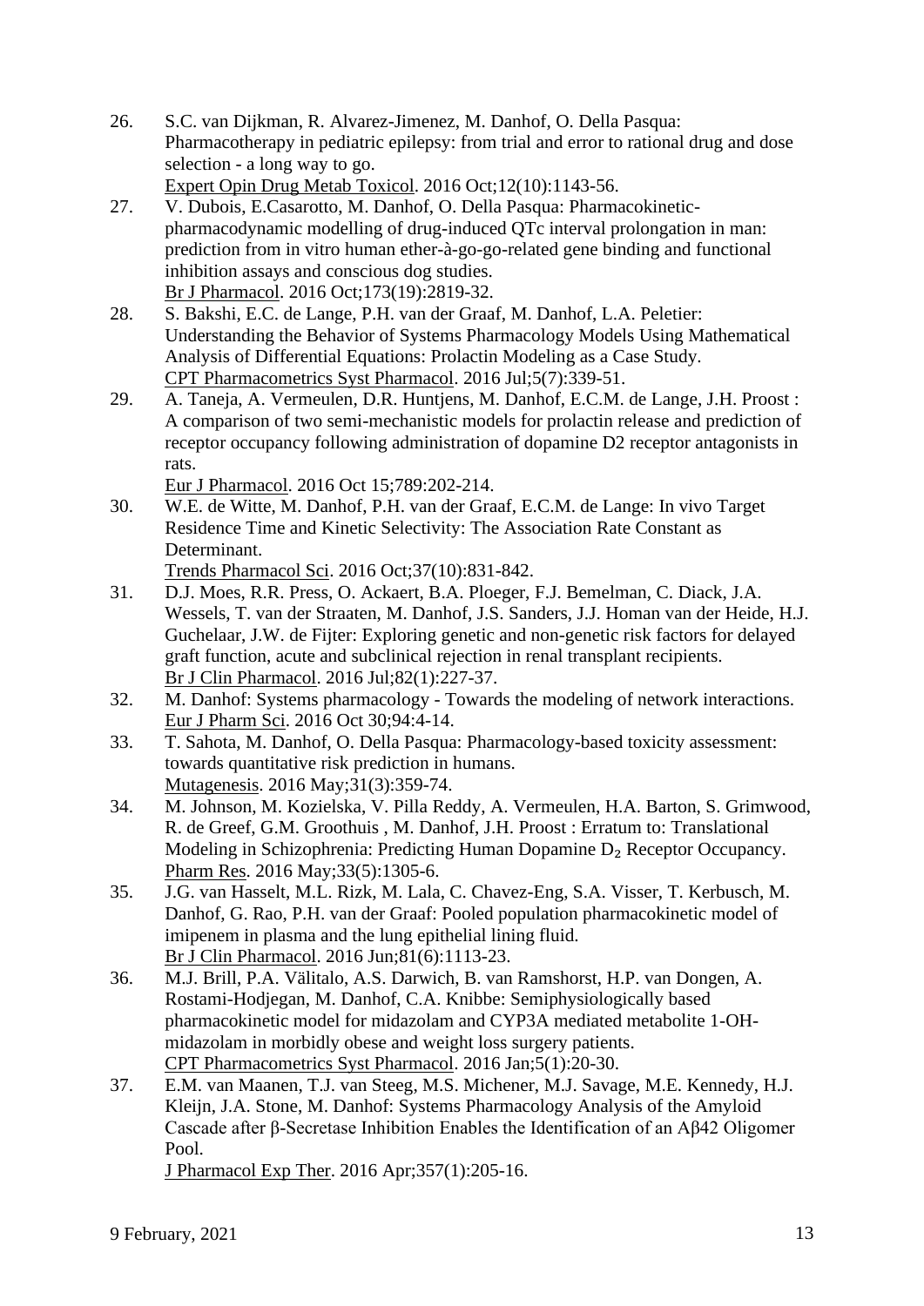26. S.C. van Dijkman, R. Alvarez-Jimenez, M. Danhof, O. Della Pasqua: Pharmacotherapy in pediatric epilepsy: from trial and error to rational drug and dose selection - a long way to go.
    Expert Opin Drug Metab Toxicol. 2016 Oct;12(10):1143-56.
27. V. Dubois, E.Casarotto, M. Danhof, O. Della Pasqua: Pharmacokinetic-pharmacodynamic modelling of drug-induced QTc interval prolongation in man: prediction from in vitro human ether-à-go-go-related gene binding and functional inhibition assays and conscious dog studies.
    Br J Pharmacol. 2016 Oct;173(19):2819-32.
28. S. Bakshi, E.C. de Lange, P.H. van der Graaf, M. Danhof, L.A. Peletier: Understanding the Behavior of Systems Pharmacology Models Using Mathematical Analysis of Differential Equations: Prolactin Modeling as a Case Study.
    CPT Pharmacometrics Syst Pharmacol. 2016 Jul;5(7):339-51.
29. A. Taneja, A. Vermeulen, D.R. Huntjens, M. Danhof, E.C.M. de Lange, J.H. Proost : A comparison of two semi-mechanistic models for prolactin release and prediction of receptor occupancy following administration of dopamine D2 receptor antagonists in rats.
    Eur J Pharmacol. 2016 Oct 15;789:202-214.
30. W.E. de Witte, M. Danhof, P.H. van der Graaf, E.C.M. de Lange: In vivo Target Residence Time and Kinetic Selectivity: The Association Rate Constant as Determinant.
    Trends Pharmacol Sci. 2016 Oct;37(10):831-842.
31. D.J. Moes, R.R. Press, O. Ackaert, B.A. Ploeger, F.J. Bemelman, C. Diack, J.A. Wessels, T. van der Straaten, M. Danhof, J.S. Sanders, J.J. Homan van der Heide, H.J. Guchelaar, J.W. de Fijter: Exploring genetic and non-genetic risk factors for delayed graft function, acute and subclinical rejection in renal transplant recipients.
    Br J Clin Pharmacol. 2016 Jul;82(1):227-37.
32. M. Danhof: Systems pharmacology - Towards the modeling of network interactions.
    Eur J Pharm Sci. 2016 Oct 30;94:4-14.
33. T. Sahota, M. Danhof, O. Della Pasqua: Pharmacology-based toxicity assessment: towards quantitative risk prediction in humans.
    Mutagenesis. 2016 May;31(3):359-74.
34. M. Johnson, M. Kozielska, V. Pilla Reddy, A. Vermeulen, H.A. Barton, S. Grimwood, R. de Greef, G.M. Groothuis , M. Danhof, J.H. Proost : Erratum to: Translational Modeling in Schizophrenia: Predicting Human Dopamine $D_2$ Receptor Occupancy.
    Pharm Res. 2016 May;33(5):1305-6.
35. J.G. van Hasselt, M.L. Rizk, M. Lala, C. Chavez-Eng, S.A. Visser, T. Kerbusch, M. Danhof, G. Rao, P.H. van der Graaf: Pooled population pharmacokinetic model of imipenem in plasma and the lung epithelial lining fluid.
    Br J Clin Pharmacol. 2016 Jun;81(6):1113-23.
36. M.J. Brill, P.A. Välitalo, A.S. Darwich, B. van Ramshorst, H.P. van Dongen, A. Rostami-Hodjegan, M. Danhof, C.A. Knibbe: Semiphysiologically based pharmacokinetic model for midazolam and CYP3A mediated metabolite 1-OH-midazolam in morbidly obese and weight loss surgery patients.
    CPT Pharmacometrics Syst Pharmacol. 2016 Jan;5(1):20-30.
37. E.M. van Maanen, T.J. van Steeg, M.S. Michener, M.J. Savage, M.E. Kennedy, H.J. Kleijn, J.A. Stone, M. Danhof: Systems Pharmacology Analysis of the Amyloid Cascade after β-Secretase Inhibition Enables the Identification of an Aβ42 Oligomer Pool.
    J Pharmacol Exp Ther. 2016 Apr;357(1):205-16.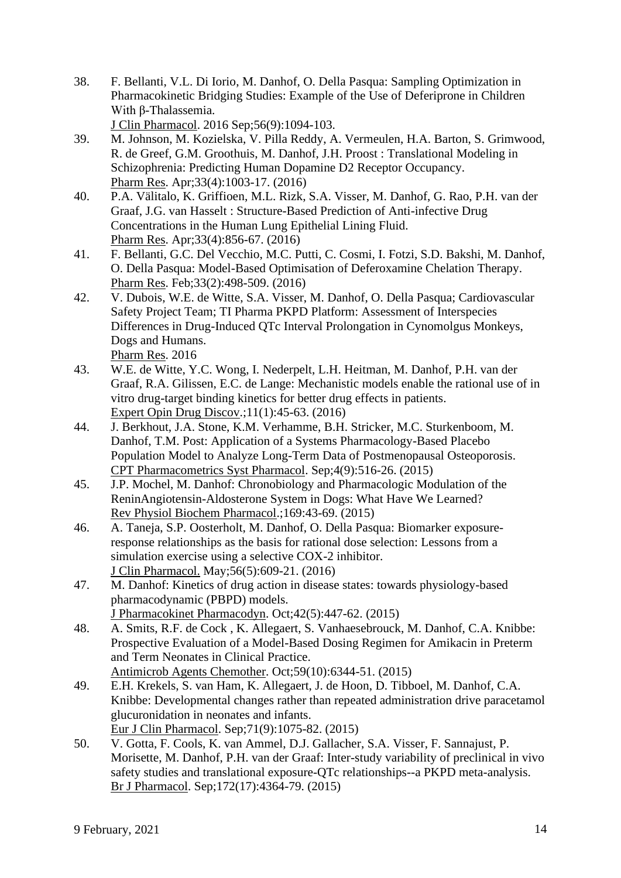38. F. Bellanti, V.L. Di Iorio, M. Danhof, O. Della Pasqua: Sampling Optimization in Pharmacokinetic Bridging Studies: Example of the Use of Deferiprone in Children With β-Thalassemia.
    J Clin Pharmacol. 2016 Sep;56(9):1094-103.
39. M. Johnson, M. Kozielska, V. Pilla Reddy, A. Vermeulen, H.A. Barton, S. Grimwood, R. de Greef, G.M. Groothuis, M. Danhof, J.H. Proost : Translational Modeling in Schizophrenia: Predicting Human Dopamine D2 Receptor Occupancy.
    Pharm Res. Apr;33(4):1003-17. (2016)
40. P.A. Välitalo, K. Griffioen, M.L. Rizk, S.A. Visser, M. Danhof, G. Rao, P.H. van der Graaf, J.G. van Hasselt : Structure-Based Prediction of Anti-infective Drug Concentrations in the Human Lung Epithelial Lining Fluid.
    Pharm Res. Apr;33(4):856-67. (2016)
41. F. Bellanti, G.C. Del Vecchio, M.C. Putti, C. Cosmi, I. Fotzi, S.D. Bakshi, M. Danhof, O. Della Pasqua: Model-Based Optimisation of Deferoxamine Chelation Therapy.
    Pharm Res. Feb;33(2):498-509. (2016)
42. V. Dubois, W.E. de Witte, S.A. Visser, M. Danhof, O. Della Pasqua; Cardiovascular Safety Project Team; TI Pharma PKPD Platform: Assessment of Interspecies Differences in Drug-Induced QTc Interval Prolongation in Cynomolgus Monkeys, Dogs and Humans.
    Pharm Res. 2016
43. W.E. de Witte, Y.C. Wong, I. Nederpelt, L.H. Heitman, M. Danhof, P.H. van der Graaf, R.A. Gilissen, E.C. de Lange: Mechanistic models enable the rational use of in vitro drug-target binding kinetics for better drug effects in patients.
    Expert Opin Drug Discov.;11(1):45-63. (2016)
44. J. Berkhout, J.A. Stone, K.M. Verhamme, B.H. Stricker, M.C. Sturkenboom, M. Danhof, T.M. Post: Application of a Systems Pharmacology-Based Placebo Population Model to Analyze Long-Term Data of Postmenopausal Osteoporosis.
    CPT Pharmacometrics Syst Pharmacol. Sep;4(9):516-26. (2015)
45. J.P. Mochel, M. Danhof: Chronobiology and Pharmacologic Modulation of the ReninAngiotensin-Aldosterone System in Dogs: What Have We Learned?
    Rev Physiol Biochem Pharmacol.;169:43-69. (2015)
46. A. Taneja, S.P. Oosterholt, M. Danhof, O. Della Pasqua: Biomarker exposure-response relationships as the basis for rational dose selection: Lessons from a simulation exercise using a selective COX-2 inhibitor.
    J Clin Pharmacol. May;56(5):609-21. (2016)
47. M. Danhof: Kinetics of drug action in disease states: towards physiology-based pharmacodynamic (PBPD) models.
    J Pharmacokinet Pharmacodyn. Oct;42(5):447-62. (2015)
48. A. Smits, R.F. de Cock , K. Allegaert, S. Vanhaesebrouck, M. Danhof, C.A. Knibbe: Prospective Evaluation of a Model-Based Dosing Regimen for Amikacin in Preterm and Term Neonates in Clinical Practice.
    Antimicrob Agents Chemother. Oct;59(10):6344-51. (2015)
49. E.H. Krekels, S. van Ham, K. Allegaert, J. de Hoon, D. Tibboel, M. Danhof, C.A. Knibbe: Developmental changes rather than repeated administration drive paracetamol glucuronidation in neonates and infants.
    Eur J Clin Pharmacol. Sep;71(9):1075-82. (2015)
50. V. Gotta, F. Cools, K. van Ammel, D.J. Gallacher, S.A. Visser, F. Sannajust, P. Morisette, M. Danhof, P.H. van der Graaf: Inter-study variability of preclinical in vivo safety studies and translational exposure-QTc relationships--a PKPD meta-analysis.
    Br J Pharmacol. Sep;172(17):4364-79. (2015)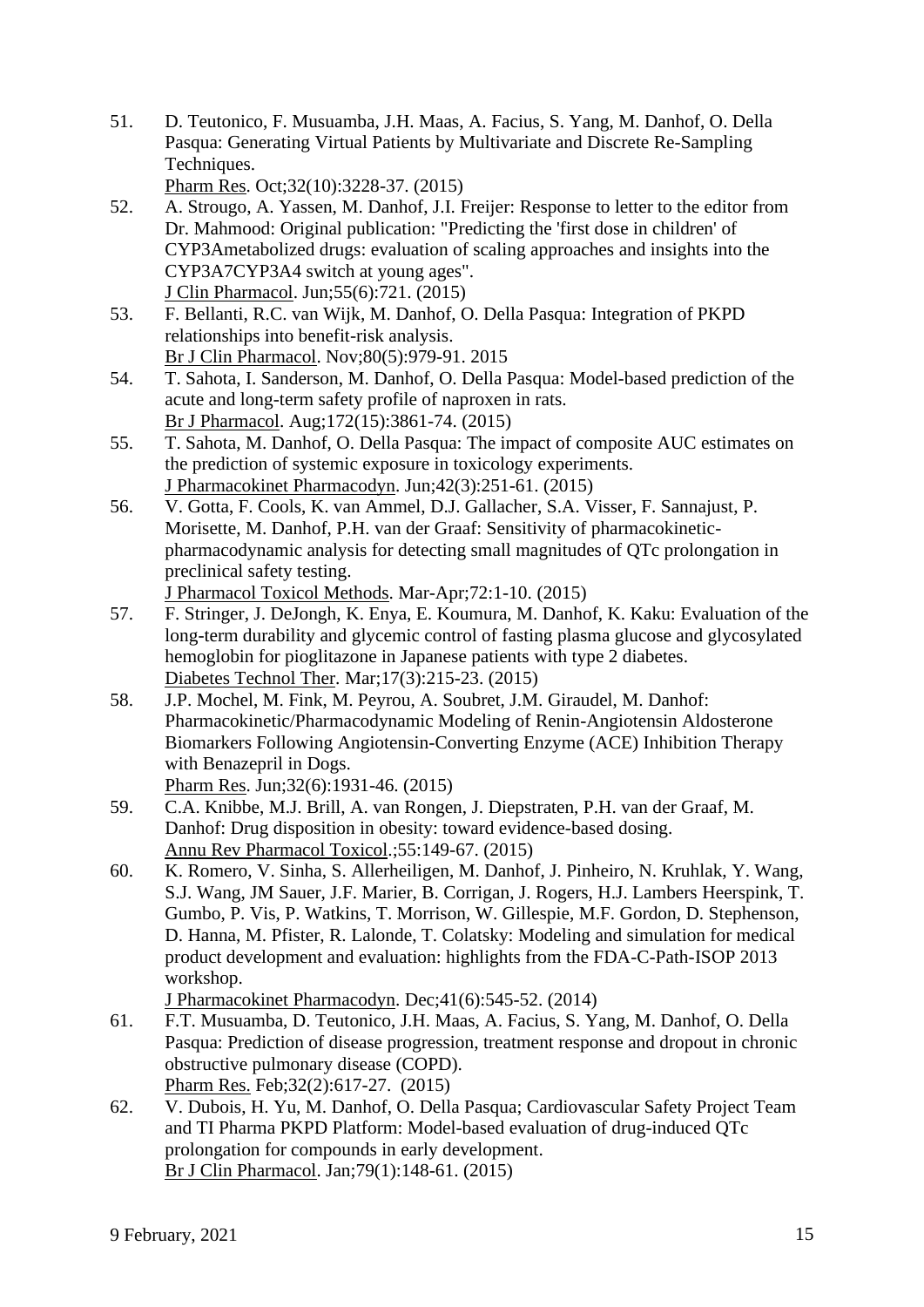51. D. Teutonico, F. Musuamba, J.H. Maas, A. Facius, S. Yang, M. Danhof, O. Della Pasqua: Generating Virtual Patients by Multivariate and Discrete Re-Sampling Techniques.
    Pharm Res. Oct;32(10):3228-37. (2015)
52. A. Strougo, A. Yassen, M. Danhof, J.I. Freijer: Response to letter to the editor from Dr. Mahmood: Original publication: "Predicting the 'first dose in children' of CYP3Ametabolized drugs: evaluation of scaling approaches and insights into the CYP3A7CYP3A4 switch at young ages".
    J Clin Pharmacol. Jun;55(6):721. (2015)
53. F. Bellanti, R.C. van Wijk, M. Danhof, O. Della Pasqua: Integration of PKPD relationships into benefit-risk analysis.
    Br J Clin Pharmacol. Nov;80(5):979-91. 2015
54. T. Sahota, I. Sanderson, M. Danhof, O. Della Pasqua: Model-based prediction of the acute and long-term safety profile of naproxen in rats.
    Br J Pharmacol. Aug;172(15):3861-74. (2015)
55. T. Sahota, M. Danhof, O. Della Pasqua: The impact of composite AUC estimates on the prediction of systemic exposure in toxicology experiments.
    J Pharmacokinet Pharmacodyn. Jun;42(3):251-61. (2015)
56. V. Gotta, F. Cools, K. van Ammel, D.J. Gallacher, S.A. Visser, F. Sannajust, P. Morisette, M. Danhof, P.H. van der Graaf: Sensitivity of pharmacokinetic-pharmacodynamic analysis for detecting small magnitudes of QTc prolongation in preclinical safety testing.
    J Pharmacol Toxicol Methods. Mar-Apr;72:1-10. (2015)
57. F. Stringer, J. DeJongh, K. Enya, E. Koumura, M. Danhof, K. Kaku: Evaluation of the long-term durability and glycemic control of fasting plasma glucose and glycosylated hemoglobin for pioglitazone in Japanese patients with type 2 diabetes.
    Diabetes Technol Ther. Mar;17(3):215-23. (2015)
58. J.P. Mochel, M. Fink, M. Peyrou, A. Soubret, J.M. Giraudel, M. Danhof: Pharmacokinetic/Pharmacodynamic Modeling of Renin-Angiotensin Aldosterone Biomarkers Following Angiotensin-Converting Enzyme (ACE) Inhibition Therapy with Benazepril in Dogs.
    Pharm Res. Jun;32(6):1931-46. (2015)
59. C.A. Knibbe, M.J. Brill, A. van Rongen, J. Diepstraten, P.H. van der Graaf, M. Danhof: Drug disposition in obesity: toward evidence-based dosing.
    Annu Rev Pharmacol Toxicol.;55:149-67. (2015)
60. K. Romero, V. Sinha, S. Allerheiligen, M. Danhof, J. Pinheiro, N. Kruhlak, Y. Wang, S.J. Wang, JM Sauer, J.F. Marier, B. Corrigan, J. Rogers, H.J. Lambers Heerspink, T. Gumbo, P. Vis, P. Watkins, T. Morrison, W. Gillespie, M.F. Gordon, D. Stephenson, D. Hanna, M. Pfister, R. Lalonde, T. Colatsky: Modeling and simulation for medical product development and evaluation: highlights from the FDA-C-Path-ISOP 2013 workshop.
    J Pharmacokinet Pharmacodyn. Dec;41(6):545-52. (2014)
61. F.T. Musuamba, D. Teutonico, J.H. Maas, A. Facius, S. Yang, M. Danhof, O. Della Pasqua: Prediction of disease progression, treatment response and dropout in chronic obstructive pulmonary disease (COPD).
    Pharm Res. Feb;32(2):617-27. (2015)
62. V. Dubois, H. Yu, M. Danhof, O. Della Pasqua; Cardiovascular Safety Project Team and TI Pharma PKPD Platform: Model-based evaluation of drug-induced QTc prolongation for compounds in early development.
    Br J Clin Pharmacol. Jan;79(1):148-61. (2015)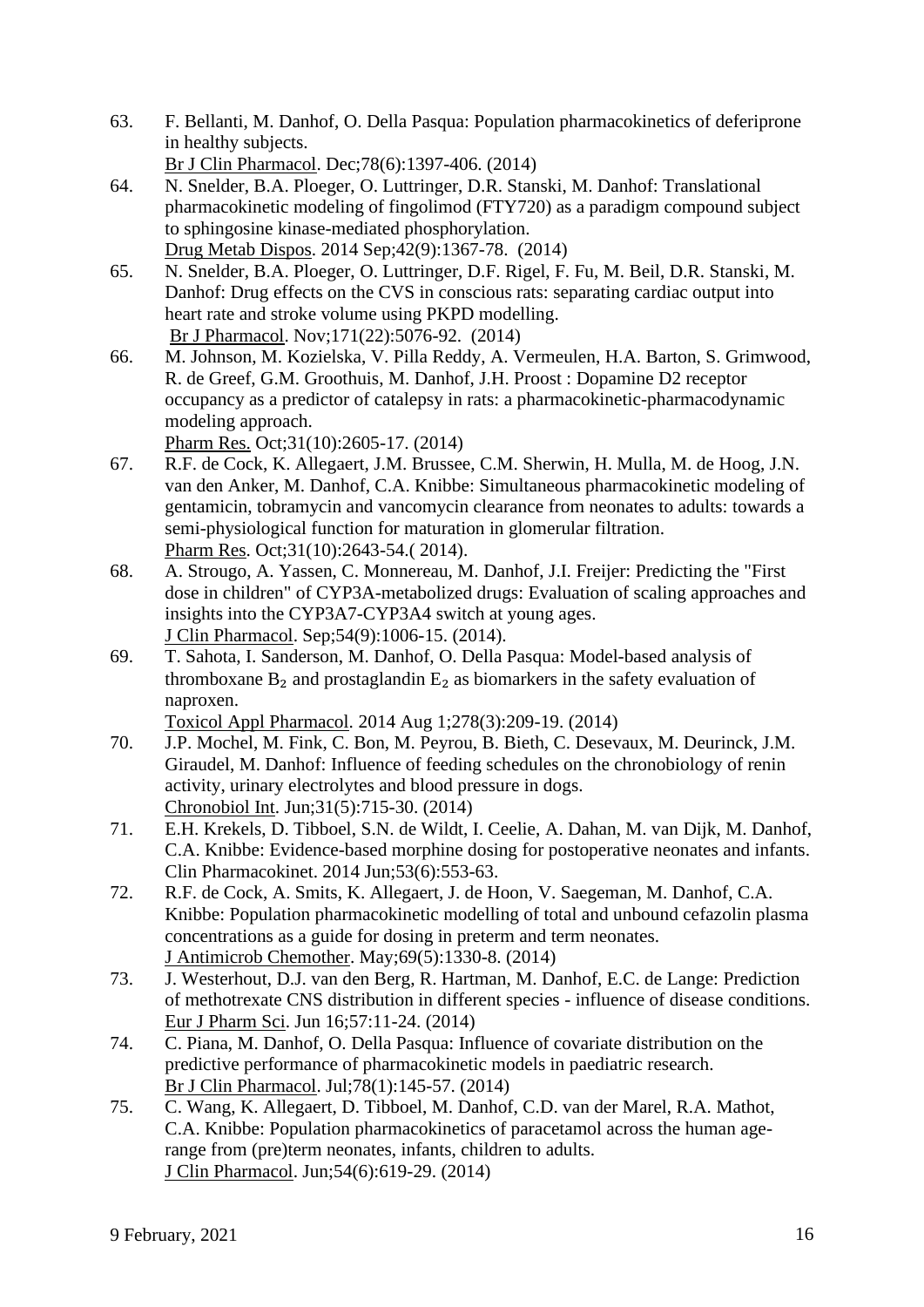63. F. Bellanti, M. Danhof, O. Della Pasqua: Population pharmacokinetics of deferiprone in healthy subjects.
Br J Clin Pharmacol. Dec;78(6):1397-406. (2014)
64. N. Snelder, B.A. Ploeger, O. Luttringer, D.R. Stanski, M. Danhof: Translational pharmacokinetic modeling of fingolimod (FTY720) as a paradigm compound subject to sphingosine kinase-mediated phosphorylation.
Drug Metab Dispos. 2014 Sep;42(9):1367-78. (2014)
65. N. Snelder, B.A. Ploeger, O. Luttringer, D.F. Rigel, F. Fu, M. Beil, D.R. Stanski, M. Danhof: Drug effects on the CVS in conscious rats: separating cardiac output into heart rate and stroke volume using PKPD modelling.
Br J Pharmacol. Nov;171(22):5076-92. (2014)
66. M. Johnson, M. Kozielska, V. Pilla Reddy, A. Vermeulen, H.A. Barton, S. Grimwood, R. de Greef, G.M. Groothuis, M. Danhof, J.H. Proost : Dopamine D2 receptor occupancy as a predictor of catalepsy in rats: a pharmacokinetic-pharmacodynamic modeling approach.
Pharm Res. Oct;31(10):2605-17. (2014)
67. R.F. de Cock, K. Allegaert, J.M. Brussee, C.M. Sherwin, H. Mulla, M. de Hoog, J.N. van den Anker, M. Danhof, C.A. Knibbe: Simultaneous pharmacokinetic modeling of gentamicin, tobramycin and vancomycin clearance from neonates to adults: towards a semi-physiological function for maturation in glomerular filtration.
Pharm Res. Oct;31(10):2643-54.( 2014).
68. A. Strougo, A. Yassen, C. Monnereau, M. Danhof, J.I. Freijer: Predicting the "First dose in children" of CYP3A-metabolized drugs: Evaluation of scaling approaches and insights into the CYP3A7-CYP3A4 switch at young ages.
J Clin Pharmacol. Sep;54(9):1006-15. (2014).
69. T. Sahota, I. Sanderson, M. Danhof, O. Della Pasqua: Model-based analysis of thromboxane $B_2$ and prostaglandin $E_2$ as biomarkers in the safety evaluation of naproxen.
Toxicol Appl Pharmacol. 2014 Aug 1;278(3):209-19. (2014)
70. J.P. Mochel, M. Fink, C. Bon, M. Peyrou, B. Bieth, C. Desevaux, M. Deurinck, J.M. Giraudel, M. Danhof: Influence of feeding schedules on the chronobiology of renin activity, urinary electrolytes and blood pressure in dogs.
Chronobiol Int. Jun;31(5):715-30. (2014)
71. E.H. Krekels, D. Tibboel, S.N. de Wildt, I. Ceelie, A. Dahan, M. van Dijk, M. Danhof, C.A. Knibbe: Evidence-based morphine dosing for postoperative neonates and infants.
Clin Pharmacokinet. 2014 Jun;53(6):553-63.
72. R.F. de Cock, A. Smits, K. Allegaert, J. de Hoon, V. Saegeman, M. Danhof, C.A. Knibbe: Population pharmacokinetic modelling of total and unbound cefazolin plasma concentrations as a guide for dosing in preterm and term neonates.
J Antimicrob Chemother. May;69(5):1330-8. (2014)
73. J. Westerhout, D.J. van den Berg, R. Hartman, M. Danhof, E.C. de Lange: Prediction of methotrexate CNS distribution in different species - influence of disease conditions.
Eur J Pharm Sci. Jun 16;57:11-24. (2014)
74. C. Piana, M. Danhof, O. Della Pasqua: Influence of covariate distribution on the predictive performance of pharmacokinetic models in paediatric research.
Br J Clin Pharmacol. Jul;78(1):145-57. (2014)
75. C. Wang, K. Allegaert, D. Tibboel, M. Danhof, C.D. van der Marel, R.A. Mathot, C.A. Knibbe: Population pharmacokinetics of paracetamol across the human age-range from (pre)term neonates, infants, children to adults.
J Clin Pharmacol. Jun;54(6):619-29. (2014)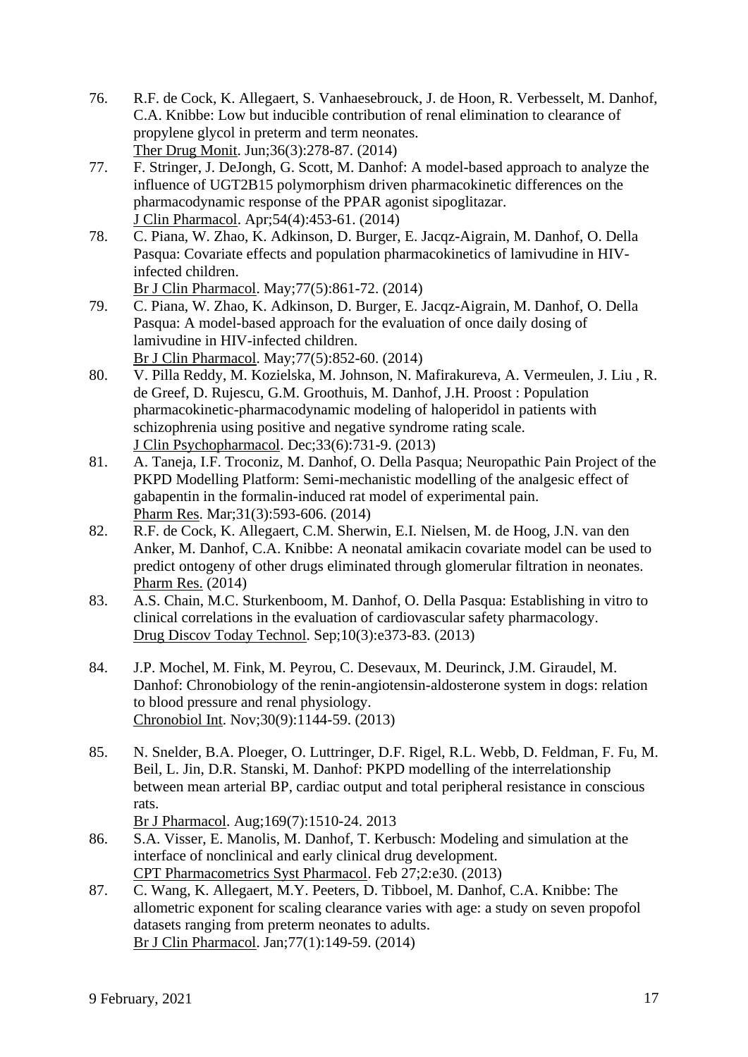76. R.F. de Cock, K. Allegaert, S. Vanhaesebrouck, J. de Hoon, R. Verbesselt, M. Danhof, C.A. Knibbe: Low but inducible contribution of renal elimination to clearance of propylene glycol in preterm and term neonates.
Ther Drug Monit. Jun;36(3):278-87. (2014)
77. F. Stringer, J. DeJongh, G. Scott, M. Danhof: A model-based approach to analyze the influence of UGT2B15 polymorphism driven pharmacokinetic differences on the pharmacodynamic response of the PPAR agonist sipoglitazar.
J Clin Pharmacol. Apr;54(4):453-61. (2014)
78. C. Piana, W. Zhao, K. Adkinson, D. Burger, E. Jacqz-Aigrain, M. Danhof, O. Della Pasqua: Covariate effects and population pharmacokinetics of lamivudine in HIV-infected children.
Br J Clin Pharmacol. May;77(5):861-72. (2014)
79. C. Piana, W. Zhao, K. Adkinson, D. Burger, E. Jacqz-Aigrain, M. Danhof, O. Della Pasqua: A model-based approach for the evaluation of once daily dosing of lamivudine in HIV-infected children.
Br J Clin Pharmacol. May;77(5):852-60. (2014)
80. V. Pilla Reddy, M. Kozielska, M. Johnson, N. Mafirakureva, A. Vermeulen, J. Liu , R. de Greef, D. Rujescu, G.M. Groothuis, M. Danhof, J.H. Proost : Population pharmacokinetic-pharmacodynamic modeling of haloperidol in patients with schizophrenia using positive and negative syndrome rating scale.
J Clin Psychopharmacol. Dec;33(6):731-9. (2013)
81. A. Taneja, I.F. Troconiz, M. Danhof, O. Della Pasqua; Neuropathic Pain Project of the PKPD Modelling Platform: Semi-mechanistic modelling of the analgesic effect of gabapentin in the formalin-induced rat model of experimental pain.
Pharm Res. Mar;31(3):593-606. (2014)
82. R.F. de Cock, K. Allegaert, C.M. Sherwin, E.I. Nielsen, M. de Hoog, J.N. van den Anker, M. Danhof, C.A. Knibbe: A neonatal amikacin covariate model can be used to predict ontogeny of other drugs eliminated through glomerular filtration in neonates.
Pharm Res. (2014)
83. A.S. Chain, M.C. Sturkenboom, M. Danhof, O. Della Pasqua: Establishing in vitro to clinical correlations in the evaluation of cardiovascular safety pharmacology.
Drug Discov Today Technol. Sep;10(3):e373-83. (2013)
84. J.P. Mochel, M. Fink, M. Peyrou, C. Desevaux, M. Deurinck, J.M. Giraudel, M. Danhof: Chronobiology of the renin-angiotensin-aldosterone system in dogs: relation to blood pressure and renal physiology.
Chronobiol Int. Nov;30(9):1144-59. (2013)
85. N. Snelder, B.A. Ploeger, O. Luttringer, D.F. Rigel, R.L. Webb, D. Feldman, F. Fu, M. Beil, L. Jin, D.R. Stanski, M. Danhof: PKPD modelling of the interrelationship between mean arterial BP, cardiac output and total peripheral resistance in conscious rats.
Br J Pharmacol. Aug;169(7):1510-24. 2013
86. S.A. Visser, E. Manolis, M. Danhof, T. Kerbusch: Modeling and simulation at the interface of nonclinical and early clinical drug development.
CPT Pharmacometrics Syst Pharmacol. Feb 27;2:e30. (2013)
87. C. Wang, K. Allegaert, M.Y. Peeters, D. Tibboel, M. Danhof, C.A. Knibbe: The allometric exponent for scaling clearance varies with age: a study on seven propofol datasets ranging from preterm neonates to adults.
Br J Clin Pharmacol. Jan;77(1):149-59. (2014)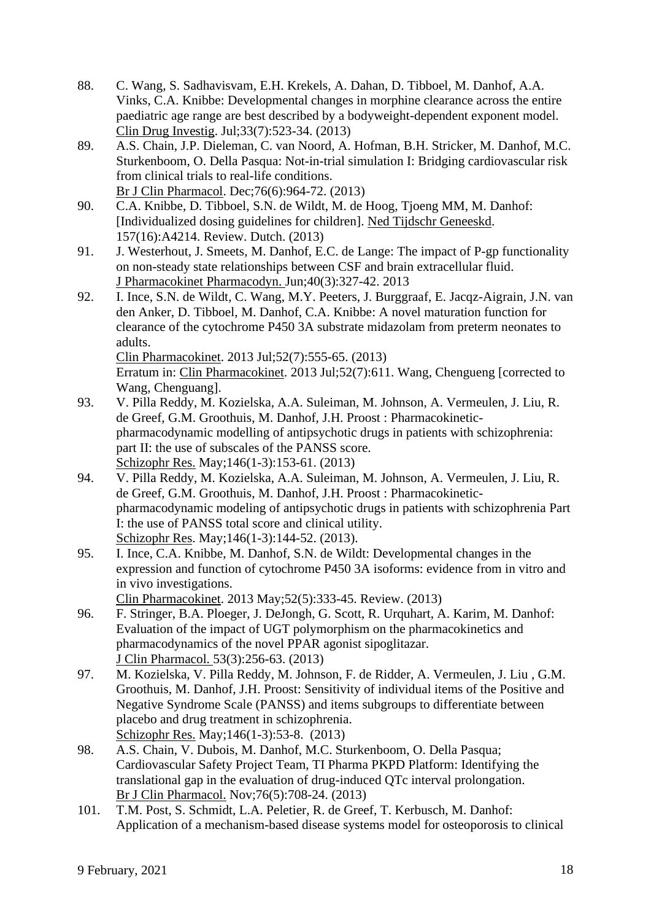88. C. Wang, S. Sadhavisvam, E.H. Krekels, A. Dahan, D. Tibboel, M. Danhof, A.A. Vinks, C.A. Knibbe: Developmental changes in morphine clearance across the entire paediatric age range are best described by a bodyweight-dependent exponent model. Clin Drug Investig. Jul;33(7):523-34. (2013)
89. A.S. Chain, J.P. Dieleman, C. van Noord, A. Hofman, B.H. Stricker, M. Danhof, M.C. Sturkenboom, O. Della Pasqua: Not-in-trial simulation I: Bridging cardiovascular risk from clinical trials to real-life conditions.
   Br J Clin Pharmacol. Dec;76(6):964-72. (2013)
90. C.A. Knibbe, D. Tibboel, S.N. de Wildt, M. de Hoog, Tjoeng MM, M. Danhof: [Individualized dosing guidelines for children]. Ned Tijdschr Geneeskd. 157(16):A4214. Review. Dutch. (2013)
91. J. Westerhout, J. Smeets, M. Danhof, E.C. de Lange: The impact of P-gp functionality on non-steady state relationships between CSF and brain extracellular fluid.
   J Pharmacokinet Pharmacodyn. Jun;40(3):327-42. 2013
92. I. Ince, S.N. de Wildt, C. Wang, M.Y. Peeters, J. Burggraaf, E. Jacqz-Aigrain, J.N. van den Anker, D. Tibboel, M. Danhof, C.A. Knibbe: A novel maturation function for clearance of the cytochrome P450 3A substrate midazolam from preterm neonates to adults.
   Clin Pharmacokinet. 2013 Jul;52(7):555-65. (2013)
   Erratum in: Clin Pharmacokinet. 2013 Jul;52(7):611. Wang, Chengueng [corrected to Wang, Chenguang].
93. V. Pilla Reddy, M. Kozielska, A.A. Suleiman, M. Johnson, A. Vermeulen, J. Liu, R. de Greef, G.M. Groothuis, M. Danhof, J.H. Proost : Pharmacokinetic-pharmacodynamic modelling of antipsychotic drugs in patients with schizophrenia: part II: the use of subscales of the PANSS score.
   Schizophr Res. May;146(1-3):153-61. (2013)
94. V. Pilla Reddy, M. Kozielska, A.A. Suleiman, M. Johnson, A. Vermeulen, J. Liu, R. de Greef, G.M. Groothuis, M. Danhof, J.H. Proost : Pharmacokinetic-pharmacodynamic modeling of antipsychotic drugs in patients with schizophrenia Part I: the use of PANSS total score and clinical utility.
   Schizophr Res. May;146(1-3):144-52. (2013).
95. I. Ince, C.A. Knibbe, M. Danhof, S.N. de Wildt: Developmental changes in the expression and function of cytochrome P450 3A isoforms: evidence from in vitro and in vivo investigations.
   Clin Pharmacokinet. 2013 May;52(5):333-45. Review. (2013)
96. F. Stringer, B.A. Ploeger, J. DeJongh, G. Scott, R. Urquhart, A. Karim, M. Danhof: Evaluation of the impact of UGT polymorphism on the pharmacokinetics and pharmacodynamics of the novel PPAR agonist sipoglitazar.
   J Clin Pharmacol. 53(3):256-63. (2013)
97. M. Kozielska, V. Pilla Reddy, M. Johnson, F. de Ridder, A. Vermeulen, J. Liu , G.M. Groothuis, M. Danhof, J.H. Proost: Sensitivity of individual items of the Positive and Negative Syndrome Scale (PANSS) and items subgroups to differentiate between placebo and drug treatment in schizophrenia.
   Schizophr Res. May;146(1-3):53-8. (2013)
98. A.S. Chain, V. Dubois, M. Danhof, M.C. Sturkenboom, O. Della Pasqua; Cardiovascular Safety Project Team, TI Pharma PKPD Platform: Identifying the translational gap in the evaluation of drug-induced QTc interval prolongation.
   Br J Clin Pharmacol. Nov;76(5):708-24. (2013)
101. T.M. Post, S. Schmidt, L.A. Peletier, R. de Greef, T. Kerbusch, M. Danhof: Application of a mechanism-based disease systems model for osteoporosis to clinical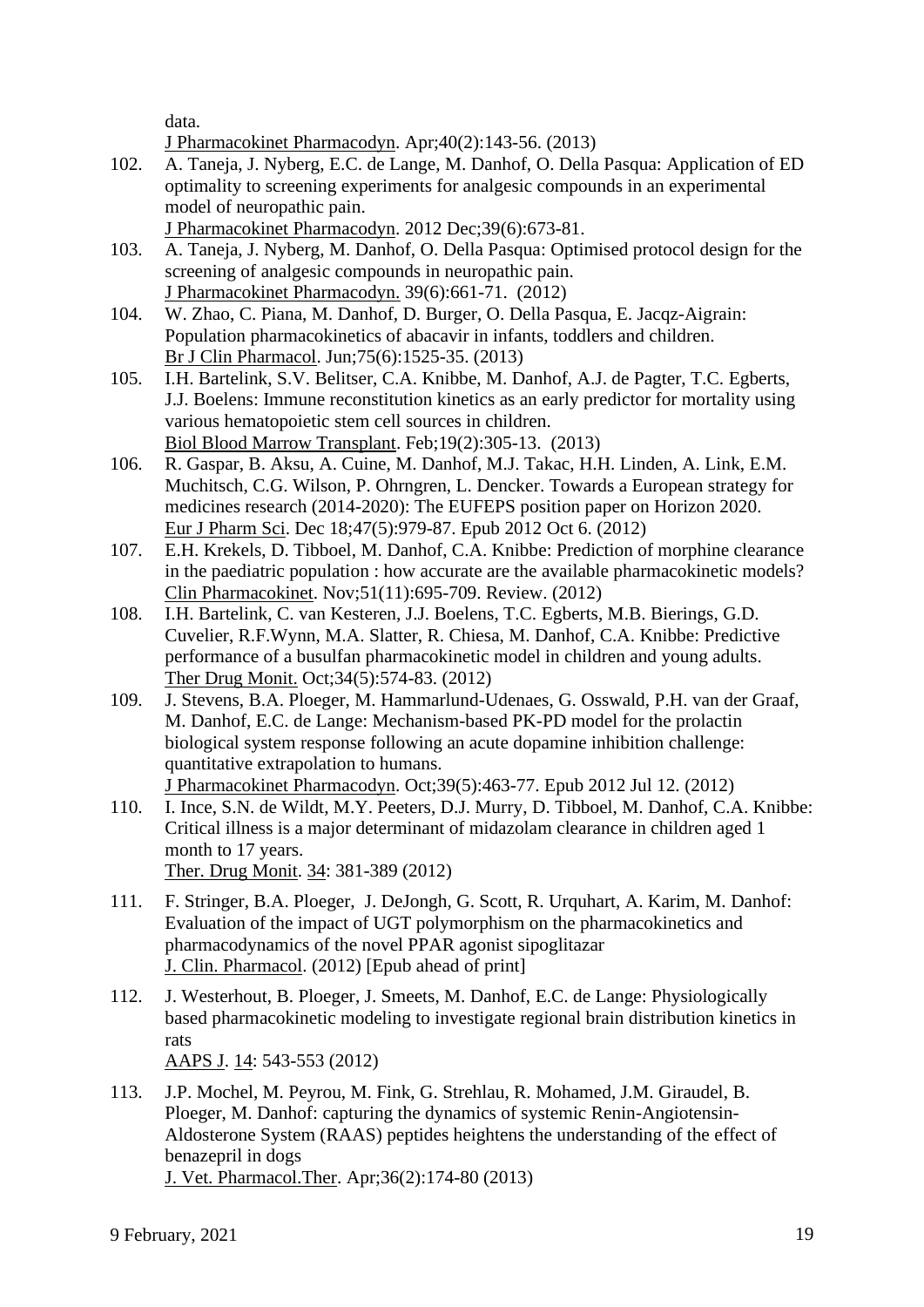data.
<u>J Pharmacokinet Pharmacodyn</u>. Apr;40(2):143-56. (2013)

102. A. Taneja, J. Nyberg, E.C. de Lange, M. Danhof, O. Della Pasqua: Application of ED optimality to screening experiments for analgesic compounds in an experimental model of neuropathic pain.
<u>J Pharmacokinet Pharmacodyn</u>. 2012 Dec;39(6):673-81.

103. A. Taneja, J. Nyberg, M. Danhof, O. Della Pasqua: Optimised protocol design for the screening of analgesic compounds in neuropathic pain.
<u>J Pharmacokinet Pharmacodyn.</u> 39(6):661-71. (2012)

104. W. Zhao, C. Piana, M. Danhof, D. Burger, O. Della Pasqua, E. Jacqz-Aigrain: Population pharmacokinetics of abacavir in infants, toddlers and children.
<u>Br J Clin Pharmacol</u>. Jun;75(6):1525-35. (2013)

105. I.H. Bartelink, S.V. Belitser, C.A. Knibbe, M. Danhof, A.J. de Pagter, T.C. Egberts, J.J. Boelens: Immune reconstitution kinetics as an early predictor for mortality using various hematopoietic stem cell sources in children.
<u>Biol Blood Marrow Transplant</u>. Feb;19(2):305-13. (2013)

106. R. Gaspar, B. Aksu, A. Cuine, M. Danhof, M.J. Takac, H.H. Linden, A. Link, E.M. Muchitsch, C.G. Wilson, P. Ohrngren, L. Dencker. Towards a European strategy for medicines research (2014-2020): The EUFEPS position paper on Horizon 2020.
<u>Eur J Pharm Sci</u>. Dec 18;47(5):979-87. Epub 2012 Oct 6. (2012)

107. E.H. Krekels, D. Tibboel, M. Danhof, C.A. Knibbe: Prediction of morphine clearance in the paediatric population : how accurate are the available pharmacokinetic models?
<u>Clin Pharmacokinet</u>. Nov;51(11):695-709. Review. (2012)

108. I.H. Bartelink, C. van Kesteren, J.J. Boelens, T.C. Egberts, M.B. Bierings, G.D. Cuvelier, R.F.Wynn, M.A. Slatter, R. Chiesa, M. Danhof, C.A. Knibbe: Predictive performance of a busulfan pharmacokinetic model in children and young adults.
<u>Ther Drug Monit.</u> Oct;34(5):574-83. (2012)

109. J. Stevens, B.A. Ploeger, M. Hammarlund-Udenaes, G. Osswald, P.H. van der Graaf, M. Danhof, E.C. de Lange: Mechanism-based PK-PD model for the prolactin biological system response following an acute dopamine inhibition challenge: quantitative extrapolation to humans.
<u>J Pharmacokinet Pharmacodyn</u>. Oct;39(5):463-77. Epub 2012 Jul 12. (2012)

110. I. Ince, S.N. de Wildt, M.Y. Peeters, D.J. Murry, D. Tibboel, M. Danhof, C.A. Knibbe: Critical illness is a major determinant of midazolam clearance in children aged 1 month to 17 years.
<u>Ther. Drug Monit</u>. <u>34</u>: 381-389 (2012)

111. F. Stringer, B.A. Ploeger, J. DeJongh, G. Scott, R. Urquhart, A. Karim, M. Danhof: Evaluation of the impact of UGT polymorphism on the pharmacokinetics and pharmacodynamics of the novel PPAR agonist sipoglitazar
<u>J. Clin. Pharmacol</u>. (2012) [Epub ahead of print]

112. J. Westerhout, B. Ploeger, J. Smeets, M. Danhof, E.C. de Lange: Physiologically based pharmacokinetic modeling to investigate regional brain distribution kinetics in rats
<u>AAPS J</u>. <u>14</u>: 543-553 (2012)

113. J.P. Mochel, M. Peyrou, M. Fink, G. Strehlau, R. Mohamed, J.M. Giraudel, B. Ploeger, M. Danhof: capturing the dynamics of systemic Renin-Angiotensin-Aldosterone System (RAAS) peptides heightens the understanding of the effect of benazepril in dogs
<u>J. Vet. Pharmacol.Ther</u>. Apr;36(2):174-80 (2013)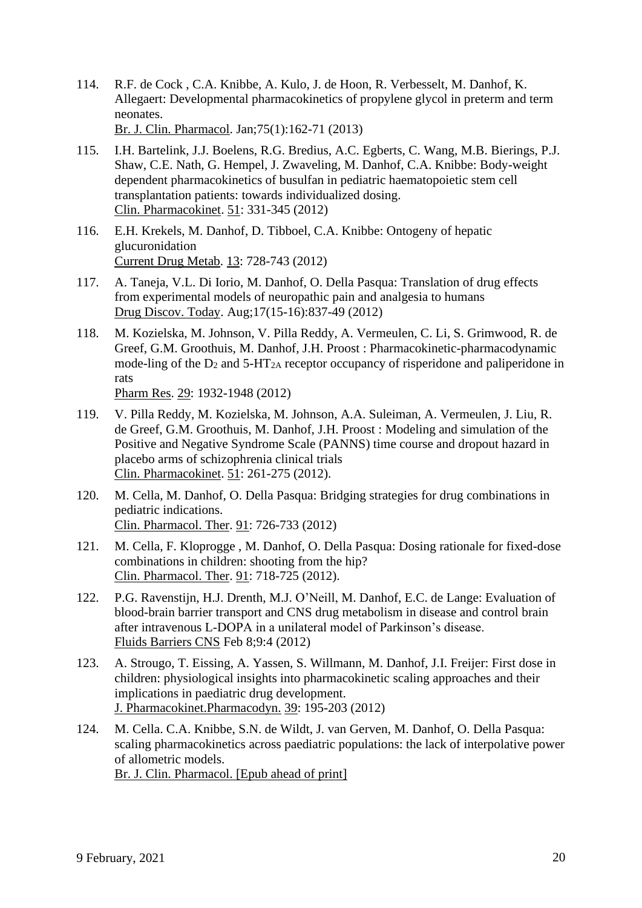114. R.F. de Cock , C.A. Knibbe, A. Kulo, J. de Hoon, R. Verbesselt, M. Danhof, K. Allegaert: Developmental pharmacokinetics of propylene glycol in preterm and term neonates.
Br. J. Clin. Pharmacol. Jan;75(1):162-71 (2013)

115. I.H. Bartelink, J.J. Boelens, R.G. Bredius, A.C. Egberts, C. Wang, M.B. Bierings, P.J. Shaw, C.E. Nath, G. Hempel, J. Zwaveling, M. Danhof, C.A. Knibbe: Body-weight dependent pharmacokinetics of busulfan in pediatric haematopoietic stem cell transplantation patients: towards individualized dosing.
Clin. Pharmacokinet. 51: 331-345 (2012)

116. E.H. Krekels, M. Danhof, D. Tibboel, C.A. Knibbe: Ontogeny of hepatic glucuronidation
Current Drug Metab. 13: 728-743 (2012)

117. A. Taneja, V.L. Di Iorio, M. Danhof, O. Della Pasqua: Translation of drug effects from experimental models of neuropathic pain and analgesia to humans
Drug Discov. Today. Aug;17(15-16):837-49 (2012)

118. M. Kozielska, M. Johnson, V. Pilla Reddy, A. Vermeulen, C. Li, S. Grimwood, R. de Greef, G.M. Groothuis, M. Danhof, J.H. Proost : Pharmacokinetic-pharmacodynamic mode-ling of the $D_2$ and $5\text{-}HT_{2A}$ receptor occupancy of risperidone and paliperidone in rats
Pharm Res. 29: 1932-1948 (2012)

119. V. Pilla Reddy, M. Kozielska, M. Johnson, A.A. Suleiman, A. Vermeulen, J. Liu, R. de Greef, G.M. Groothuis, M. Danhof, J.H. Proost : Modeling and simulation of the Positive and Negative Syndrome Scale (PANNS) time course and dropout hazard in placebo arms of schizophrenia clinical trials
Clin. Pharmacokinet. 51: 261-275 (2012).

120. M. Cella, M. Danhof, O. Della Pasqua: Bridging strategies for drug combinations in pediatric indications.
Clin. Pharmacol. Ther. 91: 726-733 (2012)

121. M. Cella, F. Kloprogge , M. Danhof, O. Della Pasqua: Dosing rationale for fixed-dose combinations in children: shooting from the hip?
Clin. Pharmacol. Ther. 91: 718-725 (2012).

122. P.G. Ravenstijn, H.J. Drenth, M.J. O'Neill, M. Danhof, E.C. de Lange: Evaluation of blood-brain barrier transport and CNS drug metabolism in disease and control brain after intravenous L-DOPA in a unilateral model of Parkinson's disease.
Fluids Barriers CNS Feb 8;9:4 (2012)

123. A. Strougo, T. Eissing, A. Yassen, S. Willmann, M. Danhof, J.I. Freijer: First dose in children: physiological insights into pharmacokinetic scaling approaches and their implications in paediatric drug development.
J. Pharmacokinet.Pharmacodyn. 39: 195-203 (2012)

124. M. Cella. C.A. Knibbe, S.N. de Wildt, J. van Gerven, M. Danhof, O. Della Pasqua: scaling pharmacokinetics across paediatric populations: the lack of interpolative power of allometric models.
Br. J. Clin. Pharmacol. [Epub ahead of print]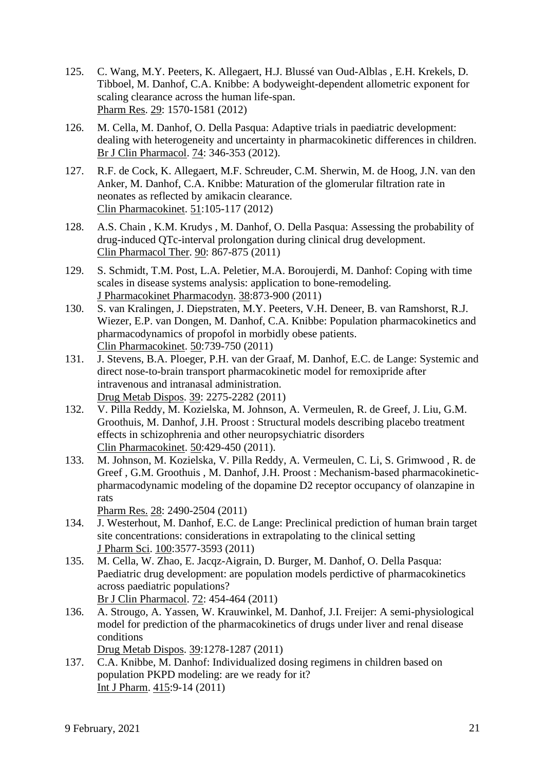125. C. Wang, M.Y. Peeters, K. Allegaert, H.J. Blussé van Oud-Alblas , E.H. Krekels, D. Tibboel, M. Danhof, C.A. Knibbe: A bodyweight-dependent allometric exponent for scaling clearance across the human life-span.
 Pharm Res. 29: 1570-1581 (2012)

126. M. Cella, M. Danhof, O. Della Pasqua: Adaptive trials in paediatric development: dealing with heterogeneity and uncertainty in pharmacokinetic differences in children.
 Br J Clin Pharmacol. 74: 346-353 (2012).

127. R.F. de Cock, K. Allegaert, M.F. Schreuder, C.M. Sherwin, M. de Hoog, J.N. van den Anker, M. Danhof, C.A. Knibbe: Maturation of the glomerular filtration rate in neonates as reflected by amikacin clearance.
 Clin Pharmacokinet. 51:105-117 (2012)

128. A.S. Chain , K.M. Krudys , M. Danhof, O. Della Pasqua: Assessing the probability of drug-induced QTc-interval prolongation during clinical drug development.
 Clin Pharmacol Ther. 90: 867-875 (2011)

129. S. Schmidt, T.M. Post, L.A. Peletier, M.A. Boroujerdi, M. Danhof: Coping with time scales in disease systems analysis: application to bone-remodeling.
 J Pharmacokinet Pharmacodyn. 38:873-900 (2011)

130. S. van Kralingen, J. Diepstraten, M.Y. Peeters, V.H. Deneer, B. van Ramshorst, R.J. Wiezer, E.P. van Dongen, M. Danhof, C.A. Knibbe: Population pharmacokinetics and pharmacodynamics of propofol in morbidly obese patients.
 Clin Pharmacokinet. 50:739-750 (2011)

131. J. Stevens, B.A. Ploeger, P.H. van der Graaf, M. Danhof, E.C. de Lange: Systemic and direct nose-to-brain transport pharmacokinetic model for remoxipride after intravenous and intranasal administration.
 Drug Metab Dispos. 39: 2275-2282 (2011)

132. V. Pilla Reddy, M. Kozielska, M. Johnson, A. Vermeulen, R. de Greef, J. Liu, G.M. Groothuis, M. Danhof, J.H. Proost : Structural models describing placebo treatment effects in schizophrenia and other neuropsychiatric disorders
 Clin Pharmacokinet. 50:429-450 (2011).

133. M. Johnson, M. Kozielska, V. Pilla Reddy, A. Vermeulen, C. Li, S. Grimwood , R. de Greef , G.M. Groothuis , M. Danhof, J.H. Proost : Mechanism-based pharmacokinetic-pharmacodynamic modeling of the dopamine D2 receptor occupancy of olanzapine in rats
 Pharm Res. 28: 2490-2504 (2011)

134. J. Westerhout, M. Danhof, E.C. de Lange: Preclinical prediction of human brain target site concentrations: considerations in extrapolating to the clinical setting
 J Pharm Sci. 100:3577-3593 (2011)

135. M. Cella, W. Zhao, E. Jacqz-Aigrain, D. Burger, M. Danhof, O. Della Pasqua: Paediatric drug development: are population models perdictive of pharmacokinetics across paediatric populations?
 Br J Clin Pharmacol. 72: 454-464 (2011)

136. A. Strougo, A. Yassen, W. Krauwinkel, M. Danhof, J.I. Freijer: A semi-physiological model for prediction of the pharmacokinetics of drugs under liver and renal disease conditions
 Drug Metab Dispos. 39:1278-1287 (2011)

137. C.A. Knibbe, M. Danhof: Individualized dosing regimens in children based on population PKPD modeling: are we ready for it?
 Int J Pharm. 415:9-14 (2011)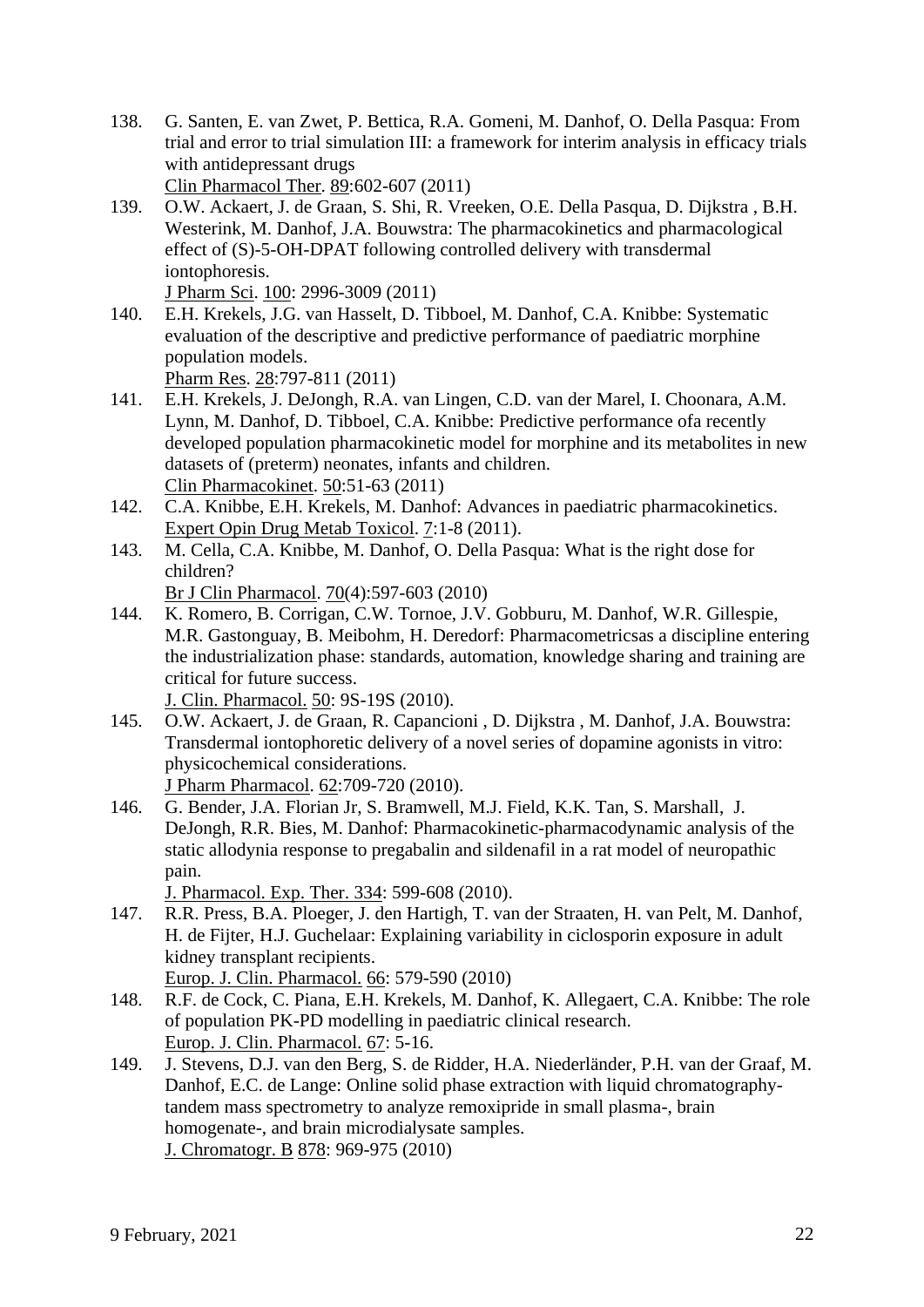138. G. Santen, E. van Zwet, P. Bettica, R.A. Gomeni, M. Danhof, O. Della Pasqua: From trial and error to trial simulation III: a framework for interim analysis in efficacy trials with antidepressant drugs
Clin Pharmacol Ther. 89:602-607 (2011)

139. O.W. Ackaert, J. de Graan, S. Shi, R. Vreeken, O.E. Della Pasqua, D. Dijkstra , B.H. Westerink, M. Danhof, J.A. Bouwstra: The pharmacokinetics and pharmacological effect of (S)-5-OH-DPAT following controlled delivery with transdermal iontophoresis.
J Pharm Sci. 100: 2996-3009 (2011)

140. E.H. Krekels, J.G. van Hasselt, D. Tibboel, M. Danhof, C.A. Knibbe: Systematic evaluation of the descriptive and predictive performance of paediatric morphine population models.
Pharm Res. 28:797-811 (2011)

141. E.H. Krekels, J. DeJongh, R.A. van Lingen, C.D. van der Marel, I. Choonara, A.M. Lynn, M. Danhof, D. Tibboel, C.A. Knibbe: Predictive performance ofa recently developed population pharmacokinetic model for morphine and its metabolites in new datasets of (preterm) neonates, infants and children.
Clin Pharmacokinet. 50:51-63 (2011)

142. C.A. Knibbe, E.H. Krekels, M. Danhof: Advances in paediatric pharmacokinetics.
Expert Opin Drug Metab Toxicol. 7:1-8 (2011).

143. M. Cella, C.A. Knibbe, M. Danhof, O. Della Pasqua: What is the right dose for children?
Br J Clin Pharmacol. 70(4):597-603 (2010)

144. K. Romero, B. Corrigan, C.W. Tornoe, J.V. Gobburu, M. Danhof, W.R. Gillespie, M.R. Gastonguay, B. Meibohm, H. Deredorf: Pharmacometricsas a discipline entering the industrialization phase: standards, automation, knowledge sharing and training are critical for future success.
J. Clin. Pharmacol. 50: 9S-19S (2010).

145. O.W. Ackaert, J. de Graan, R. Capancioni , D. Dijkstra , M. Danhof, J.A. Bouwstra: Transdermal iontophoretic delivery of a novel series of dopamine agonists in vitro: physicochemical considerations.
J Pharm Pharmacol. 62:709-720 (2010).

146. G. Bender, J.A. Florian Jr, S. Bramwell, M.J. Field, K.K. Tan, S. Marshall, J. DeJongh, R.R. Bies, M. Danhof: Pharmacokinetic-pharmacodynamic analysis of the static allodynia response to pregabalin and sildenafil in a rat model of neuropathic pain.
J. Pharmacol. Exp. Ther. 334: 599-608 (2010).

147. R.R. Press, B.A. Ploeger, J. den Hartigh, T. van der Straaten, H. van Pelt, M. Danhof, H. de Fijter, H.J. Guchelaar: Explaining variability in ciclosporin exposure in adult kidney transplant recipients.
Europ. J. Clin. Pharmacol. 66: 579-590 (2010)

148. R.F. de Cock, C. Piana, E.H. Krekels, M. Danhof, K. Allegaert, C.A. Knibbe: The role of population PK-PD modelling in paediatric clinical research.
Europ. J. Clin. Pharmacol. 67: 5-16.

149. J. Stevens, D.J. van den Berg, S. de Ridder, H.A. Niederländer, P.H. van der Graaf, M. Danhof, E.C. de Lange: Online solid phase extraction with liquid chromatography-tandem mass spectrometry to analyze remoxipride in small plasma-, brain homogenate-, and brain microdialysate samples.
J. Chromatogr. B 878: 969-975 (2010)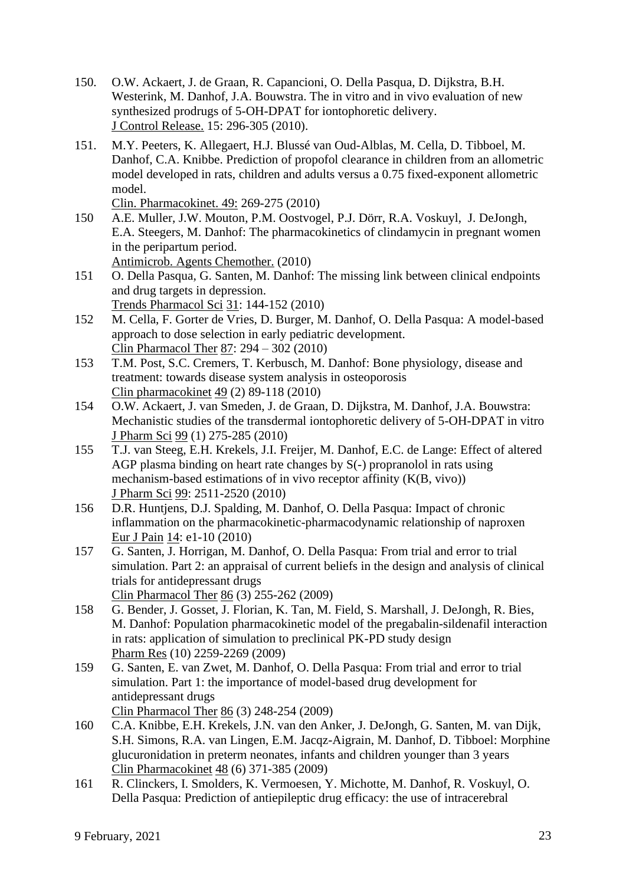150. O.W. Ackaert, J. de Graan, R. Capancioni, O. Della Pasqua, D. Dijkstra, B.H. Westerink, M. Danhof, J.A. Bouwstra. The in vitro and in vivo evaluation of new synthesized prodrugs of 5-OH-DPAT for iontophoretic delivery. J Control Release. 15: 296-305 (2010).

151. M.Y. Peeters, K. Allegaert, H.J. Blussé van Oud-Alblas, M. Cella, D. Tibboel, M. Danhof, C.A. Knibbe. Prediction of propofol clearance in children from an allometric model developed in rats, children and adults versus a 0.75 fixed-exponent allometric model. Clin. Pharmacokinet. 49: 269-275 (2010)

150 A.E. Muller, J.W. Mouton, P.M. Oostvogel, P.J. Dörr, R.A. Voskuyl, J. DeJongh, E.A. Steegers, M. Danhof: The pharmacokinetics of clindamycin in pregnant women in the peripartum period. Antimicrob. Agents Chemother. (2010)

151 O. Della Pasqua, G. Santen, M. Danhof: The missing link between clinical endpoints and drug targets in depression. Trends Pharmacol Sci 31: 144-152 (2010)

152 M. Cella, F. Gorter de Vries, D. Burger, M. Danhof, O. Della Pasqua: A model-based approach to dose selection in early pediatric development. Clin Pharmacol Ther 87: 294 – 302 (2010)

153 T.M. Post, S.C. Cremers, T. Kerbusch, M. Danhof: Bone physiology, disease and treatment: towards disease system analysis in osteoporosis Clin pharmacokinet 49 (2) 89-118 (2010)

154 O.W. Ackaert, J. van Smeden, J. de Graan, D. Dijkstra, M. Danhof, J.A. Bouwstra: Mechanistic studies of the transdermal iontophoretic delivery of 5-OH-DPAT in vitro J Pharm Sci 99 (1) 275-285 (2010)

155 T.J. van Steeg, E.H. Krekels, J.I. Freijer, M. Danhof, E.C. de Lange: Effect of altered AGP plasma binding on heart rate changes by S(-) propranolol in rats using mechanism-based estimations of in vivo receptor affinity (K(B, vivo)) J Pharm Sci 99: 2511-2520 (2010)

156 D.R. Huntjens, D.J. Spalding, M. Danhof, O. Della Pasqua: Impact of chronic inflammation on the pharmacokinetic-pharmacodynamic relationship of naproxen Eur J Pain 14: e1-10 (2010)

157 G. Santen, J. Horrigan, M. Danhof, O. Della Pasqua: From trial and error to trial simulation. Part 2: an appraisal of current beliefs in the design and analysis of clinical trials for antidepressant drugs Clin Pharmacol Ther 86 (3) 255-262 (2009)

158 G. Bender, J. Gosset, J. Florian, K. Tan, M. Field, S. Marshall, J. DeJongh, R. Bies, M. Danhof: Population pharmacokinetic model of the pregabalin-sildenafil interaction in rats: application of simulation to preclinical PK-PD study design Pharm Res (10) 2259-2269 (2009)

159 G. Santen, E. van Zwet, M. Danhof, O. Della Pasqua: From trial and error to trial simulation. Part 1: the importance of model-based drug development for antidepressant drugs Clin Pharmacol Ther 86 (3) 248-254 (2009)

160 C.A. Knibbe, E.H. Krekels, J.N. van den Anker, J. DeJongh, G. Santen, M. van Dijk, S.H. Simons, R.A. van Lingen, E.M. Jacqz-Aigrain, M. Danhof, D. Tibboel: Morphine glucuronidation in preterm neonates, infants and children younger than 3 years Clin Pharmacokinet 48 (6) 371-385 (2009)

161 R. Clinckers, I. Smolders, K. Vermoesen, Y. Michotte, M. Danhof, R. Voskuyl, O. Della Pasqua: Prediction of antiepileptic drug efficacy: the use of intracerebral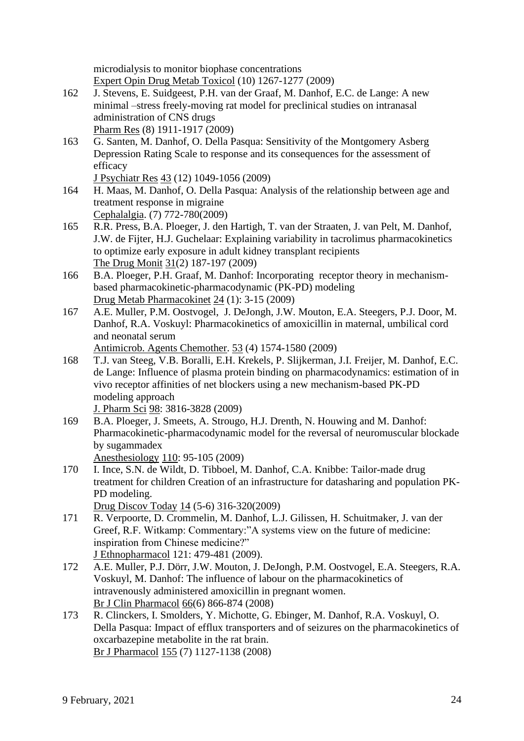microdialysis to monitor biophase concentrations
Expert Opin Drug Metab Toxicol (10) 1267-1277 (2009)

162 J. Stevens, E. Suidgeest, P.H. van der Graaf, M. Danhof, E.C. de Lange: A new minimal –stress freely-moving rat model for preclinical studies on intranasal administration of CNS drugs
Pharm Res (8) 1911-1917 (2009)

163 G. Santen, M. Danhof, O. Della Pasqua: Sensitivity of the Montgomery Asberg Depression Rating Scale to response and its consequences for the assessment of efficacy
J Psychiatr Res 43 (12) 1049-1056 (2009)

164 H. Maas, M. Danhof, O. Della Pasqua: Analysis of the relationship between age and treatment response in migraine
Cephalalgia. (7) 772-780(2009)

165 R.R. Press, B.A. Ploeger, J. den Hartigh, T. van der Straaten, J. van Pelt, M. Danhof, J.W. de Fijter, H.J. Guchelaar: Explaining variability in tacrolimus pharmacokinetics to optimize early exposure in adult kidney transplant recipients
The Drug Monit 31(2) 187-197 (2009)

166 B.A. Ploeger, P.H. Graaf, M. Danhof: Incorporating receptor theory in mechanism-based pharmacokinetic-pharmacodynamic (PK-PD) modeling
Drug Metab Pharmacokinet 24 (1): 3-15 (2009)

167 A.E. Muller, P.M. Oostvogel, J. DeJongh, J.W. Mouton, E.A. Steegers, P.J. Door, M. Danhof, R.A. Voskuyl: Pharmacokinetics of amoxicillin in maternal, umbilical cord and neonatal serum
Antimicrob. Agents Chemother. 53 (4) 1574-1580 (2009)

168 T.J. van Steeg, V.B. Boralli, E.H. Krekels, P. Slijkerman, J.I. Freijer, M. Danhof, E.C. de Lange: Influence of plasma protein binding on pharmacodynamics: estimation of in vivo receptor affinities of net blockers using a new mechanism-based PK-PD modeling approach
J. Pharm Sci 98: 3816-3828 (2009)

169 B.A. Ploeger, J. Smeets, A. Strougo, H.J. Drenth, N. Houwing and M. Danhof: Pharmacokinetic-pharmacodynamic model for the reversal of neuromuscular blockade by sugammadex
Anesthesiology 110: 95-105 (2009)

170 I. Ince, S.N. de Wildt, D. Tibboel, M. Danhof, C.A. Knibbe: Tailor-made drug treatment for children Creation of an infrastructure for datasharing and population PK-PD modeling.
Drug Discov Today 14 (5-6) 316-320(2009)

171 R. Verpoorte, D. Crommelin, M. Danhof, L.J. Gilissen, H. Schuitmaker, J. van der Greef, R.F. Witkamp: Commentary:"A systems view on the future of medicine: inspiration from Chinese medicine?"
J Ethnopharmacol 121: 479-481 (2009).

172 A.E. Muller, P.J. Dörr, J.W. Mouton, J. DeJongh, P.M. Oostvogel, E.A. Steegers, R.A. Voskuyl, M. Danhof: The influence of labour on the pharmacokinetics of intravenously administered amoxicillin in pregnant women.
Br J Clin Pharmacol 66(6) 866-874 (2008)

173 R. Clinckers, I. Smolders, Y. Michotte, G. Ebinger, M. Danhof, R.A. Voskuyl, O. Della Pasqua: Impact of efflux transporters and of seizures on the pharmacokinetics of oxcarbazepine metabolite in the rat brain.
Br J Pharmacol 155 (7) 1127-1138 (2008)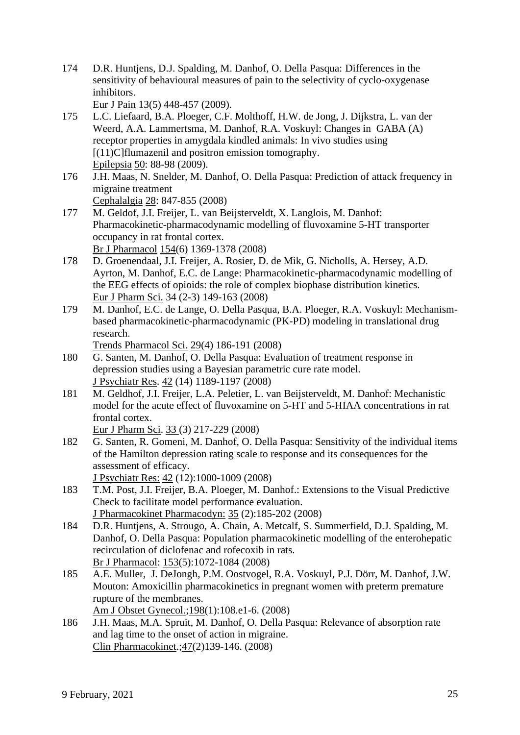174 D.R. Huntjens, D.J. Spalding, M. Danhof, O. Della Pasqua: Differences in the sensitivity of behavioural measures of pain to the selectivity of cyclo-oxygenase inhibitors.
Eur J Pain 13(5) 448-457 (2009).

175 L.C. Liefaard, B.A. Ploeger, C.F. Molthoff, H.W. de Jong, J. Dijkstra, L. van der Weerd, A.A. Lammertsma, M. Danhof, R.A. Voskuyl: Changes in GABA (A) receptor properties in amygdala kindled animals: In vivo studies using [(11)C]flumazenil and positron emission tomography.
Epilepsia 50: 88-98 (2009).

176 J.H. Maas, N. Snelder, M. Danhof, O. Della Pasqua: Prediction of attack frequency in migraine treatment
Cephalalgia 28: 847-855 (2008)

177 M. Geldof, J.I. Freijer, L. van Beijsterveldt, X. Langlois, M. Danhof: Pharmacokinetic-pharmacodynamic modelling of fluvoxamine 5-HT transporter occupancy in rat frontal cortex.
Br J Pharmacol 154(6) 1369-1378 (2008)

178 D. Groenendaal, J.I. Freijer, A. Rosier, D. de Mik, G. Nicholls, A. Hersey, A.D. Ayrton, M. Danhof, E.C. de Lange: Pharmacokinetic-pharmacodynamic modelling of the EEG effects of opioids: the role of complex biophase distribution kinetics.
Eur J Pharm Sci. 34 (2-3) 149-163 (2008)

179 M. Danhof, E.C. de Lange, O. Della Pasqua, B.A. Ploeger, R.A. Voskuyl: Mechanism-based pharmacokinetic-pharmacodynamic (PK-PD) modeling in translational drug research.
Trends Pharmacol Sci. 29(4) 186-191 (2008)

180 G. Santen, M. Danhof, O. Della Pasqua: Evaluation of treatment response in depression studies using a Bayesian parametric cure rate model.
J Psychiatr Res. 42 (14) 1189-1197 (2008)

181 M. Geldhof, J.I. Freijer, L.A. Peletier, L. van Beijsterveldt, M. Danhof: Mechanistic model for the acute effect of fluvoxamine on 5-HT and 5-HIAA concentrations in rat frontal cortex.
Eur J Pharm Sci. 33 (3) 217-229 (2008)

182 G. Santen, R. Gomeni, M. Danhof, O. Della Pasqua: Sensitivity of the individual items of the Hamilton depression rating scale to response and its consequences for the assessment of efficacy.
J Psychiatr Res: 42 (12):1000-1009 (2008)

183 T.M. Post, J.I. Freijer, B.A. Ploeger, M. Danhof.: Extensions to the Visual Predictive Check to facilitate model performance evaluation.
J Pharmacokinet Pharmacodyn: 35 (2):185-202 (2008)

184 D.R. Huntjens, A. Strougo, A. Chain, A. Metcalf, S. Summerfield, D.J. Spalding, M. Danhof, O. Della Pasqua: Population pharmacokinetic modelling of the enterohepatic recirculation of diclofenac and rofecoxib in rats.
Br J Pharmacol: 153(5):1072-1084 (2008)

185 A.E. Muller, J. DeJongh, P.M. Oostvogel, R.A. Voskuyl, P.J. Dörr, M. Danhof, J.W. Mouton: Amoxicillin pharmacokinetics in pregnant women with preterm premature rupture of the membranes.
Am J Obstet Gynecol.;198(1):108.e1-6. (2008)

186 J.H. Maas, M.A. Spruit, M. Danhof, O. Della Pasqua: Relevance of absorption rate and lag time to the onset of action in migraine.
Clin Pharmacokinet.;47(2)139-146. (2008)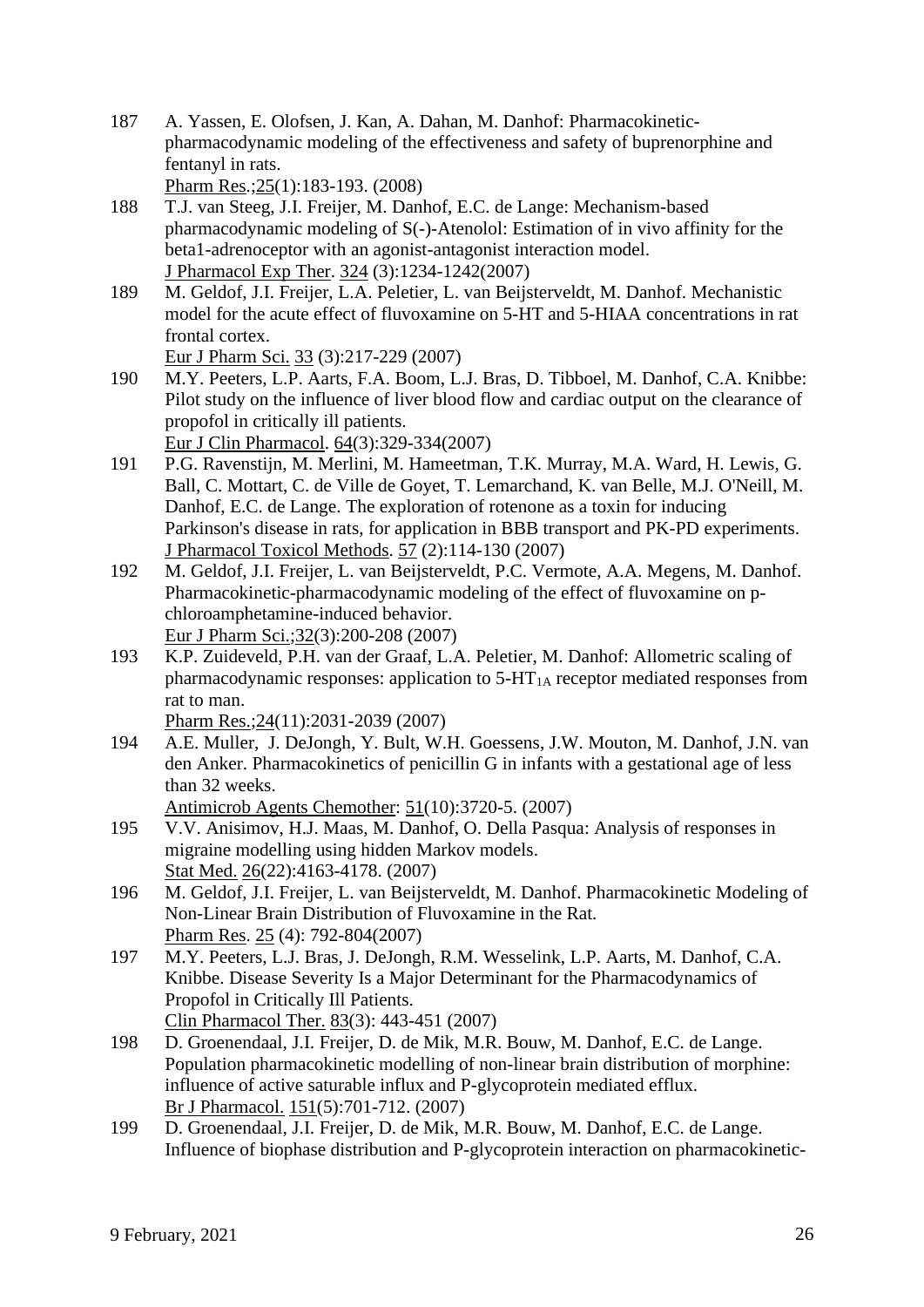187 A. Yassen, E. Olofsen, J. Kan, A. Dahan, M. Danhof: Pharmacokinetic-pharmacodynamic modeling of the effectiveness and safety of buprenorphine and fentanyl in rats.
Pharm Res.;25(1):183-193. (2008)

188 T.J. van Steeg, J.I. Freijer, M. Danhof, E.C. de Lange: Mechanism-based pharmacodynamic modeling of S(-)-Atenolol: Estimation of in vivo affinity for the beta1-adrenoceptor with an agonist-antagonist interaction model.
J Pharmacol Exp Ther. 324 (3):1234-1242(2007)

189 M. Geldof, J.I. Freijer, L.A. Peletier, L. van Beijsterveldt, M. Danhof. Mechanistic model for the acute effect of fluvoxamine on 5-HT and 5-HIAA concentrations in rat frontal cortex.
Eur J Pharm Sci. 33 (3):217-229 (2007)

190 M.Y. Peeters, L.P. Aarts, F.A. Boom, L.J. Bras, D. Tibboel, M. Danhof, C.A. Knibbe: Pilot study on the influence of liver blood flow and cardiac output on the clearance of propofol in critically ill patients.
Eur J Clin Pharmacol. 64(3):329-334(2007)

191 P.G. Ravenstijn, M. Merlini, M. Hameetman, T.K. Murray, M.A. Ward, H. Lewis, G. Ball, C. Mottart, C. de Ville de Goyet, T. Lemarchand, K. van Belle, M.J. O'Neill, M. Danhof, E.C. de Lange. The exploration of rotenone as a toxin for inducing Parkinson's disease in rats, for application in BBB transport and PK-PD experiments.
J Pharmacol Toxicol Methods. 57 (2):114-130 (2007)

192 M. Geldof, J.I. Freijer, L. van Beijsterveldt, P.C. Vermote, A.A. Megens, M. Danhof. Pharmacokinetic-pharmacodynamic modeling of the effect of fluvoxamine on p-chloroamphetamine-induced behavior.
Eur J Pharm Sci.;32(3):200-208 (2007)

193 K.P. Zuideveld, P.H. van der Graaf, L.A. Peletier, M. Danhof: Allometric scaling of pharmacodynamic responses: application to 5-$HT_{1A}$ receptor mediated responses from rat to man.
Pharm Res.;24(11):2031-2039 (2007)

194 A.E. Muller, J. DeJongh, Y. Bult, W.H. Goessens, J.W. Mouton, M. Danhof, J.N. van den Anker. Pharmacokinetics of penicillin G in infants with a gestational age of less than 32 weeks.
Antimicrob Agents Chemother: 51(10):3720-5. (2007)

195 V.V. Anisimov, H.J. Maas, M. Danhof, O. Della Pasqua: Analysis of responses in migraine modelling using hidden Markov models.
Stat Med. 26(22):4163-4178. (2007)

196 M. Geldof, J.I. Freijer, L. van Beijsterveldt, M. Danhof. Pharmacokinetic Modeling of Non-Linear Brain Distribution of Fluvoxamine in the Rat.
Pharm Res. 25 (4): 792-804(2007)

197 M.Y. Peeters, L.J. Bras, J. DeJongh, R.M. Wesselink, L.P. Aarts, M. Danhof, C.A. Knibbe. Disease Severity Is a Major Determinant for the Pharmacodynamics of Propofol in Critically Ill Patients.
Clin Pharmacol Ther. 83(3): 443-451 (2007)

198 D. Groenendaal, J.I. Freijer, D. de Mik, M.R. Bouw, M. Danhof, E.C. de Lange. Population pharmacokinetic modelling of non-linear brain distribution of morphine: influence of active saturable influx and P-glycoprotein mediated efflux.
Br J Pharmacol. 151(5):701-712. (2007)

199 D. Groenendaal, J.I. Freijer, D. de Mik, M.R. Bouw, M. Danhof, E.C. de Lange. Influence of biophase distribution and P-glycoprotein interaction on pharmacokinetic-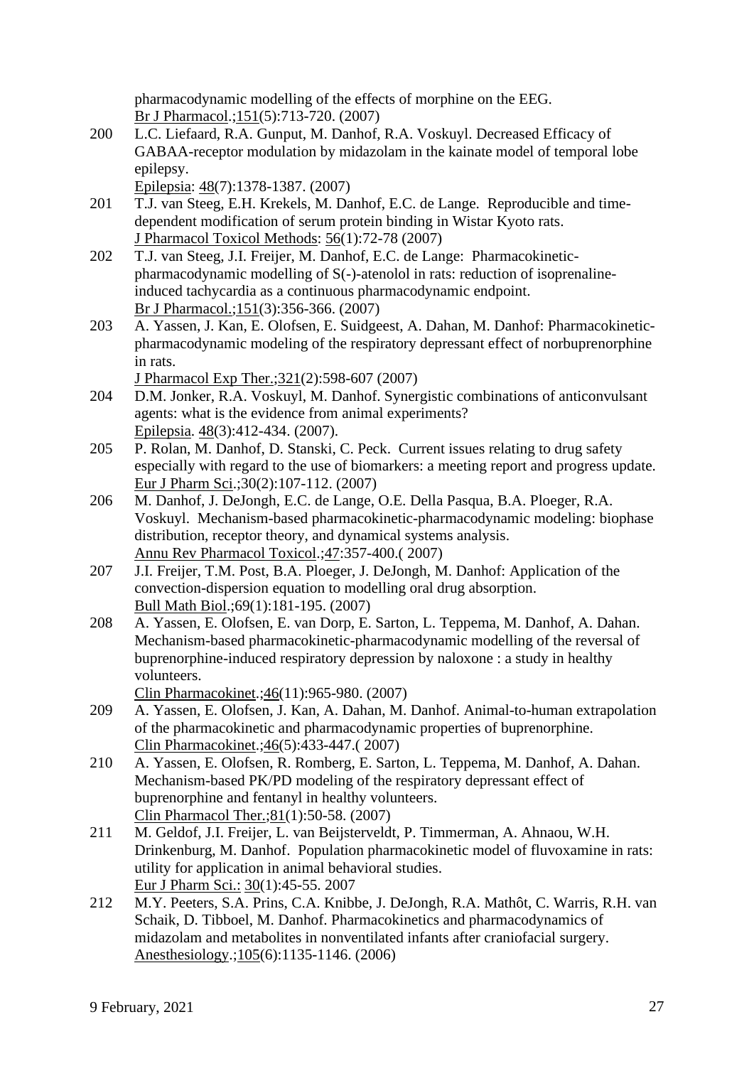pharmacodynamic modelling of the effects of morphine on the EEG.
Br J Pharmacol.;151(5):713-720. (2007)

200 L.C. Liefaard, R.A. Gunput, M. Danhof, R.A. Voskuyl. Decreased Efficacy of GABAA-receptor modulation by midazolam in the kainate model of temporal lobe epilepsy.
Epilepsia: 48(7):1378-1387. (2007)

201 T.J. van Steeg, E.H. Krekels, M. Danhof, E.C. de Lange. Reproducible and time-dependent modification of serum protein binding in Wistar Kyoto rats.
J Pharmacol Toxicol Methods: 56(1):72-78 (2007)

202 T.J. van Steeg, J.I. Freijer, M. Danhof, E.C. de Lange: Pharmacokinetic-pharmacodynamic modelling of S(-)-atenolol in rats: reduction of isoprenaline-induced tachycardia as a continuous pharmacodynamic endpoint.
Br J Pharmacol.;151(3):356-366. (2007)

203 A. Yassen, J. Kan, E. Olofsen, E. Suidgeest, A. Dahan, M. Danhof: Pharmacokinetic-pharmacodynamic modeling of the respiratory depressant effect of norbuprenorphine in rats.
J Pharmacol Exp Ther.;321(2):598-607 (2007)

204 D.M. Jonker, R.A. Voskuyl, M. Danhof. Synergistic combinations of anticonvulsant agents: what is the evidence from animal experiments?
Epilepsia. 48(3):412-434. (2007).

205 P. Rolan, M. Danhof, D. Stanski, C. Peck. Current issues relating to drug safety especially with regard to the use of biomarkers: a meeting report and progress update.
Eur J Pharm Sci.;30(2):107-112. (2007)

206 M. Danhof, J. DeJongh, E.C. de Lange, O.E. Della Pasqua, B.A. Ploeger, R.A. Voskuyl. Mechanism-based pharmacokinetic-pharmacodynamic modeling: biophase distribution, receptor theory, and dynamical systems analysis.
Annu Rev Pharmacol Toxicol.;47:357-400.( 2007)

207 J.I. Freijer, T.M. Post, B.A. Ploeger, J. DeJongh, M. Danhof: Application of the convection-dispersion equation to modelling oral drug absorption.
Bull Math Biol.;69(1):181-195. (2007)

208 A. Yassen, E. Olofsen, E. van Dorp, E. Sarton, L. Teppema, M. Danhof, A. Dahan. Mechanism-based pharmacokinetic-pharmacodynamic modelling of the reversal of buprenorphine-induced respiratory depression by naloxone : a study in healthy volunteers.
Clin Pharmacokinet.;46(11):965-980. (2007)

209 A. Yassen, E. Olofsen, J. Kan, A. Dahan, M. Danhof. Animal-to-human extrapolation of the pharmacokinetic and pharmacodynamic properties of buprenorphine.
Clin Pharmacokinet.;46(5):433-447.( 2007)

210 A. Yassen, E. Olofsen, R. Romberg, E. Sarton, L. Teppema, M. Danhof, A. Dahan. Mechanism-based PK/PD modeling of the respiratory depressant effect of buprenorphine and fentanyl in healthy volunteers.
Clin Pharmacol Ther.;81(1):50-58. (2007)

211 M. Geldof, J.I. Freijer, L. van Beijsterveldt, P. Timmerman, A. Ahnaou, W.H. Drinkenburg, M. Danhof. Population pharmacokinetic model of fluvoxamine in rats: utility for application in animal behavioral studies.
Eur J Pharm Sci.: 30(1):45-55. 2007

212 M.Y. Peeters, S.A. Prins, C.A. Knibbe, J. DeJongh, R.A. Mathôt, C. Warris, R.H. van Schaik, D. Tibboel, M. Danhof. Pharmacokinetics and pharmacodynamics of midazolam and metabolites in nonventilated infants after craniofacial surgery.
Anesthesiology.;105(6):1135-1146. (2006)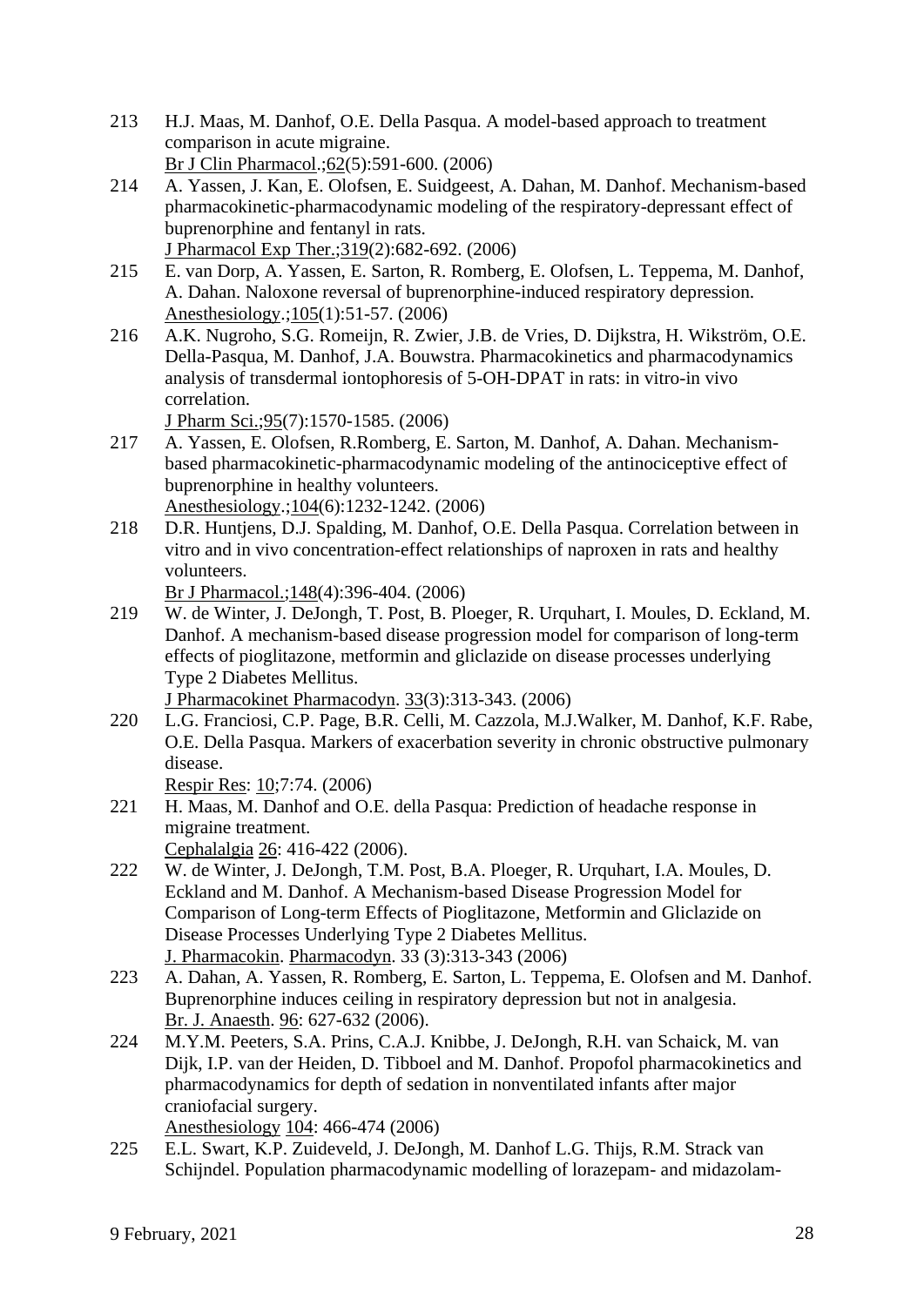213 H.J. Maas, M. Danhof, O.E. Della Pasqua. A model-based approach to treatment comparison in acute migraine.
Br J Clin Pharmacol.;62(5):591-600. (2006)

214 A. Yassen, J. Kan, E. Olofsen, E. Suidgeest, A. Dahan, M. Danhof. Mechanism-based pharmacokinetic-pharmacodynamic modeling of the respiratory-depressant effect of buprenorphine and fentanyl in rats.
J Pharmacol Exp Ther.;319(2):682-692. (2006)

215 E. van Dorp, A. Yassen, E. Sarton, R. Romberg, E. Olofsen, L. Teppema, M. Danhof, A. Dahan. Naloxone reversal of buprenorphine-induced respiratory depression.
Anesthesiology.;105(1):51-57. (2006)

216 A.K. Nugroho, S.G. Romeijn, R. Zwier, J.B. de Vries, D. Dijkstra, H. Wikström, O.E. Della-Pasqua, M. Danhof, J.A. Bouwstra. Pharmacokinetics and pharmacodynamics analysis of transdermal iontophoresis of 5-OH-DPAT in rats: in vitro-in vivo correlation.
J Pharm Sci.;95(7):1570-1585. (2006)

217 A. Yassen, E. Olofsen, R.Romberg, E. Sarton, M. Danhof, A. Dahan. Mechanism-based pharmacokinetic-pharmacodynamic modeling of the antinociceptive effect of buprenorphine in healthy volunteers.
Anesthesiology.;104(6):1232-1242. (2006)

218 D.R. Huntjens, D.J. Spalding, M. Danhof, O.E. Della Pasqua. Correlation between in vitro and in vivo concentration-effect relationships of naproxen in rats and healthy volunteers.
Br J Pharmacol.;148(4):396-404. (2006)

219 W. de Winter, J. DeJongh, T. Post, B. Ploeger, R. Urquhart, I. Moules, D. Eckland, M. Danhof. A mechanism-based disease progression model for comparison of long-term effects of pioglitazone, metformin and gliclazide on disease processes underlying Type 2 Diabetes Mellitus.
J Pharmacokinet Pharmacodyn. 33(3):313-343. (2006)

220 L.G. Franciosi, C.P. Page, B.R. Celli, M. Cazzola, M.J.Walker, M. Danhof, K.F. Rabe, O.E. Della Pasqua. Markers of exacerbation severity in chronic obstructive pulmonary disease.
Respir Res: 10;7:74. (2006)

221 H. Maas, M. Danhof and O.E. della Pasqua: Prediction of headache response in migraine treatment.
Cephalalgia 26: 416-422 (2006).

222 W. de Winter, J. DeJongh, T.M. Post, B.A. Ploeger, R. Urquhart, I.A. Moules, D. Eckland and M. Danhof. A Mechanism-based Disease Progression Model for Comparison of Long-term Effects of Pioglitazone, Metformin and Gliclazide on Disease Processes Underlying Type 2 Diabetes Mellitus.
J. Pharmacokin. Pharmacodyn. 33 (3):313-343 (2006)

223 A. Dahan, A. Yassen, R. Romberg, E. Sarton, L. Teppema, E. Olofsen and M. Danhof. Buprenorphine induces ceiling in respiratory depression but not in analgesia.
Br. J. Anaesth. 96: 627-632 (2006).

224 M.Y.M. Peeters, S.A. Prins, C.A.J. Knibbe, J. DeJongh, R.H. van Schaick, M. van Dijk, I.P. van der Heiden, D. Tibboel and M. Danhof. Propofol pharmacokinetics and pharmacodynamics for depth of sedation in nonventilated infants after major craniofacial surgery.
Anesthesiology 104: 466-474 (2006)

225 E.L. Swart, K.P. Zuideveld, J. DeJongh, M. Danhof L.G. Thijs, R.M. Strack van Schijndel. Population pharmacodynamic modelling of lorazepam- and midazolam-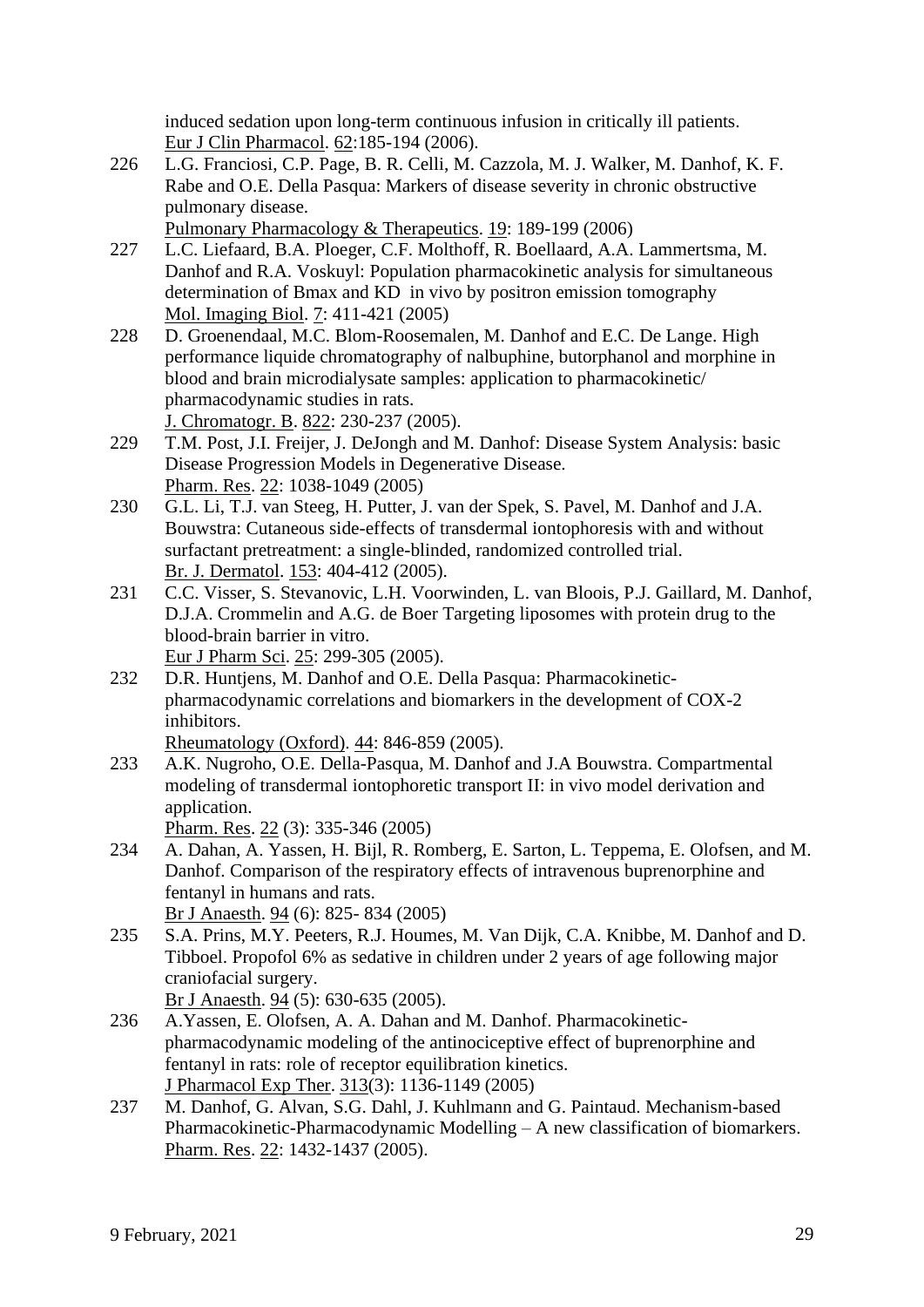induced sedation upon long-term continuous infusion in critically ill patients. Eur J Clin Pharmacol. 62:185-194 (2006).

226 L.G. Franciosi, C.P. Page, B. R. Celli, M. Cazzola, M. J. Walker, M. Danhof, K. F. Rabe and O.E. Della Pasqua: Markers of disease severity in chronic obstructive pulmonary disease. Pulmonary Pharmacology & Therapeutics. 19: 189-199 (2006)

227 L.C. Liefaard, B.A. Ploeger, C.F. Molthoff, R. Boellaard, A.A. Lammertsma, M. Danhof and R.A. Voskuyl: Population pharmacokinetic analysis for simultaneous determination of Bmax and KD in vivo by positron emission tomography Mol. Imaging Biol. 7: 411-421 (2005)

228 D. Groenendaal, M.C. Blom-Roosemalen, M. Danhof and E.C. De Lange. High performance liquide chromatography of nalbuphine, butorphanol and morphine in blood and brain microdialysate samples: application to pharmacokinetic/ pharmacodynamic studies in rats. J. Chromatogr. B. 822: 230-237 (2005).

229 T.M. Post, J.I. Freijer, J. DeJongh and M. Danhof: Disease System Analysis: basic Disease Progression Models in Degenerative Disease. Pharm. Res. 22: 1038-1049 (2005)

230 G.L. Li, T.J. van Steeg, H. Putter, J. van der Spek, S. Pavel, M. Danhof and J.A. Bouwstra: Cutaneous side-effects of transdermal iontophoresis with and without surfactant pretreatment: a single-blinded, randomized controlled trial. Br. J. Dermatol. 153: 404-412 (2005).

231 C.C. Visser, S. Stevanovic, L.H. Voorwinden, L. van Bloois, P.J. Gaillard, M. Danhof, D.J.A. Crommelin and A.G. de Boer Targeting liposomes with protein drug to the blood-brain barrier in vitro. Eur J Pharm Sci. 25: 299-305 (2005).

232 D.R. Huntjens, M. Danhof and O.E. Della Pasqua: Pharmacokinetic-pharmacodynamic correlations and biomarkers in the development of COX-2 inhibitors. Rheumatology (Oxford). 44: 846-859 (2005).

233 A.K. Nugroho, O.E. Della-Pasqua, M. Danhof and J.A Bouwstra. Compartmental modeling of transdermal iontophoretic transport II: in vivo model derivation and application. Pharm. Res. 22 (3): 335-346 (2005)

234 A. Dahan, A. Yassen, H. Bijl, R. Romberg, E. Sarton, L. Teppema, E. Olofsen, and M. Danhof. Comparison of the respiratory effects of intravenous buprenorphine and fentanyl in humans and rats. Br J Anaesth. 94 (6): 825- 834 (2005)

235 S.A. Prins, M.Y. Peeters, R.J. Houmes, M. Van Dijk, C.A. Knibbe, M. Danhof and D. Tibboel. Propofol 6% as sedative in children under 2 years of age following major craniofacial surgery. Br J Anaesth. 94 (5): 630-635 (2005).

236 A.Yassen, E. Olofsen, A. A. Dahan and M. Danhof. Pharmacokinetic-pharmacodynamic modeling of the antinociceptive effect of buprenorphine and fentanyl in rats: role of receptor equilibration kinetics. J Pharmacol Exp Ther. 313(3): 1136-1149 (2005)

237 M. Danhof, G. Alvan, S.G. Dahl, J. Kuhlmann and G. Paintaud. Mechanism-based Pharmacokinetic-Pharmacodynamic Modelling – A new classification of biomarkers. Pharm. Res. 22: 1432-1437 (2005).

9 February, 2021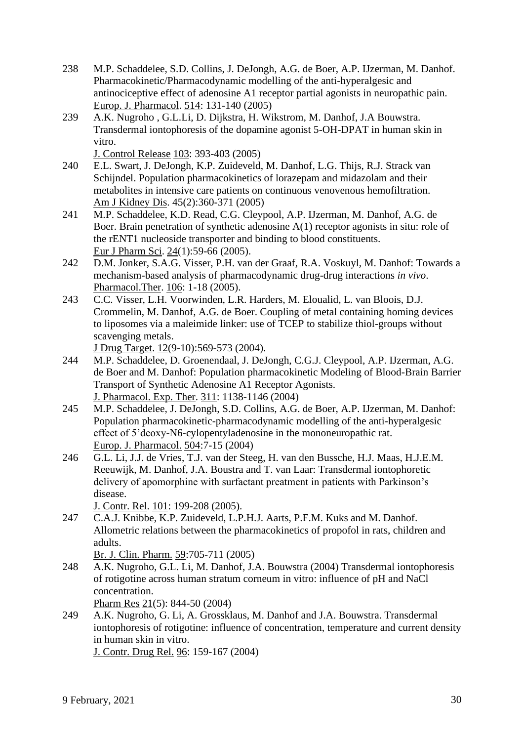238 M.P. Schaddelee, S.D. Collins, J. DeJongh, A.G. de Boer, A.P. IJzerman, M. Danhof. Pharmacokinetic/Pharmacodynamic modelling of the anti-hyperalgesic and antinociceptive effect of adenosine A1 receptor partial agonists in neuropathic pain. Europ. J. Pharmacol. 514: 131-140 (2005)

239 A.K. Nugroho , G.L.Li, D. Dijkstra, H. Wikstrom, M. Danhof, J.A Bouwstra. Transdermal iontophoresis of the dopamine agonist 5-OH-DPAT in human skin in vitro.
J. Control Release 103: 393-403 (2005)

240 E.L. Swart, J. DeJongh, K.P. Zuideveld, M. Danhof, L.G. Thijs, R.J. Strack van Schijndel. Population pharmacokinetics of lorazepam and midazolam and their metabolites in intensive care patients on continuous venovenous hemofiltration.
Am J Kidney Dis. 45(2):360-371 (2005)

241 M.P. Schaddelee, K.D. Read, C.G. Cleypool, A.P. IJzerman, M. Danhof, A.G. de Boer. Brain penetration of synthetic adenosine A(1) receptor agonists in situ: role of the rENT1 nucleoside transporter and binding to blood constituents.
Eur J Pharm Sci. 24(1):59-66 (2005).

242 D.M. Jonker, S.A.G. Visser, P.H. van der Graaf, R.A. Voskuyl, M. Danhof: Towards a mechanism-based analysis of pharmacodynamic drug-drug interactions *in vivo*. Pharmacol.Ther. 106: 1-18 (2005).

243 C.C. Visser, L.H. Voorwinden, L.R. Harders, M. Eloualid, L. van Bloois, D.J. Crommelin, M. Danhof, A.G. de Boer. Coupling of metal containing homing devices to liposomes via a maleimide linker: use of TCEP to stabilize thiol-groups without scavenging metals.
J Drug Target. 12(9-10):569-573 (2004).

244 M.P. Schaddelee, D. Groenendaal, J. DeJongh, C.G.J. Cleypool, A.P. IJzerman, A.G. de Boer and M. Danhof: Population pharmacokinetic Modeling of Blood-Brain Barrier Transport of Synthetic Adenosine A1 Receptor Agonists.
J. Pharmacol. Exp. Ther. 311: 1138-1146 (2004)

245 M.P. Schaddelee, J. DeJongh, S.D. Collins, A.G. de Boer, A.P. IJzerman, M. Danhof: Population pharmacokinetic-pharmacodynamic modelling of the anti-hyperalgesic effect of 5'deoxy-N6-cylopentyladenosine in the mononeuropathic rat.
Europ. J. Pharmacol. 504:7-15 (2004)

246 G.L. Li, J.J. de Vries, T.J. van der Steeg, H. van den Bussche, H.J. Maas, H.J.E.M. Reeuwijk, M. Danhof, J.A. Boustra and T. van Laar: Transdermal iontophoretic delivery of apomorphine with surfactant preatment in patients with Parkinson's disease.
J. Contr. Rel. 101: 199-208 (2005).

247 C.A.J. Knibbe, K.P. Zuideveld, L.P.H.J. Aarts, P.F.M. Kuks and M. Danhof. Allometric relations between the pharmacokinetics of propofol in rats, children and adults.
Br. J. Clin. Pharm. 59:705-711 (2005)

248 A.K. Nugroho, G.L. Li, M. Danhof, J.A. Bouwstra (2004) Transdermal iontophoresis of rotigotine across human stratum corneum in vitro: influence of pH and NaCl concentration.
Pharm Res 21(5): 844-50 (2004)

249 A.K. Nugroho, G. Li, A. Grossklaus, M. Danhof and J.A. Bouwstra. Transdermal iontophoresis of rotigotine: influence of concentration, temperature and current density in human skin in vitro.
J. Contr. Drug Rel. 96: 159-167 (2004)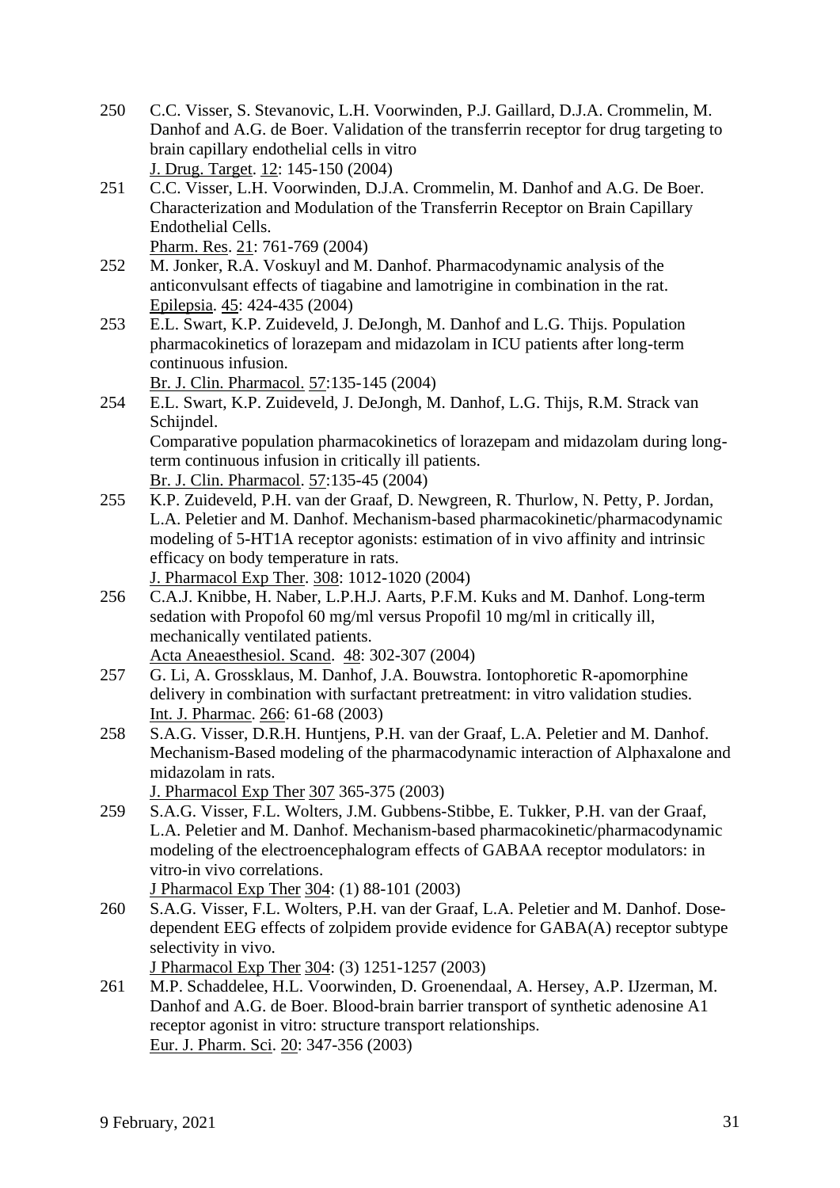250 C.C. Visser, S. Stevanovic, L.H. Voorwinden, P.J. Gaillard, D.J.A. Crommelin, M. Danhof and A.G. de Boer. Validation of the transferrin receptor for drug targeting to brain capillary endothelial cells in vitro
J. Drug. Target. 12: 145-150 (2004)

251 C.C. Visser, L.H. Voorwinden, D.J.A. Crommelin, M. Danhof and A.G. De Boer. Characterization and Modulation of the Transferrin Receptor on Brain Capillary Endothelial Cells.
Pharm. Res. 21: 761-769 (2004)

252 M. Jonker, R.A. Voskuyl and M. Danhof. Pharmacodynamic analysis of the anticonvulsant effects of tiagabine and lamotrigine in combination in the rat.
Epilepsia. 45: 424-435 (2004)

253 E.L. Swart, K.P. Zuideveld, J. DeJongh, M. Danhof and L.G. Thijs. Population pharmacokinetics of lorazepam and midazolam in ICU patients after long-term continuous infusion.
Br. J. Clin. Pharmacol. 57:135-145 (2004)

254 E.L. Swart, K.P. Zuideveld, J. DeJongh, M. Danhof, L.G. Thijs, R.M. Strack van Schijndel.
Comparative population pharmacokinetics of lorazepam and midazolam during long-term continuous infusion in critically ill patients.
Br. J. Clin. Pharmacol. 57:135-45 (2004)

255 K.P. Zuideveld, P.H. van der Graaf, D. Newgreen, R. Thurlow, N. Petty, P. Jordan, L.A. Peletier and M. Danhof. Mechanism-based pharmacokinetic/pharmacodynamic modeling of 5-HT1A receptor agonists: estimation of in vivo affinity and intrinsic efficacy on body temperature in rats.
J. Pharmacol Exp Ther. 308: 1012-1020 (2004)

256 C.A.J. Knibbe, H. Naber, L.P.H.J. Aarts, P.F.M. Kuks and M. Danhof. Long-term sedation with Propofol 60 mg/ml versus Propofil 10 mg/ml in critically ill, mechanically ventilated patients.
Acta Aneaesthesiol. Scand. 48: 302-307 (2004)

257 G. Li, A. Grossklaus, M. Danhof, J.A. Bouwstra. Iontophoretic R-apomorphine delivery in combination with surfactant pretreatment: in vitro validation studies.
Int. J. Pharmac. 266: 61-68 (2003)

258 S.A.G. Visser, D.R.H. Huntjens, P.H. van der Graaf, L.A. Peletier and M. Danhof. Mechanism-Based modeling of the pharmacodynamic interaction of Alphaxalone and midazolam in rats.
J. Pharmacol Exp Ther 307 365-375 (2003)

259 S.A.G. Visser, F.L. Wolters, J.M. Gubbens-Stibbe, E. Tukker, P.H. van der Graaf, L.A. Peletier and M. Danhof. Mechanism-based pharmacokinetic/pharmacodynamic modeling of the electroencephalogram effects of GABAA receptor modulators: in vitro-in vivo correlations.
J Pharmacol Exp Ther 304: (1) 88-101 (2003)

260 S.A.G. Visser, F.L. Wolters, P.H. van der Graaf, L.A. Peletier and M. Danhof. Dose-dependent EEG effects of zolpidem provide evidence for GABA(A) receptor subtype selectivity in vivo.
J Pharmacol Exp Ther 304: (3) 1251-1257 (2003)

261 M.P. Schaddelee, H.L. Voorwinden, D. Groenendaal, A. Hersey, A.P. IJzerman, M. Danhof and A.G. de Boer. Blood-brain barrier transport of synthetic adenosine A1 receptor agonist in vitro: structure transport relationships.
Eur. J. Pharm. Sci. 20: 347-356 (2003)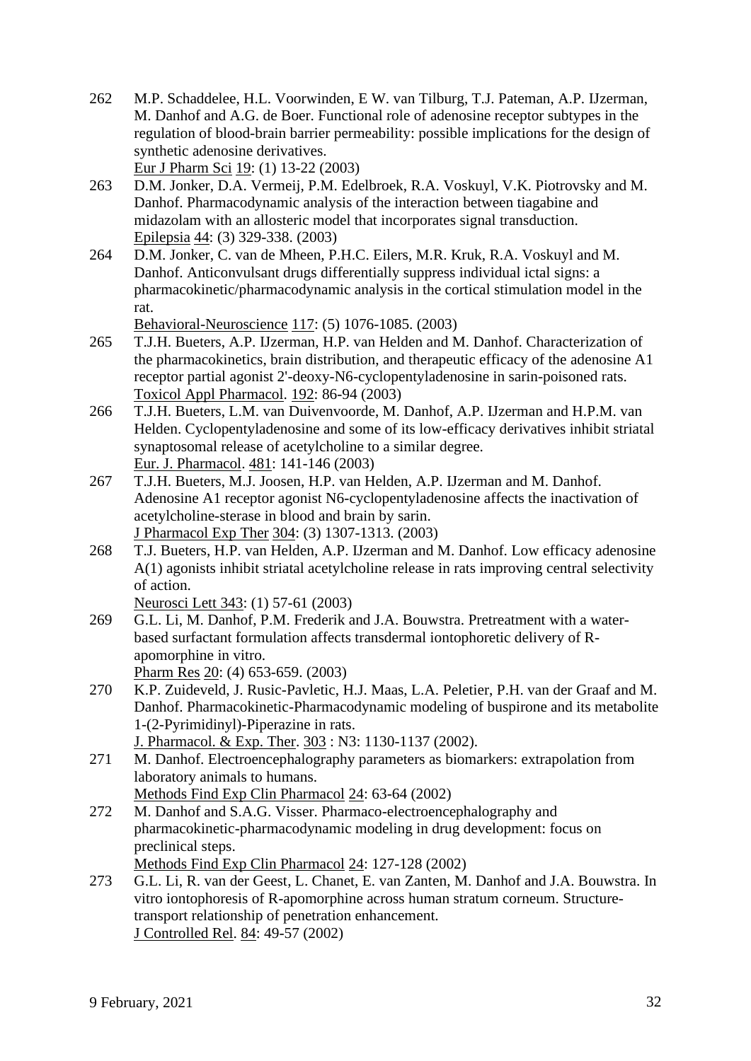262 M.P. Schaddelee, H.L. Voorwinden, E W. van Tilburg, T.J. Pateman, A.P. IJzerman, M. Danhof and A.G. de Boer. Functional role of adenosine receptor subtypes in the regulation of blood-brain barrier permeability: possible implications for the design of synthetic adenosine derivatives.
Eur J Pharm Sci 19: (1) 13-22 (2003)

263 D.M. Jonker, D.A. Vermeij, P.M. Edelbroek, R.A. Voskuyl, V.K. Piotrovsky and M. Danhof. Pharmacodynamic analysis of the interaction between tiagabine and midazolam with an allosteric model that incorporates signal transduction.
Epilepsia 44: (3) 329-338. (2003)

264 D.M. Jonker, C. van de Mheen, P.H.C. Eilers, M.R. Kruk, R.A. Voskuyl and M. Danhof. Anticonvulsant drugs differentially suppress individual ictal signs: a pharmacokinetic/pharmacodynamic analysis in the cortical stimulation model in the rat.
Behavioral-Neuroscience 117: (5) 1076-1085. (2003)

265 T.J.H. Bueters, A.P. IJzerman, H.P. van Helden and M. Danhof. Characterization of the pharmacokinetics, brain distribution, and therapeutic efficacy of the adenosine A1 receptor partial agonist 2'-deoxy-N6-cyclopentyladenosine in sarin-poisoned rats.
Toxicol Appl Pharmacol. 192: 86-94 (2003)

266 T.J.H. Bueters, L.M. van Duivenvoorde, M. Danhof, A.P. IJzerman and H.P.M. van Helden. Cyclopentyladenosine and some of its low-efficacy derivatives inhibit striatal synaptosomal release of acetylcholine to a similar degree.
Eur. J. Pharmacol. 481: 141-146 (2003)

267 T.J.H. Bueters, M.J. Joosen, H.P. van Helden, A.P. IJzerman and M. Danhof. Adenosine A1 receptor agonist N6-cyclopentyladenosine affects the inactivation of acetylcholine-sterase in blood and brain by sarin.
J Pharmacol Exp Ther 304: (3) 1307-1313. (2003)

268 T.J. Bueters, H.P. van Helden, A.P. IJzerman and M. Danhof. Low efficacy adenosine A(1) agonists inhibit striatal acetylcholine release in rats improving central selectivity of action.
Neurosci Lett 343: (1) 57-61 (2003)

269 G.L. Li, M. Danhof, P.M. Frederik and J.A. Bouwstra. Pretreatment with a water-based surfactant formulation affects transdermal iontophoretic delivery of R-apomorphine in vitro.
Pharm Res 20: (4) 653-659. (2003)

270 K.P. Zuideveld, J. Rusic-Pavletic, H.J. Maas, L.A. Peletier, P.H. van der Graaf and M. Danhof. Pharmacokinetic-Pharmacodynamic modeling of buspirone and its metabolite 1-(2-Pyrimidinyl)-Piperazine in rats.
J. Pharmacol. & Exp. Ther. 303 : N3: 1130-1137 (2002).

271 M. Danhof. Electroencephalography parameters as biomarkers: extrapolation from laboratory animals to humans.
Methods Find Exp Clin Pharmacol 24: 63-64 (2002)

272 M. Danhof and S.A.G. Visser. Pharmaco-electroencephalography and pharmacokinetic-pharmacodynamic modeling in drug development: focus on preclinical steps.
Methods Find Exp Clin Pharmacol 24: 127-128 (2002)

273 G.L. Li, R. van der Geest, L. Chanet, E. van Zanten, M. Danhof and J.A. Bouwstra. In vitro iontophoresis of R-apomorphine across human stratum corneum. Structure-transport relationship of penetration enhancement.
J Controlled Rel. 84: 49-57 (2002)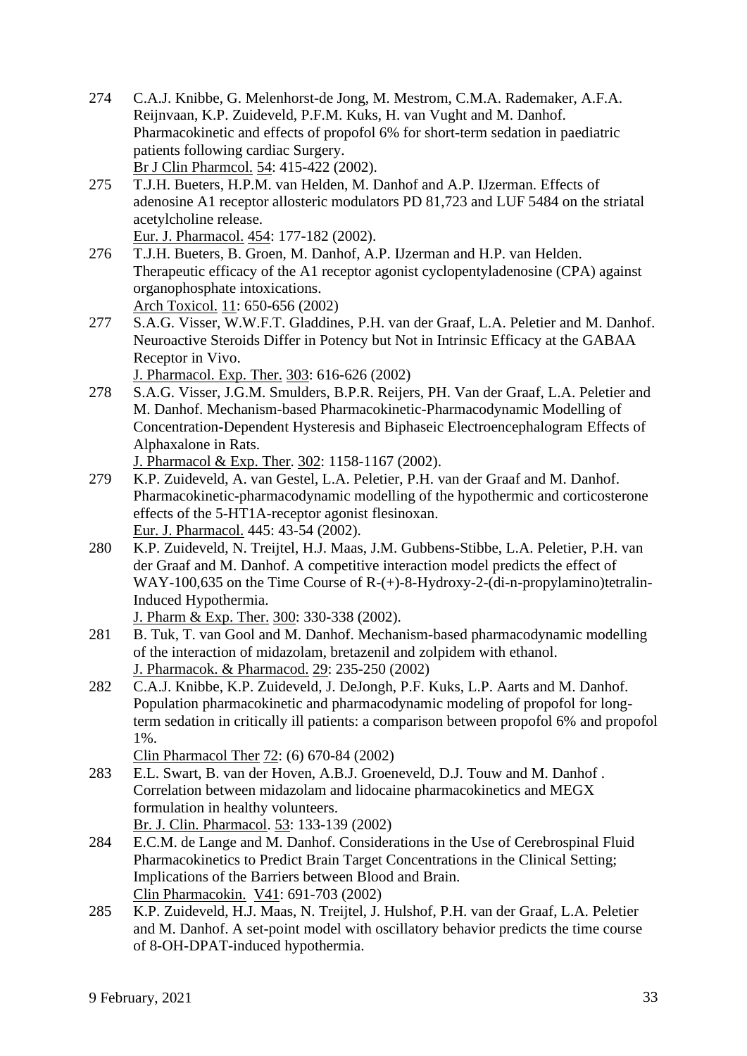274 C.A.J. Knibbe, G. Melenhorst-de Jong, M. Mestrom, C.M.A. Rademaker, A.F.A. Reijnvaan, K.P. Zuideveld, P.F.M. Kuks, H. van Vught and M. Danhof. Pharmacokinetic and effects of propofol 6% for short-term sedation in paediatric patients following cardiac Surgery.
Br J Clin Pharmcol. 54: 415-422 (2002).

275 T.J.H. Bueters, H.P.M. van Helden, M. Danhof and A.P. IJzerman. Effects of adenosine A1 receptor allosteric modulators PD 81,723 and LUF 5484 on the striatal acetylcholine release.
Eur. J. Pharmacol. 454: 177-182 (2002).

276 T.J.H. Bueters, B. Groen, M. Danhof, A.P. IJzerman and H.P. van Helden. Therapeutic efficacy of the A1 receptor agonist cyclopentyladenosine (CPA) against organophosphate intoxications.
Arch Toxicol. 11: 650-656 (2002)

277 S.A.G. Visser, W.W.F.T. Gladdines, P.H. van der Graaf, L.A. Peletier and M. Danhof. Neuroactive Steroids Differ in Potency but Not in Intrinsic Efficacy at the GABAA Receptor in Vivo.
J. Pharmacol. Exp. Ther. 303: 616-626 (2002)

278 S.A.G. Visser, J.G.M. Smulders, B.P.R. Reijers, PH. Van der Graaf, L.A. Peletier and M. Danhof. Mechanism-based Pharmacokinetic-Pharmacodynamic Modelling of Concentration-Dependent Hysteresis and Biphaseic Electroencephalogram Effects of Alphaxalone in Rats.
J. Pharmacol & Exp. Ther. 302: 1158-1167 (2002).

279 K.P. Zuideveld, A. van Gestel, L.A. Peletier, P.H. van der Graaf and M. Danhof. Pharmacokinetic-pharmacodynamic modelling of the hypothermic and corticosterone effects of the 5-HT1A-receptor agonist flesinoxan.
Eur. J. Pharmacol. 445: 43-54 (2002).

280 K.P. Zuideveld, N. Treijtel, H.J. Maas, J.M. Gubbens-Stibbe, L.A. Peletier, P.H. van der Graaf and M. Danhof. A competitive interaction model predicts the effect of WAY-100,635 on the Time Course of R-(+)-8-Hydroxy-2-(di-n-propylamino)tetralin-Induced Hypothermia.
J. Pharm & Exp. Ther. 300: 330-338 (2002).

281 B. Tuk, T. van Gool and M. Danhof. Mechanism-based pharmacodynamic modelling of the interaction of midazolam, bretazenil and zolpidem with ethanol.
J. Pharmacok. & Pharmacod. 29: 235-250 (2002)

282 C.A.J. Knibbe, K.P. Zuideveld, J. DeJongh, P.F. Kuks, L.P. Aarts and M. Danhof. Population pharmacokinetic and pharmacodynamic modeling of propofol for long-term sedation in critically ill patients: a comparison between propofol 6% and propofol 1%.
Clin Pharmacol Ther 72: (6) 670-84 (2002)

283 E.L. Swart, B. van der Hoven, A.B.J. Groeneveld, D.J. Touw and M. Danhof . Correlation between midazolam and lidocaine pharmacokinetics and MEGX formulation in healthy volunteers.
Br. J. Clin. Pharmacol. 53: 133-139 (2002)

284 E.C.M. de Lange and M. Danhof. Considerations in the Use of Cerebrospinal Fluid Pharmacokinetics to Predict Brain Target Concentrations in the Clinical Setting; Implications of the Barriers between Blood and Brain.
Clin Pharmacokin. V41: 691-703 (2002)

285 K.P. Zuideveld, H.J. Maas, N. Treijtel, J. Hulshof, P.H. van der Graaf, L.A. Peletier and M. Danhof. A set-point model with oscillatory behavior predicts the time course of 8-OH-DPAT-induced hypothermia.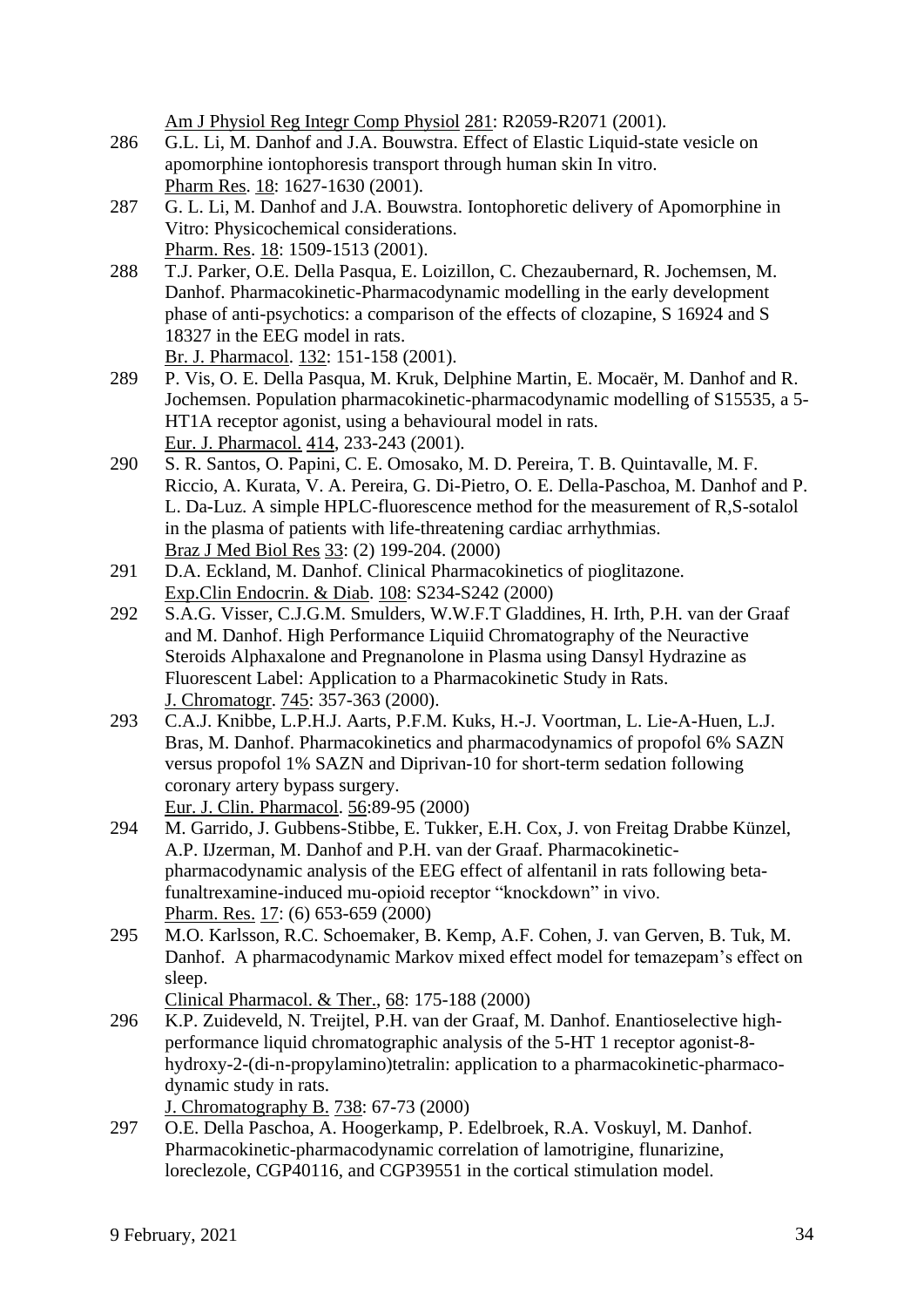Am J Physiol Reg Integr Comp Physiol 281: R2059-R2071 (2001).

286 G.L. Li, M. Danhof and J.A. Bouwstra. Effect of Elastic Liquid-state vesicle on apomorphine iontophoresis transport through human skin In vitro. Pharm Res. 18: 1627-1630 (2001).

287 G. L. Li, M. Danhof and J.A. Bouwstra. Iontophoretic delivery of Apomorphine in Vitro: Physicochemical considerations. Pharm. Res. 18: 1509-1513 (2001).

288 T.J. Parker, O.E. Della Pasqua, E. Loizillon, C. Chezaubernard, R. Jochemsen, M. Danhof. Pharmacokinetic-Pharmacodynamic modelling in the early development phase of anti-psychotics: a comparison of the effects of clozapine, S 16924 and S 18327 in the EEG model in rats. Br. J. Pharmacol. 132: 151-158 (2001).

289 P. Vis, O. E. Della Pasqua, M. Kruk, Delphine Martin, E. Mocaër, M. Danhof and R. Jochemsen. Population pharmacokinetic-pharmacodynamic modelling of S15535, a 5-HT1A receptor agonist, using a behavioural model in rats. Eur. J. Pharmacol. 414, 233-243 (2001).

290 S. R. Santos, O. Papini, C. E. Omosako, M. D. Pereira, T. B. Quintavalle, M. F. Riccio, A. Kurata, V. A. Pereira, G. Di-Pietro, O. E. Della-Paschoa, M. Danhof and P. L. Da-Luz. A simple HPLC-fluorescence method for the measurement of R,S-sotalol in the plasma of patients with life-threatening cardiac arrhythmias. Braz J Med Biol Res 33: (2) 199-204. (2000)

291 D.A. Eckland, M. Danhof. Clinical Pharmacokinetics of pioglitazone. Exp.Clin Endocrin. & Diab. 108: S234-S242 (2000)

292 S.A.G. Visser, C.J.G.M. Smulders, W.W.F.T Gladdines, H. Irth, P.H. van der Graaf and M. Danhof. High Performance Liquiid Chromatography of the Neuractive Steroids Alphaxalone and Pregnanolone in Plasma using Dansyl Hydrazine as Fluorescent Label: Application to a Pharmacokinetic Study in Rats. J. Chromatogr. 745: 357-363 (2000).

293 C.A.J. Knibbe, L.P.H.J. Aarts, P.F.M. Kuks, H.-J. Voortman, L. Lie-A-Huen, L.J. Bras, M. Danhof. Pharmacokinetics and pharmacodynamics of propofol 6% SAZN versus propofol 1% SAZN and Diprivan-10 for short-term sedation following coronary artery bypass surgery. Eur. J. Clin. Pharmacol. 56:89-95 (2000)

294 M. Garrido, J. Gubbens-Stibbe, E. Tukker, E.H. Cox, J. von Freitag Drabbe Künzel, A.P. IJzerman, M. Danhof and P.H. van der Graaf. Pharmacokinetic-pharmacodynamic analysis of the EEG effect of alfentanil in rats following beta-funaltrexamine-induced mu-opioid receptor "knockdown" in vivo. Pharm. Res. 17: (6) 653-659 (2000)

295 M.O. Karlsson, R.C. Schoemaker, B. Kemp, A.F. Cohen, J. van Gerven, B. Tuk, M. Danhof. A pharmacodynamic Markov mixed effect model for temazepam's effect on sleep. Clinical Pharmacol. & Ther., 68: 175-188 (2000)

296 K.P. Zuideveld, N. Treijtel, P.H. van der Graaf, M. Danhof. Enantioselective high-performance liquid chromatographic analysis of the 5-HT 1 receptor agonist-8-hydroxy-2-(di-n-propylamino)tetralin: application to a pharmacokinetic-pharmaco-dynamic study in rats. J. Chromatography B. 738: 67-73 (2000)

297 O.E. Della Paschoa, A. Hoogerkamp, P. Edelbroek, R.A. Voskuyl, M. Danhof. Pharmacokinetic-pharmacodynamic correlation of lamotrigine, flunarizine, loreclezole, CGP40116, and CGP39551 in the cortical stimulation model.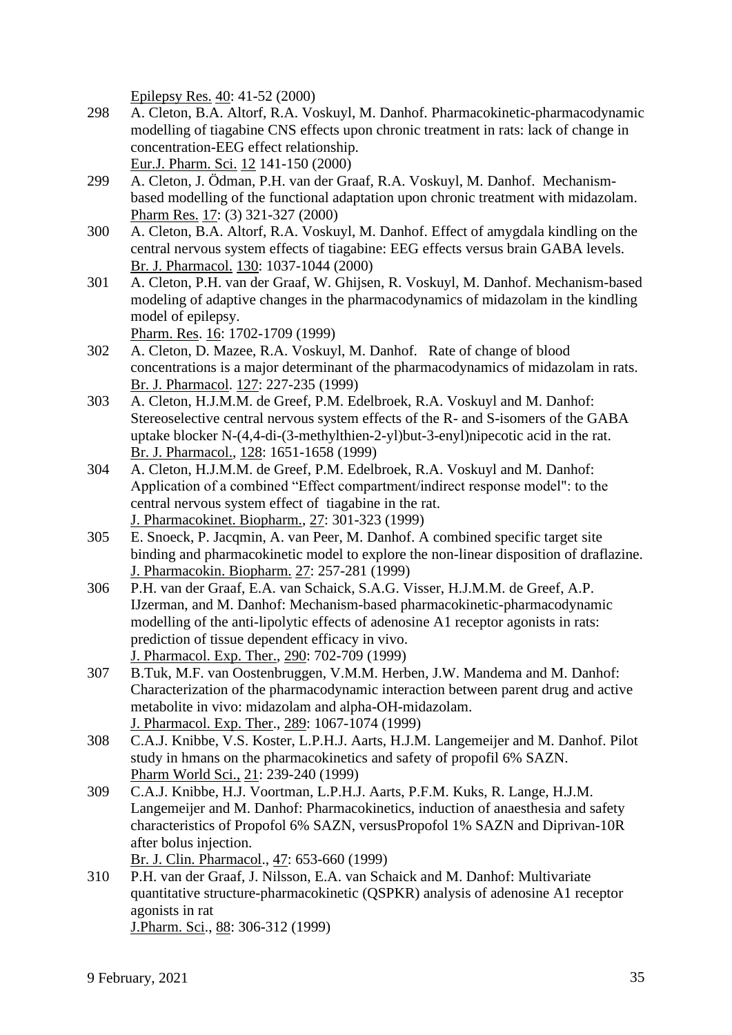Epilepsy Res. 40: 41-52 (2000)

298 A. Cleton, B.A. Altorf, R.A. Voskuyl, M. Danhof. Pharmacokinetic-pharmacodynamic modelling of tiagabine CNS effects upon chronic treatment in rats: lack of change in concentration-EEG effect relationship.
Eur.J. Pharm. Sci. 12 141-150 (2000)

299 A. Cleton, J. Ödman, P.H. van der Graaf, R.A. Voskuyl, M. Danhof. Mechanism-based modelling of the functional adaptation upon chronic treatment with midazolam.
Pharm Res. 17: (3) 321-327 (2000)

300 A. Cleton, B.A. Altorf, R.A. Voskuyl, M. Danhof. Effect of amygdala kindling on the central nervous system effects of tiagabine: EEG effects versus brain GABA levels.
Br. J. Pharmacol. 130: 1037-1044 (2000)

301 A. Cleton, P.H. van der Graaf, W. Ghijsen, R. Voskuyl, M. Danhof. Mechanism-based modeling of adaptive changes in the pharmacodynamics of midazolam in the kindling model of epilepsy.
Pharm. Res. 16: 1702-1709 (1999)

302 A. Cleton, D. Mazee, R.A. Voskuyl, M. Danhof. Rate of change of blood concentrations is a major determinant of the pharmacodynamics of midazolam in rats.
Br. J. Pharmacol. 127: 227-235 (1999)

303 A. Cleton, H.J.M.M. de Greef, P.M. Edelbroek, R.A. Voskuyl and M. Danhof: Stereoselective central nervous system effects of the R- and S-isomers of the GABA uptake blocker N-(4,4-di-(3-methylthien-2-yl)but-3-enyl)nipecotic acid in the rat.
Br. J. Pharmacol., 128: 1651-1658 (1999)

304 A. Cleton, H.J.M.M. de Greef, P.M. Edelbroek, R.A. Voskuyl and M. Danhof: Application of a combined "Effect compartment/indirect response model": to the central nervous system effect of tiagabine in the rat.
J. Pharmacokinet. Biopharm., 27: 301-323 (1999)

305 E. Snoeck, P. Jacqmin, A. van Peer, M. Danhof. A combined specific target site binding and pharmacokinetic model to explore the non-linear disposition of draflazine.
J. Pharmacokin. Biopharm. 27: 257-281 (1999)

306 P.H. van der Graaf, E.A. van Schaick, S.A.G. Visser, H.J.M.M. de Greef, A.P. IJzerman, and M. Danhof: Mechanism-based pharmacokinetic-pharmacodynamic modelling of the anti-lipolytic effects of adenosine A1 receptor agonists in rats: prediction of tissue dependent efficacy in vivo.
J. Pharmacol. Exp. Ther., 290: 702-709 (1999)

307 B.Tuk, M.F. van Oostenbruggen, V.M.M. Herben, J.W. Mandema and M. Danhof: Characterization of the pharmacodynamic interaction between parent drug and active metabolite in vivo: midazolam and alpha-OH-midazolam.
J. Pharmacol. Exp. Ther., 289: 1067-1074 (1999)

308 C.A.J. Knibbe, V.S. Koster, L.P.H.J. Aarts, H.J.M. Langemeijer and M. Danhof. Pilot study in hmans on the pharmacokinetics and safety of propofil 6% SAZN.
Pharm World Sci., 21: 239-240 (1999)

309 C.A.J. Knibbe, H.J. Voortman, L.P.H.J. Aarts, P.F.M. Kuks, R. Lange, H.J.M. Langemeijer and M. Danhof: Pharmacokinetics, induction of anaesthesia and safety characteristics of Propofol 6% SAZN, versusPropofol 1% SAZN and Diprivan-10R after bolus injection.
Br. J. Clin. Pharmacol., 47: 653-660 (1999)

310 P.H. van der Graaf, J. Nilsson, E.A. van Schaick and M. Danhof: Multivariate quantitative structure-pharmacokinetic (QSPKR) analysis of adenosine A1 receptor agonists in rat
J.Pharm. Sci., 88: 306-312 (1999)

9 February, 2021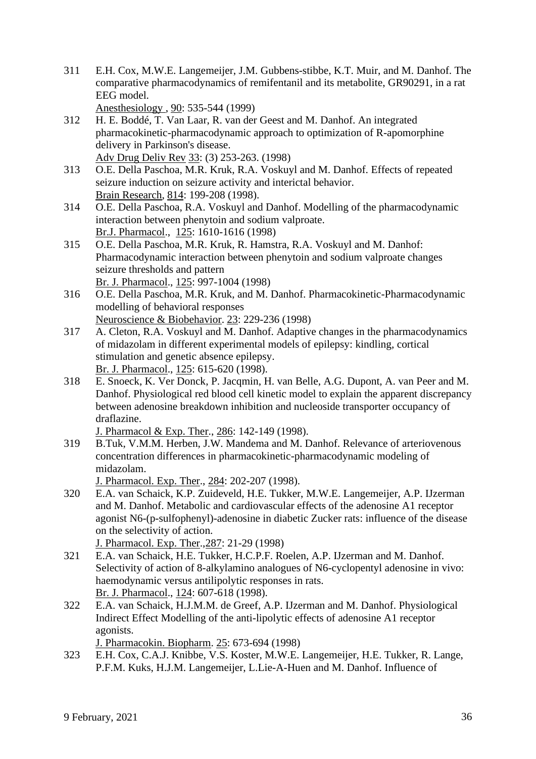311 E.H. Cox, M.W.E. Langemeijer, J.M. Gubbens-stibbe, K.T. Muir, and M. Danhof. The comparative pharmacodynamics of remifentanil and its metabolite, GR90291, in a rat EEG model.
Anesthesiology , 90: 535-544 (1999)

312 H. E. Boddé, T. Van Laar, R. van der Geest and M. Danhof. An integrated pharmacokinetic-pharmacodynamic approach to optimization of R-apomorphine delivery in Parkinson's disease.
Adv Drug Deliv Rev 33: (3) 253-263. (1998)

313 O.E. Della Paschoa, M.R. Kruk, R.A. Voskuyl and M. Danhof. Effects of repeated seizure induction on seizure activity and interictal behavior.
Brain Research, 814: 199-208 (1998).

314 O.E. Della Paschoa, R.A. Voskuyl and Danhof. Modelling of the pharmacodynamic interaction between phenytoin and sodium valproate.
Br.J. Pharmacol., 125: 1610-1616 (1998)

315 O.E. Della Paschoa, M.R. Kruk, R. Hamstra, R.A. Voskuyl and M. Danhof: Pharmacodynamic interaction between phenytoin and sodium valproate changes seizure thresholds and pattern
Br. J. Pharmacol., 125: 997-1004 (1998)

316 O.E. Della Paschoa, M.R. Kruk, and M. Danhof. Pharmacokinetic-Pharmacodynamic modelling of behavioral responses
Neuroscience & Biobehavior. 23: 229-236 (1998)

317 A. Cleton, R.A. Voskuyl and M. Danhof. Adaptive changes in the pharmacodynamics of midazolam in different experimental models of epilepsy: kindling, cortical stimulation and genetic absence epilepsy.
Br. J. Pharmacol., 125: 615-620 (1998).

318 E. Snoeck, K. Ver Donck, P. Jacqmin, H. van Belle, A.G. Dupont, A. van Peer and M. Danhof. Physiological red blood cell kinetic model to explain the apparent discrepancy between adenosine breakdown inhibition and nucleoside transporter occupancy of draflazine.
J. Pharmacol & Exp. Ther., 286: 142-149 (1998).

319 B.Tuk, V.M.M. Herben, J.W. Mandema and M. Danhof. Relevance of arteriovenous concentration differences in pharmacokinetic-pharmacodynamic modeling of midazolam.
J. Pharmacol. Exp. Ther., 284: 202-207 (1998).

320 E.A. van Schaick, K.P. Zuideveld, H.E. Tukker, M.W.E. Langemeijer, A.P. IJzerman and M. Danhof. Metabolic and cardiovascular effects of the adenosine A1 receptor agonist N6-(p-sulfophenyl)-adenosine in diabetic Zucker rats: influence of the disease on the selectivity of action.
J. Pharmacol. Exp. Ther.,287: 21-29 (1998)

321 E.A. van Schaick, H.E. Tukker, H.C.P.F. Roelen, A.P. IJzerman and M. Danhof. Selectivity of action of 8-alkylamino analogues of N6-cyclopentyl adenosine in vivo: haemodynamic versus antilipolytic responses in rats.
Br. J. Pharmacol., 124: 607-618 (1998).

322 E.A. van Schaick, H.J.M.M. de Greef, A.P. IJzerman and M. Danhof. Physiological Indirect Effect Modelling of the anti-lipolytic effects of adenosine A1 receptor agonists.
J. Pharmacokin. Biopharm. 25: 673-694 (1998)

323 E.H. Cox, C.A.J. Knibbe, V.S. Koster, M.W.E. Langemeijer, H.E. Tukker, R. Lange, P.F.M. Kuks, H.J.M. Langemeijer, L.Lie-A-Huen and M. Danhof. Influence of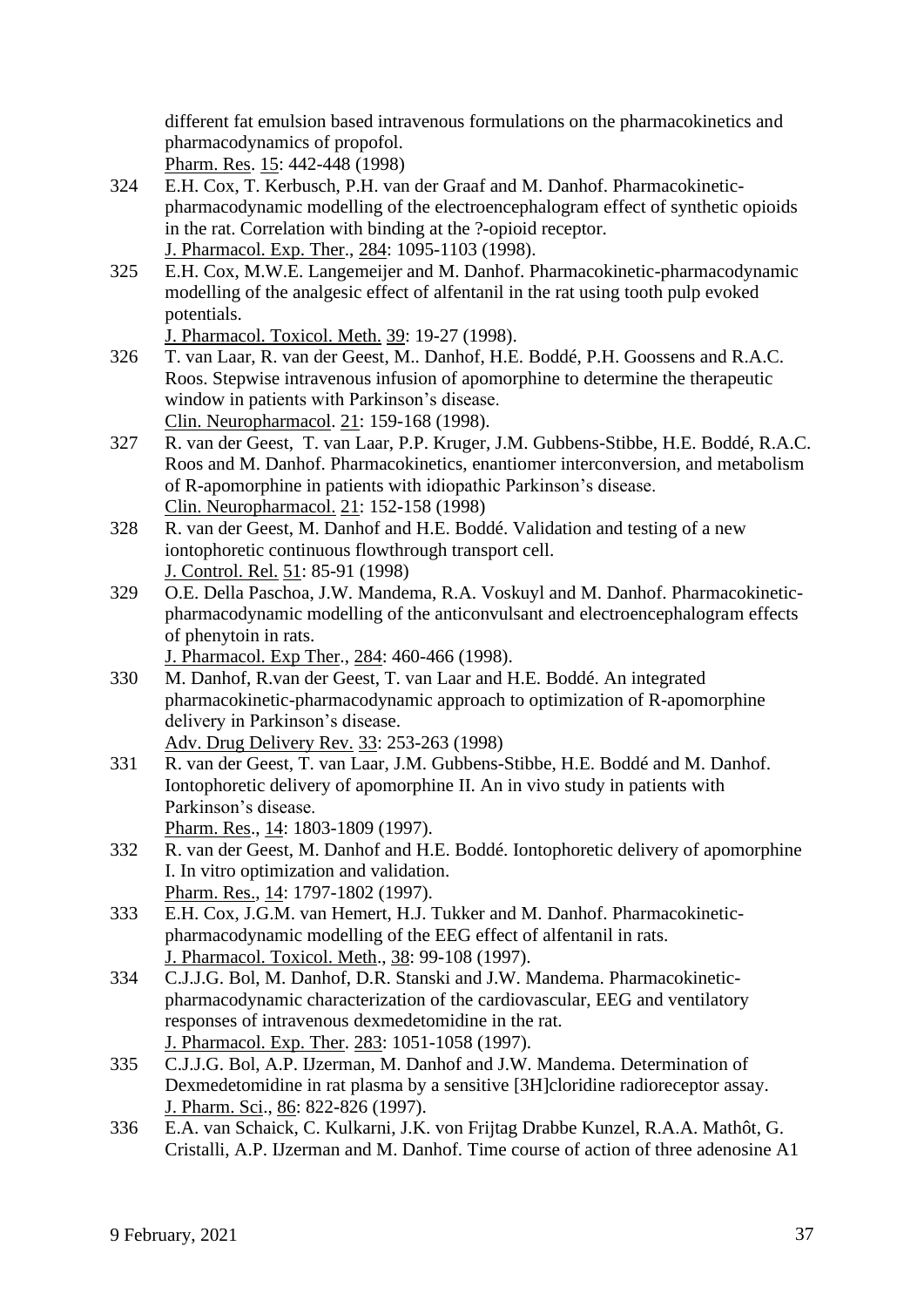different fat emulsion based intravenous formulations on the pharmacokinetics and pharmacodynamics of propofol.
Pharm. Res. 15: 442-448 (1998)

324 E.H. Cox, T. Kerbusch, P.H. van der Graaf and M. Danhof. Pharmacokinetic-pharmacodynamic modelling of the electroencephalogram effect of synthetic opioids in the rat. Correlation with binding at the ?-opioid receptor.
J. Pharmacol. Exp. Ther., 284: 1095-1103 (1998).

325 E.H. Cox, M.W.E. Langemeijer and M. Danhof. Pharmacokinetic-pharmacodynamic modelling of the analgesic effect of alfentanil in the rat using tooth pulp evoked potentials.
J. Pharmacol. Toxicol. Meth. 39: 19-27 (1998).

326 T. van Laar, R. van der Geest, M.. Danhof, H.E. Boddé, P.H. Goossens and R.A.C. Roos. Stepwise intravenous infusion of apomorphine to determine the therapeutic window in patients with Parkinson's disease.
Clin. Neuropharmacol. 21: 159-168 (1998).

327 R. van der Geest, T. van Laar, P.P. Kruger, J.M. Gubbens-Stibbe, H.E. Boddé, R.A.C. Roos and M. Danhof. Pharmacokinetics, enantiomer interconversion, and metabolism of R-apomorphine in patients with idiopathic Parkinson's disease.
Clin. Neuropharmacol. 21: 152-158 (1998)

328 R. van der Geest, M. Danhof and H.E. Boddé. Validation and testing of a new iontophoretic continuous flowthrough transport cell.
J. Control. Rel. 51: 85-91 (1998)

329 O.E. Della Paschoa, J.W. Mandema, R.A. Voskuyl and M. Danhof. Pharmacokinetic-pharmacodynamic modelling of the anticonvulsant and electroencephalogram effects of phenytoin in rats.
J. Pharmacol. Exp Ther., 284: 460-466 (1998).

330 M. Danhof, R.van der Geest, T. van Laar and H.E. Boddé. An integrated pharmacokinetic-pharmacodynamic approach to optimization of R-apomorphine delivery in Parkinson's disease.
Adv. Drug Delivery Rev. 33: 253-263 (1998)

331 R. van der Geest, T. van Laar, J.M. Gubbens-Stibbe, H.E. Boddé and M. Danhof. Iontophoretic delivery of apomorphine II. An in vivo study in patients with Parkinson's disease.
Pharm. Res., 14: 1803-1809 (1997).

332 R. van der Geest, M. Danhof and H.E. Boddé. Iontophoretic delivery of apomorphine I. In vitro optimization and validation.
Pharm. Res., 14: 1797-1802 (1997).

333 E.H. Cox, J.G.M. van Hemert, H.J. Tukker and M. Danhof. Pharmacokinetic-pharmacodynamic modelling of the EEG effect of alfentanil in rats.
J. Pharmacol. Toxicol. Meth., 38: 99-108 (1997).

334 C.J.J.G. Bol, M. Danhof, D.R. Stanski and J.W. Mandema. Pharmacokinetic-pharmacodynamic characterization of the cardiovascular, EEG and ventilatory responses of intravenous dexmedetomidine in the rat.
J. Pharmacol. Exp. Ther. 283: 1051-1058 (1997).

335 C.J.J.G. Bol, A.P. IJzerman, M. Danhof and J.W. Mandema. Determination of Dexmedetomidine in rat plasma by a sensitive [3H]cloridine radioreceptor assay.
J. Pharm. Sci., 86: 822-826 (1997).

336 E.A. van Schaick, C. Kulkarni, J.K. von Frijtag Drabbe Kunzel, R.A.A. Mathôt, G. Cristalli, A.P. IJzerman and M. Danhof. Time course of action of three adenosine A1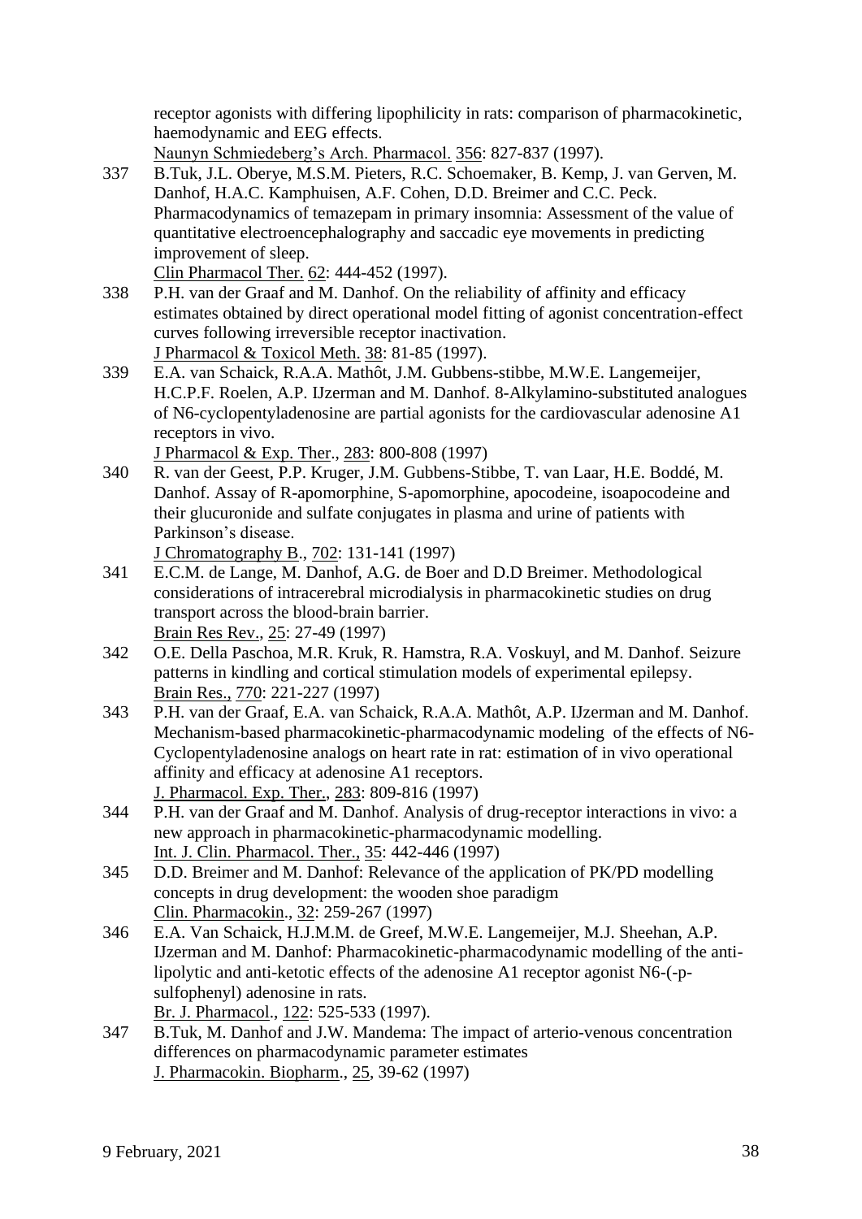receptor agonists with differing lipophilicity in rats: comparison of pharmacokinetic, haemodynamic and EEG effects.
Naunyn Schmiedeberg's Arch. Pharmacol. 356: 827-837 (1997).

337 B.Tuk, J.L. Oberye, M.S.M. Pieters, R.C. Schoemaker, B. Kemp, J. van Gerven, M. Danhof, H.A.C. Kamphuisen, A.F. Cohen, D.D. Breimer and C.C. Peck. Pharmacodynamics of temazepam in primary insomnia: Assessment of the value of quantitative electroencephalography and saccadic eye movements in predicting improvement of sleep.
Clin Pharmacol Ther. 62: 444-452 (1997).

338 P.H. van der Graaf and M. Danhof. On the reliability of affinity and efficacy estimates obtained by direct operational model fitting of agonist concentration-effect curves following irreversible receptor inactivation.
J Pharmacol & Toxicol Meth. 38: 81-85 (1997).

339 E.A. van Schaick, R.A.A. Mathôt, J.M. Gubbens-stibbe, M.W.E. Langemeijer, H.C.P.F. Roelen, A.P. IJzerman and M. Danhof. 8-Alkylamino-substituted analogues of N6-cyclopentyladenosine are partial agonists for the cardiovascular adenosine A1 receptors in vivo.
J Pharmacol & Exp. Ther., 283: 800-808 (1997)

340 R. van der Geest, P.P. Kruger, J.M. Gubbens-Stibbe, T. van Laar, H.E. Boddé, M. Danhof. Assay of R-apomorphine, S-apomorphine, apocodeine, isoapocodeine and their glucuronide and sulfate conjugates in plasma and urine of patients with Parkinson's disease.
J Chromatography B., 702: 131-141 (1997)

341 E.C.M. de Lange, M. Danhof, A.G. de Boer and D.D Breimer. Methodological considerations of intracerebral microdialysis in pharmacokinetic studies on drug transport across the blood-brain barrier.
Brain Res Rev., 25: 27-49 (1997)

342 O.E. Della Paschoa, M.R. Kruk, R. Hamstra, R.A. Voskuyl, and M. Danhof. Seizure patterns in kindling and cortical stimulation models of experimental epilepsy.
Brain Res., 770: 221-227 (1997)

343 P.H. van der Graaf, E.A. van Schaick, R.A.A. Mathôt, A.P. IJzerman and M. Danhof. Mechanism-based pharmacokinetic-pharmacodynamic modeling of the effects of N6-Cyclopentyladenosine analogs on heart rate in rat: estimation of in vivo operational affinity and efficacy at adenosine A1 receptors.
J. Pharmacol. Exp. Ther., 283: 809-816 (1997)

344 P.H. van der Graaf and M. Danhof. Analysis of drug-receptor interactions in vivo: a new approach in pharmacokinetic-pharmacodynamic modelling.
Int. J. Clin. Pharmacol. Ther., 35: 442-446 (1997)

345 D.D. Breimer and M. Danhof: Relevance of the application of PK/PD modelling concepts in drug development: the wooden shoe paradigm
Clin. Pharmacokin., 32: 259-267 (1997)

346 E.A. Van Schaick, H.J.M.M. de Greef, M.W.E. Langemeijer, M.J. Sheehan, A.P. IJzerman and M. Danhof: Pharmacokinetic-pharmacodynamic modelling of the anti-lipolytic and anti-ketotic effects of the adenosine A1 receptor agonist N6-(-p-sulfophenyl) adenosine in rats.
Br. J. Pharmacol., 122: 525-533 (1997).

347 B.Tuk, M. Danhof and J.W. Mandema: The impact of arterio-venous concentration differences on pharmacodynamic parameter estimates
J. Pharmacokin. Biopharm., 25, 39-62 (1997)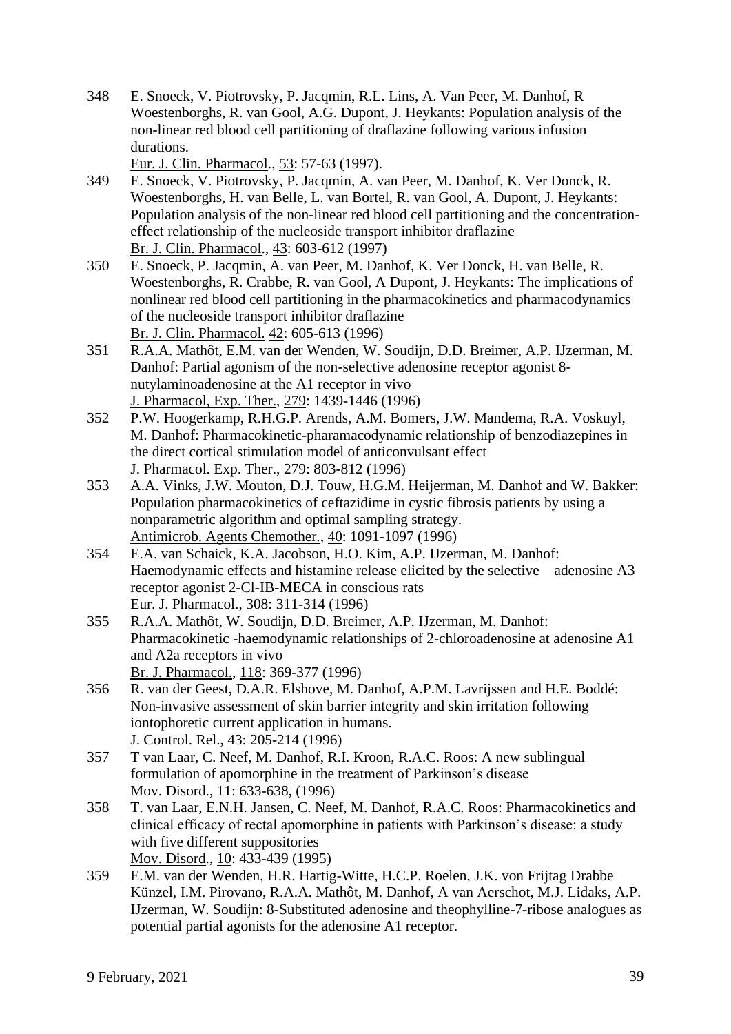348 E. Snoeck, V. Piotrovsky, P. Jacqmin, R.L. Lins, A. Van Peer, M. Danhof, R Woestenborghs, R. van Gool, A.G. Dupont, J. Heykants: Population analysis of the non-linear red blood cell partitioning of draflazine following various infusion durations.
Eur. J. Clin. Pharmacol., 53: 57-63 (1997).

349 E. Snoeck, V. Piotrovsky, P. Jacqmin, A. van Peer, M. Danhof, K. Ver Donck, R. Woestenborghs, H. van Belle, L. van Bortel, R. van Gool, A. Dupont, J. Heykants: Population analysis of the non-linear red blood cell partitioning and the concentration-effect relationship of the nucleoside transport inhibitor draflazine
Br. J. Clin. Pharmacol., 43: 603-612 (1997)

350 E. Snoeck, P. Jacqmin, A. van Peer, M. Danhof, K. Ver Donck, H. van Belle, R. Woestenborghs, R. Crabbe, R. van Gool, A Dupont, J. Heykants: The implications of nonlinear red blood cell partitioning in the pharmacokinetics and pharmacodynamics of the nucleoside transport inhibitor draflazine
Br. J. Clin. Pharmacol. 42: 605-613 (1996)

351 R.A.A. Mathôt, E.M. van der Wenden, W. Soudijn, D.D. Breimer, A.P. IJzerman, M. Danhof: Partial agonism of the non-selective adenosine receptor agonist 8-nutylaminoadenosine at the A1 receptor in vivo
J. Pharmacol, Exp. Ther., 279: 1439-1446 (1996)

352 P.W. Hoogerkamp, R.H.G.P. Arends, A.M. Bomers, J.W. Mandema, R.A. Voskuyl, M. Danhof: Pharmacokinetic-pharamacodynamic relationship of benzodiazepines in the direct cortical stimulation model of anticonvulsant effect
J. Pharmacol. Exp. Ther., 279: 803-812 (1996)

353 A.A. Vinks, J.W. Mouton, D.J. Touw, H.G.M. Heijerman, M. Danhof and W. Bakker: Population pharmacokinetics of ceftazidime in cystic fibrosis patients by using a nonparametric algorithm and optimal sampling strategy.
Antimicrob. Agents Chemother., 40: 1091-1097 (1996)

354 E.A. van Schaick, K.A. Jacobson, H.O. Kim, A.P. IJzerman, M. Danhof: Haemodynamic effects and histamine release elicited by the selective adenosine A3 receptor agonist 2-Cl-IB-MECA in conscious rats
Eur. J. Pharmacol., 308: 311-314 (1996)

355 R.A.A. Mathôt, W. Soudijn, D.D. Breimer, A.P. IJzerman, M. Danhof: Pharmacokinetic -haemodynamic relationships of 2-chloroadenosine at adenosine A1 and A2a receptors in vivo
Br. J. Pharmacol., 118: 369-377 (1996)

356 R. van der Geest, D.A.R. Elshove, M. Danhof, A.P.M. Lavrijssen and H.E. Boddé: Non-invasive assessment of skin barrier integrity and skin irritation following iontophoretic current application in humans.
J. Control. Rel., 43: 205-214 (1996)

357 T van Laar, C. Neef, M. Danhof, R.I. Kroon, R.A.C. Roos: A new sublingual formulation of apomorphine in the treatment of Parkinson's disease
Mov. Disord., 11: 633-638, (1996)

358 T. van Laar, E.N.H. Jansen, C. Neef, M. Danhof, R.A.C. Roos: Pharmacokinetics and clinical efficacy of rectal apomorphine in patients with Parkinson's disease: a study with five different suppositories
Mov. Disord., 10: 433-439 (1995)

359 E.M. van der Wenden, H.R. Hartig-Witte, H.C.P. Roelen, J.K. von Frijtag Drabbe Künzel, I.M. Pirovano, R.A.A. Mathôt, M. Danhof, A van Aerschot, M.J. Lidaks, A.P. IJzerman, W. Soudijn: 8-Substituted adenosine and theophylline-7-ribose analogues as potential partial agonists for the adenosine A1 receptor.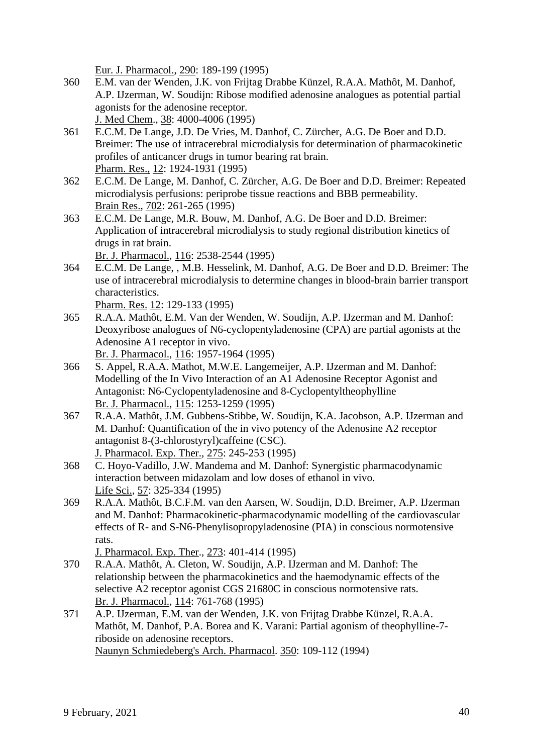Eur. J. Pharmacol., 290: 189-199 (1995)

360 E.M. van der Wenden, J.K. von Frijtag Drabbe Künzel, R.A.A. Mathôt, M. Danhof, A.P. IJzerman, W. Soudijn: Ribose modified adenosine analogues as potential partial agonists for the adenosine receptor.
J. Med Chem., 38: 4000-4006 (1995)

361 E.C.M. De Lange, J.D. De Vries, M. Danhof, C. Zürcher, A.G. De Boer and D.D. Breimer: The use of intracerebral microdialysis for determination of pharmacokinetic profiles of anticancer drugs in tumor bearing rat brain.
Pharm. Res., 12: 1924-1931 (1995)

362 E.C.M. De Lange, M. Danhof, C. Zürcher, A.G. De Boer and D.D. Breimer: Repeated microdialysis perfusions: periprobe tissue reactions and BBB permeability.
Brain Res., 702: 261-265 (1995)

363 E.C.M. De Lange, M.R. Bouw, M. Danhof, A.G. De Boer and D.D. Breimer: Application of intracerebral microdialysis to study regional distribution kinetics of drugs in rat brain.
Br. J. Pharmacol., 116: 2538-2544 (1995)

364 E.C.M. De Lange, , M.B. Hesselink, M. Danhof, A.G. De Boer and D.D. Breimer: The use of intracerebral microdialysis to determine changes in blood-brain barrier transport characteristics.
Pharm. Res. 12: 129-133 (1995)

365 R.A.A. Mathôt, E.M. Van der Wenden, W. Soudijn, A.P. IJzerman and M. Danhof: Deoxyribose analogues of N6-cyclopentyladenosine (CPA) are partial agonists at the Adenosine A1 receptor in vivo.
Br. J. Pharmacol., 116: 1957-1964 (1995)

366 S. Appel, R.A.A. Mathot, M.W.E. Langemeijer, A.P. IJzerman and M. Danhof: Modelling of the In Vivo Interaction of an A1 Adenosine Receptor Agonist and Antagonist: N6-Cyclopentyladenosine and 8-Cyclopentyltheophylline
Br. J. Pharmacol., 115: 1253-1259 (1995)

367 R.A.A. Mathôt, J.M. Gubbens-Stibbe, W. Soudijn, K.A. Jacobson, A.P. IJzerman and M. Danhof: Quantification of the in vivo potency of the Adenosine A2 receptor antagonist 8-(3-chlorostyryl)caffeine (CSC).
J. Pharmacol. Exp. Ther., 275: 245-253 (1995)

368 C. Hoyo-Vadillo, J.W. Mandema and M. Danhof: Synergistic pharmacodynamic interaction between midazolam and low doses of ethanol in vivo.
Life Sci., 57: 325-334 (1995)

369 R.A.A. Mathôt, B.C.F.M. van den Aarsen, W. Soudijn, D.D. Breimer, A.P. IJzerman and M. Danhof: Pharmacokinetic-pharmacodynamic modelling of the cardiovascular effects of R- and S-N6-Phenylisopropyladenosine (PIA) in conscious normotensive rats.
J. Pharmacol. Exp. Ther., 273: 401-414 (1995)

370 R.A.A. Mathôt, A. Cleton, W. Soudijn, A.P. IJzerman and M. Danhof: The relationship between the pharmacokinetics and the haemodynamic effects of the selective A2 receptor agonist CGS 21680C in conscious normotensive rats.
Br. J. Pharmacol., 114: 761-768 (1995)

371 A.P. IJzerman, E.M. van der Wenden, J.K. von Frijtag Drabbe Künzel, R.A.A. Mathôt, M. Danhof, P.A. Borea and K. Varani: Partial agonism of theophylline-7-riboside on adenosine receptors.
Naunyn Schmiedeberg's Arch. Pharmacol. 350: 109-112 (1994)

9 February, 2021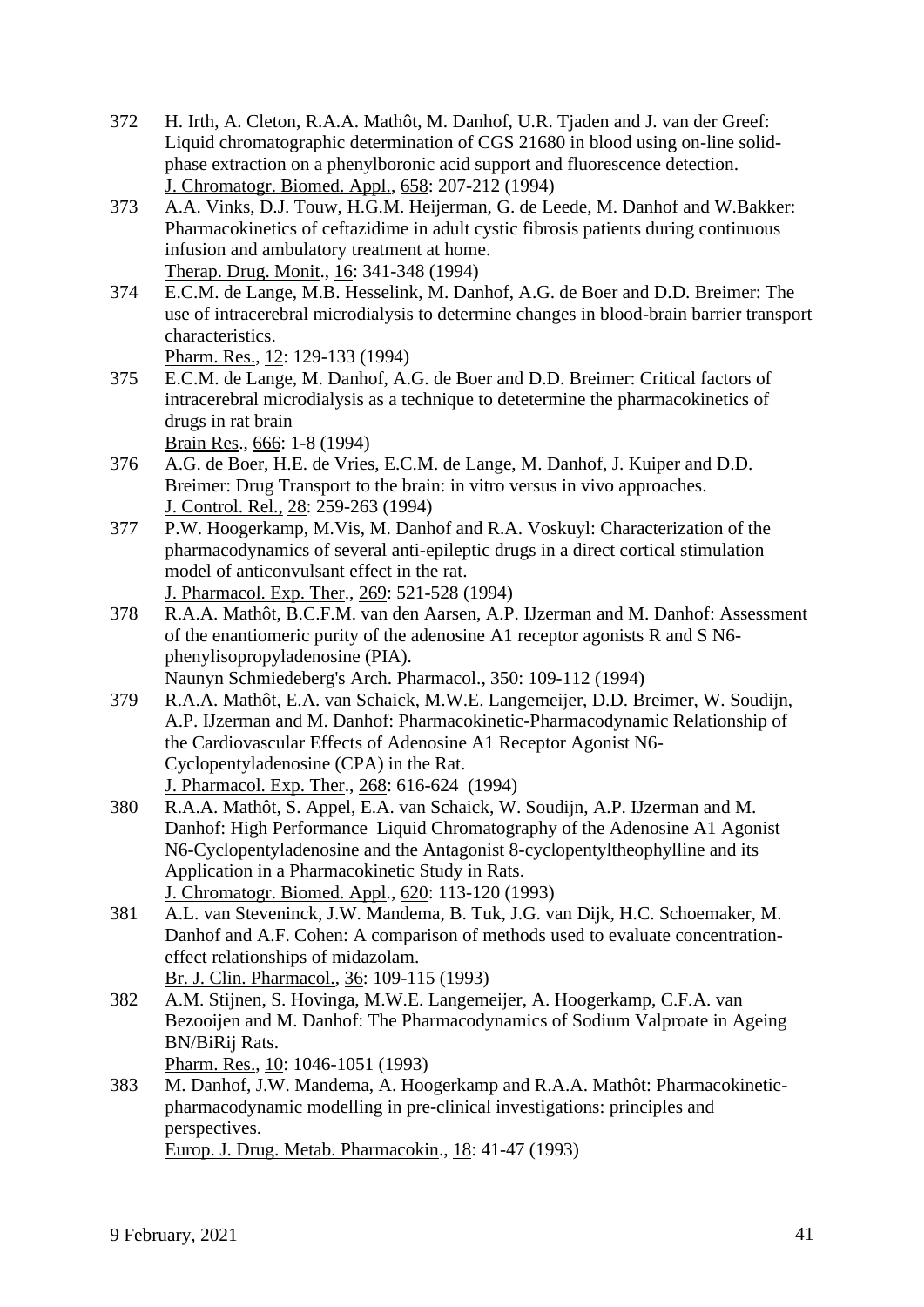372 H. Irth, A. Cleton, R.A.A. Mathôt, M. Danhof, U.R. Tjaden and J. van der Greef: Liquid chromatographic determination of CGS 21680 in blood using on-line solid-phase extraction on a phenylboronic acid support and fluorescence detection.
J. Chromatogr. Biomed. Appl., 658: 207-212 (1994)

373 A.A. Vinks, D.J. Touw, H.G.M. Heijerman, G. de Leede, M. Danhof and W.Bakker: Pharmacokinetics of ceftazidime in adult cystic fibrosis patients during continuous infusion and ambulatory treatment at home.
Therap. Drug. Monit., 16: 341-348 (1994)

374 E.C.M. de Lange, M.B. Hesselink, M. Danhof, A.G. de Boer and D.D. Breimer: The use of intracerebral microdialysis to determine changes in blood-brain barrier transport characteristics.
Pharm. Res., 12: 129-133 (1994)

375 E.C.M. de Lange, M. Danhof, A.G. de Boer and D.D. Breimer: Critical factors of intracerebral microdialysis as a technique to detetermine the pharmacokinetics of drugs in rat brain
Brain Res., 666: 1-8 (1994)

376 A.G. de Boer, H.E. de Vries, E.C.M. de Lange, M. Danhof, J. Kuiper and D.D. Breimer: Drug Transport to the brain: in vitro versus in vivo approaches.
J. Control. Rel., 28: 259-263 (1994)

377 P.W. Hoogerkamp, M.Vis, M. Danhof and R.A. Voskuyl: Characterization of the pharmacodynamics of several anti-epileptic drugs in a direct cortical stimulation model of anticonvulsant effect in the rat.
J. Pharmacol. Exp. Ther., 269: 521-528 (1994)

378 R.A.A. Mathôt, B.C.F.M. van den Aarsen, A.P. IJzerman and M. Danhof: Assessment of the enantiomeric purity of the adenosine A1 receptor agonists R and S N6-phenylisopropyladenosine (PIA).
Naunyn Schmiedeberg's Arch. Pharmacol., 350: 109-112 (1994)

379 R.A.A. Mathôt, E.A. van Schaick, M.W.E. Langemeijer, D.D. Breimer, W. Soudijn, A.P. IJzerman and M. Danhof: Pharmacokinetic-Pharmacodynamic Relationship of the Cardiovascular Effects of Adenosine A1 Receptor Agonist N6-Cyclopentyladenosine (CPA) in the Rat.
J. Pharmacol. Exp. Ther., 268: 616-624 (1994)

380 R.A.A. Mathôt, S. Appel, E.A. van Schaick, W. Soudijn, A.P. IJzerman and M. Danhof: High Performance Liquid Chromatography of the Adenosine A1 Agonist N6-Cyclopentyladenosine and the Antagonist 8-cyclopentyltheophylline and its Application in a Pharmacokinetic Study in Rats.
J. Chromatogr. Biomed. Appl., 620: 113-120 (1993)

381 A.L. van Steveninck, J.W. Mandema, B. Tuk, J.G. van Dijk, H.C. Schoemaker, M. Danhof and A.F. Cohen: A comparison of methods used to evaluate concentration-effect relationships of midazolam.
Br. J. Clin. Pharmacol., 36: 109-115 (1993)

382 A.M. Stijnen, S. Hovinga, M.W.E. Langemeijer, A. Hoogerkamp, C.F.A. van Bezooijen and M. Danhof: The Pharmacodynamics of Sodium Valproate in Ageing BN/BiRij Rats.
Pharm. Res., 10: 1046-1051 (1993)

383 M. Danhof, J.W. Mandema, A. Hoogerkamp and R.A.A. Mathôt: Pharmacokinetic-pharmacodynamic modelling in pre-clinical investigations: principles and perspectives.
Europ. J. Drug. Metab. Pharmacokin., 18: 41-47 (1993)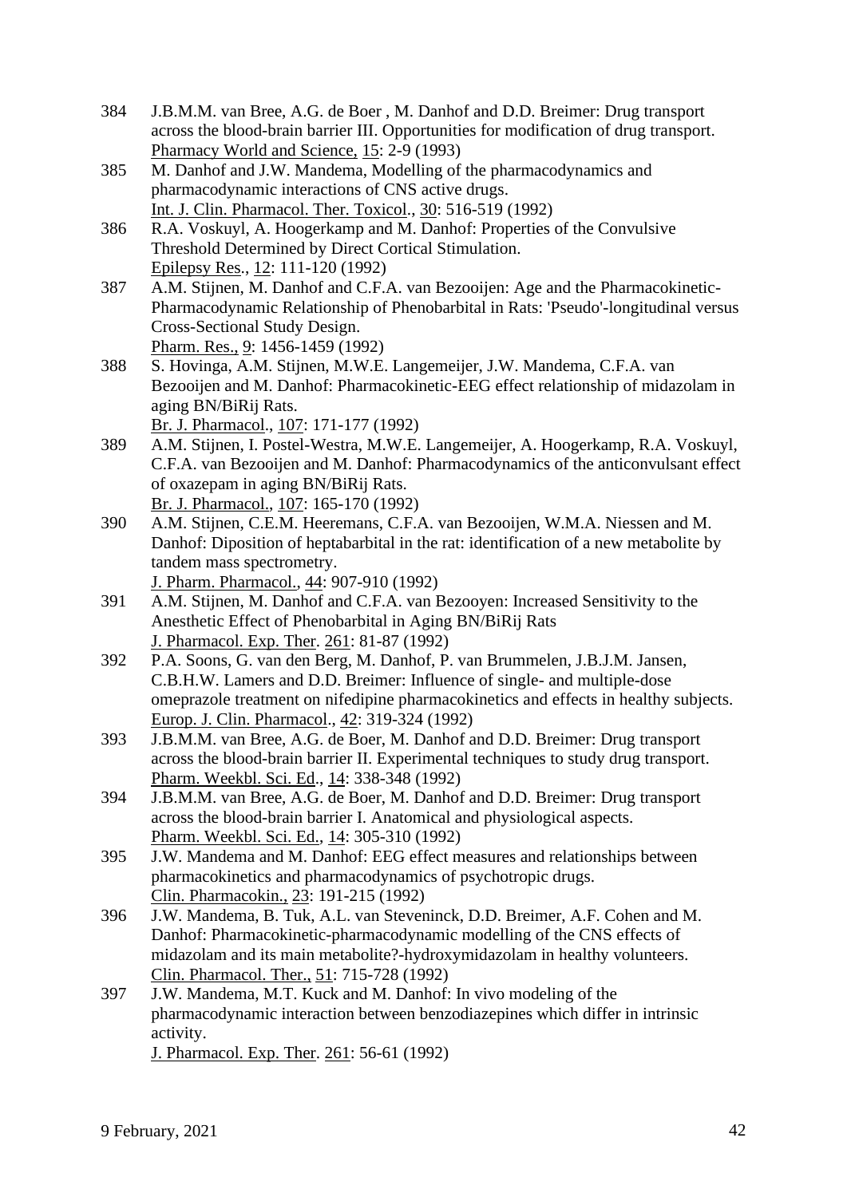384 J.B.M.M. van Bree, A.G. de Boer , M. Danhof and D.D. Breimer: Drug transport across the blood-brain barrier III. Opportunities for modification of drug transport. Pharmacy World and Science, 15: 2-9 (1993)

385 M. Danhof and J.W. Mandema, Modelling of the pharmacodynamics and pharmacodynamic interactions of CNS active drugs. Int. J. Clin. Pharmacol. Ther. Toxicol., 30: 516-519 (1992)

386 R.A. Voskuyl, A. Hoogerkamp and M. Danhof: Properties of the Convulsive Threshold Determined by Direct Cortical Stimulation. Epilepsy Res., 12: 111-120 (1992)

387 A.M. Stijnen, M. Danhof and C.F.A. van Bezooijen: Age and the Pharmacokinetic-Pharmacodynamic Relationship of Phenobarbital in Rats: 'Pseudo'-longitudinal versus Cross-Sectional Study Design. Pharm. Res., 9: 1456-1459 (1992)

388 S. Hovinga, A.M. Stijnen, M.W.E. Langemeijer, J.W. Mandema, C.F.A. van Bezooijen and M. Danhof: Pharmacokinetic-EEG effect relationship of midazolam in aging BN/BiRij Rats. Br. J. Pharmacol., 107: 171-177 (1992)

389 A.M. Stijnen, I. Postel-Westra, M.W.E. Langemeijer, A. Hoogerkamp, R.A. Voskuyl, C.F.A. van Bezooijen and M. Danhof: Pharmacodynamics of the anticonvulsant effect of oxazepam in aging BN/BiRij Rats. Br. J. Pharmacol., 107: 165-170 (1992)

390 A.M. Stijnen, C.E.M. Heeremans, C.F.A. van Bezooijen, W.M.A. Niessen and M. Danhof: Diposition of heptabarbital in the rat: identification of a new metabolite by tandem mass spectrometry. J. Pharm. Pharmacol., 44: 907-910 (1992)

391 A.M. Stijnen, M. Danhof and C.F.A. van Bezooyen: Increased Sensitivity to the Anesthetic Effect of Phenobarbital in Aging BN/BiRij Rats J. Pharmacol. Exp. Ther. 261: 81-87 (1992)

392 P.A. Soons, G. van den Berg, M. Danhof, P. van Brummelen, J.B.J.M. Jansen, C.B.H.W. Lamers and D.D. Breimer: Influence of single- and multiple-dose omeprazole treatment on nifedipine pharmacokinetics and effects in healthy subjects. Europ. J. Clin. Pharmacol., 42: 319-324 (1992)

393 J.B.M.M. van Bree, A.G. de Boer, M. Danhof and D.D. Breimer: Drug transport across the blood-brain barrier II. Experimental techniques to study drug transport. Pharm. Weekbl. Sci. Ed., 14: 338-348 (1992)

394 J.B.M.M. van Bree, A.G. de Boer, M. Danhof and D.D. Breimer: Drug transport across the blood-brain barrier I. Anatomical and physiological aspects. Pharm. Weekbl. Sci. Ed., 14: 305-310 (1992)

395 J.W. Mandema and M. Danhof: EEG effect measures and relationships between pharmacokinetics and pharmacodynamics of psychotropic drugs. Clin. Pharmacokin., 23: 191-215 (1992)

396 J.W. Mandema, B. Tuk, A.L. van Steveninck, D.D. Breimer, A.F. Cohen and M. Danhof: Pharmacokinetic-pharmacodynamic modelling of the CNS effects of midazolam and its main metabolite?-hydroxymidazolam in healthy volunteers. Clin. Pharmacol. Ther., 51: 715-728 (1992)

397 J.W. Mandema, M.T. Kuck and M. Danhof: In vivo modeling of the pharmacodynamic interaction between benzodiazepines which differ in intrinsic activity. J. Pharmacol. Exp. Ther. 261: 56-61 (1992)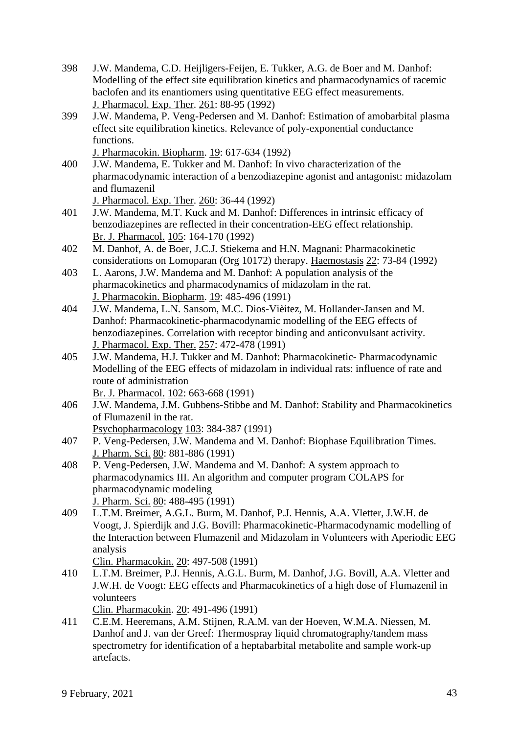398 J.W. Mandema, C.D. Heijligers-Feijen, E. Tukker, A.G. de Boer and M. Danhof: Modelling of the effect site equilibration kinetics and pharmacodynamics of racemic baclofen and its enantiomers using quantitative EEG effect measurements. J. Pharmacol. Exp. Ther. 261: 88-95 (1992)

399 J.W. Mandema, P. Veng-Pedersen and M. Danhof: Estimation of amobarbital plasma effect site equilibration kinetics. Relevance of poly-exponential conductance functions. J. Pharmacokin. Biopharm. 19: 617-634 (1992)

400 J.W. Mandema, E. Tukker and M. Danhof: In vivo characterization of the pharmacodynamic interaction of a benzodiazepine agonist and antagonist: midazolam and flumazenil J. Pharmacol. Exp. Ther. 260: 36-44 (1992)

401 J.W. Mandema, M.T. Kuck and M. Danhof: Differences in intrinsic efficacy of benzodiazepines are reflected in their concentration-EEG effect relationship. Br. J. Pharmacol. 105: 164-170 (1992)

402 M. Danhof, A. de Boer, J.C.J. Stiekema and H.N. Magnani: Pharmacokinetic considerations on Lomoparan (Org 10172) therapy. Haemostasis 22: 73-84 (1992)

403 L. Aarons, J.W. Mandema and M. Danhof: A population analysis of the pharmacokinetics and pharmacodynamics of midazolam in the rat. J. Pharmacokin. Biopharm. 19: 485-496 (1991)

404 J.W. Mandema, L.N. Sansom, M.C. Dios-Vièitez, M. Hollander-Jansen and M. Danhof: Pharmacokinetic-pharmacodynamic modelling of the EEG effects of benzodiazepines. Correlation with receptor binding and anticonvulsant activity. J. Pharmacol. Exp. Ther. 257: 472-478 (1991)

405 J.W. Mandema, H.J. Tukker and M. Danhof: Pharmacokinetic- Pharmacodynamic Modelling of the EEG effects of midazolam in individual rats: influence of rate and route of administration Br. J. Pharmacol. 102: 663-668 (1991)

406 J.W. Mandema, J.M. Gubbens-Stibbe and M. Danhof: Stability and Pharmacokinetics of Flumazenil in the rat. Psychopharmacology 103: 384-387 (1991)

407 P. Veng-Pedersen, J.W. Mandema and M. Danhof: Biophase Equilibration Times. J. Pharm. Sci. 80: 881-886 (1991)

408 P. Veng-Pedersen, J.W. Mandema and M. Danhof: A system approach to pharmacodynamics III. An algorithm and computer program COLAPS for pharmacodynamic modeling J. Pharm. Sci. 80: 488-495 (1991)

409 L.T.M. Breimer, A.G.L. Burm, M. Danhof, P.J. Hennis, A.A. Vletter, J.W.H. de Voogt, J. Spierdijk and J.G. Bovill: Pharmacokinetic-Pharmacodynamic modelling of the Interaction between Flumazenil and Midazolam in Volunteers with Aperiodic EEG analysis Clin. Pharmacokin. 20: 497-508 (1991)

410 L.T.M. Breimer, P.J. Hennis, A.G.L. Burm, M. Danhof, J.G. Bovill, A.A. Vletter and J.W.H. de Voogt: EEG effects and Pharmacokinetics of a high dose of Flumazenil in volunteers Clin. Pharmacokin. 20: 491-496 (1991)

411 C.E.M. Heeremans, A.M. Stijnen, R.A.M. van der Hoeven, W.M.A. Niessen, M. Danhof and J. van der Greef: Thermospray liquid chromatography/tandem mass spectrometry for identification of a heptabarbital metabolite and sample work-up artefacts.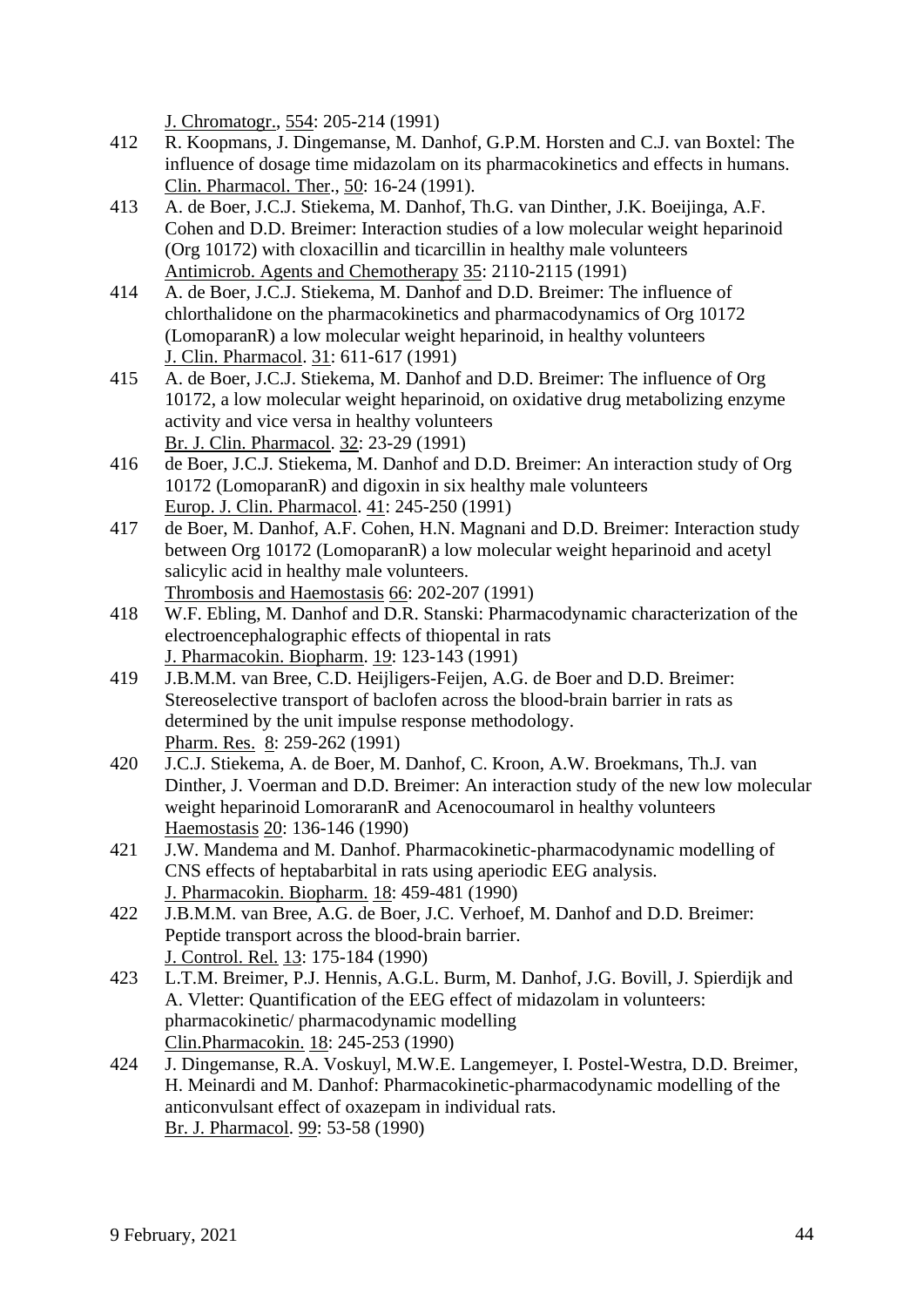J. Chromatogr., 554: 205-214 (1991)

412 R. Koopmans, J. Dingemanse, M. Danhof, G.P.M. Horsten and C.J. van Boxtel: The influence of dosage time midazolam on its pharmacokinetics and effects in humans. Clin. Pharmacol. Ther., 50: 16-24 (1991).

413 A. de Boer, J.C.J. Stiekema, M. Danhof, Th.G. van Dinther, J.K. Boeijinga, A.F. Cohen and D.D. Breimer: Interaction studies of a low molecular weight heparinoid (Org 10172) with cloxacillin and ticarcillin in healthy male volunteers Antimicrob. Agents and Chemotherapy 35: 2110-2115 (1991)

414 A. de Boer, J.C.J. Stiekema, M. Danhof and D.D. Breimer: The influence of chlorthalidone on the pharmacokinetics and pharmacodynamics of Org 10172 (LomoparanR) a low molecular weight heparinoid, in healthy volunteers J. Clin. Pharmacol. 31: 611-617 (1991)

415 A. de Boer, J.C.J. Stiekema, M. Danhof and D.D. Breimer: The influence of Org 10172, a low molecular weight heparinoid, on oxidative drug metabolizing enzyme activity and vice versa in healthy volunteers Br. J. Clin. Pharmacol. 32: 23-29 (1991)

416 de Boer, J.C.J. Stiekema, M. Danhof and D.D. Breimer: An interaction study of Org 10172 (LomoparanR) and digoxin in six healthy male volunteers Europ. J. Clin. Pharmacol. 41: 245-250 (1991)

417 de Boer, M. Danhof, A.F. Cohen, H.N. Magnani and D.D. Breimer: Interaction study between Org 10172 (LomoparanR) a low molecular weight heparinoid and acetyl salicylic acid in healthy male volunteers. Thrombosis and Haemostasis 66: 202-207 (1991)

418 W.F. Ebling, M. Danhof and D.R. Stanski: Pharmacodynamic characterization of the electroencephalographic effects of thiopental in rats J. Pharmacokin. Biopharm. 19: 123-143 (1991)

419 J.B.M.M. van Bree, C.D. Heijligers-Feijen, A.G. de Boer and D.D. Breimer: Stereoselective transport of baclofen across the blood-brain barrier in rats as determined by the unit impulse response methodology. Pharm. Res. 8: 259-262 (1991)

420 J.C.J. Stiekema, A. de Boer, M. Danhof, C. Kroon, A.W. Broekmans, Th.J. van Dinther, J. Voerman and D.D. Breimer: An interaction study of the new low molecular weight heparinoid LomoraranR and Acenocoumarol in healthy volunteers Haemostasis 20: 136-146 (1990)

421 J.W. Mandema and M. Danhof. Pharmacokinetic-pharmacodynamic modelling of CNS effects of heptabarbital in rats using aperiodic EEG analysis. J. Pharmacokin. Biopharm. 18: 459-481 (1990)

422 J.B.M.M. van Bree, A.G. de Boer, J.C. Verhoef, M. Danhof and D.D. Breimer: Peptide transport across the blood-brain barrier. J. Control. Rel. 13: 175-184 (1990)

423 L.T.M. Breimer, P.J. Hennis, A.G.L. Burm, M. Danhof, J.G. Bovill, J. Spierdijk and A. Vletter: Quantification of the EEG effect of midazolam in volunteers: pharmacokinetic/ pharmacodynamic modelling Clin.Pharmacokin. 18: 245-253 (1990)

424 J. Dingemanse, R.A. Voskuyl, M.W.E. Langemeyer, I. Postel-Westra, D.D. Breimer, H. Meinardi and M. Danhof: Pharmacokinetic-pharmacodynamic modelling of the anticonvulsant effect of oxazepam in individual rats. Br. J. Pharmacol. 99: 53-58 (1990)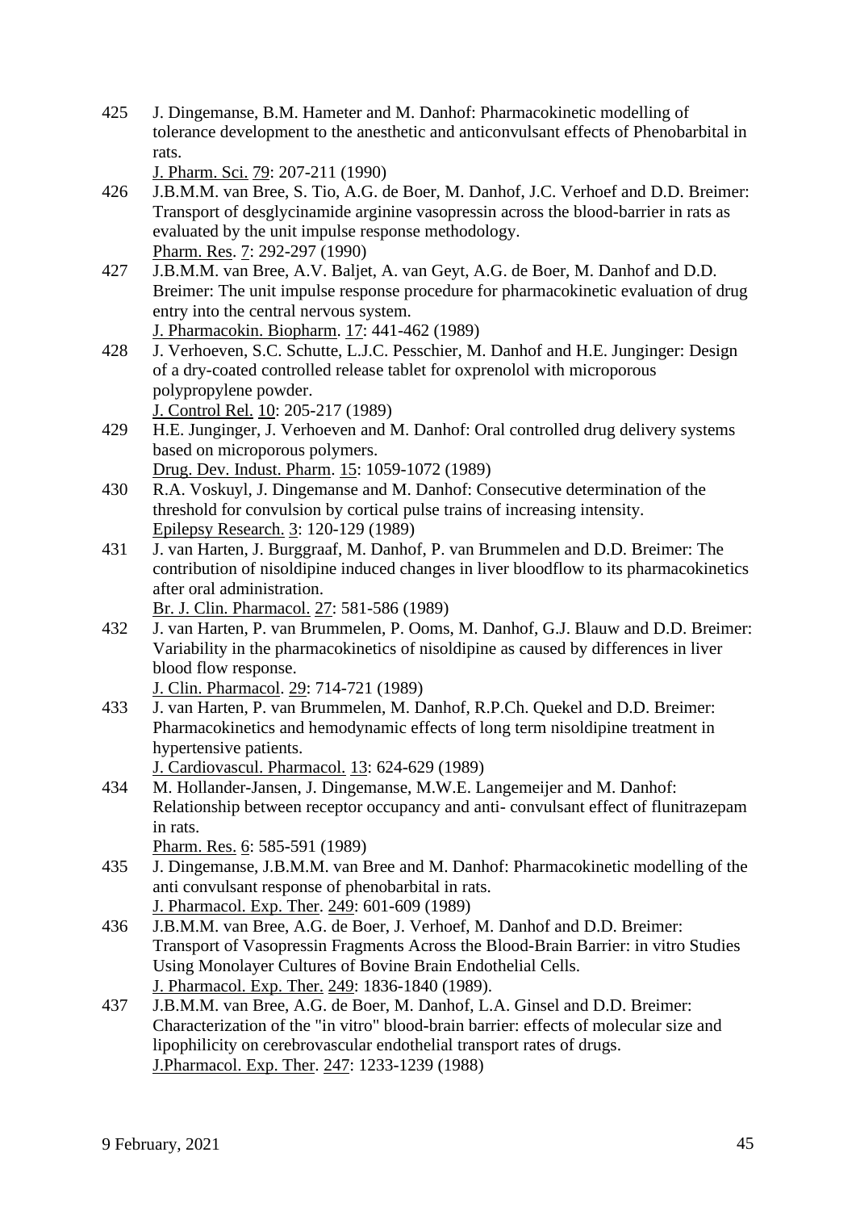425 J. Dingemanse, B.M. Hameter and M. Danhof: Pharmacokinetic modelling of tolerance development to the anesthetic and anticonvulsant effects of Phenobarbital in rats.
J. Pharm. Sci. 79: 207-211 (1990)

426 J.B.M.M. van Bree, S. Tio, A.G. de Boer, M. Danhof, J.C. Verhoef and D.D. Breimer: Transport of desglycinamide arginine vasopressin across the blood-barrier in rats as evaluated by the unit impulse response methodology.
Pharm. Res. 7: 292-297 (1990)

427 J.B.M.M. van Bree, A.V. Baljet, A. van Geyt, A.G. de Boer, M. Danhof and D.D. Breimer: The unit impulse response procedure for pharmacokinetic evaluation of drug entry into the central nervous system.
J. Pharmacokin. Biopharm. 17: 441-462 (1989)

428 J. Verhoeven, S.C. Schutte, L.J.C. Pesschier, M. Danhof and H.E. Junginger: Design of a dry-coated controlled release tablet for oxprenolol with microporous polypropylene powder.
J. Control Rel. 10: 205-217 (1989)

429 H.E. Junginger, J. Verhoeven and M. Danhof: Oral controlled drug delivery systems based on microporous polymers.
Drug. Dev. Indust. Pharm. 15: 1059-1072 (1989)

430 R.A. Voskuyl, J. Dingemanse and M. Danhof: Consecutive determination of the threshold for convulsion by cortical pulse trains of increasing intensity.
Epilepsy Research. 3: 120-129 (1989)

431 J. van Harten, J. Burggraaf, M. Danhof, P. van Brummelen and D.D. Breimer: The contribution of nisoldipine induced changes in liver bloodflow to its pharmacokinetics after oral administration.
Br. J. Clin. Pharmacol. 27: 581-586 (1989)

432 J. van Harten, P. van Brummelen, P. Ooms, M. Danhof, G.J. Blauw and D.D. Breimer: Variability in the pharmacokinetics of nisoldipine as caused by differences in liver blood flow response.
J. Clin. Pharmacol. 29: 714-721 (1989)

433 J. van Harten, P. van Brummelen, M. Danhof, R.P.Ch. Quekel and D.D. Breimer: Pharmacokinetics and hemodynamic effects of long term nisoldipine treatment in hypertensive patients.
J. Cardiovascul. Pharmacol. 13: 624-629 (1989)

434 M. Hollander-Jansen, J. Dingemanse, M.W.E. Langemeijer and M. Danhof: Relationship between receptor occupancy and anti- convulsant effect of flunitrazepam in rats.
Pharm. Res. 6: 585-591 (1989)

435 J. Dingemanse, J.B.M.M. van Bree and M. Danhof: Pharmacokinetic modelling of the anti convulsant response of phenobarbital in rats.
J. Pharmacol. Exp. Ther. 249: 601-609 (1989)

436 J.B.M.M. van Bree, A.G. de Boer, J. Verhoef, M. Danhof and D.D. Breimer: Transport of Vasopressin Fragments Across the Blood-Brain Barrier: in vitro Studies Using Monolayer Cultures of Bovine Brain Endothelial Cells.
J. Pharmacol. Exp. Ther. 249: 1836-1840 (1989).

437 J.B.M.M. van Bree, A.G. de Boer, M. Danhof, L.A. Ginsel and D.D. Breimer: Characterization of the "in vitro" blood-brain barrier: effects of molecular size and lipophilicity on cerebrovascular endothelial transport rates of drugs.
J.Pharmacol. Exp. Ther. 247: 1233-1239 (1988)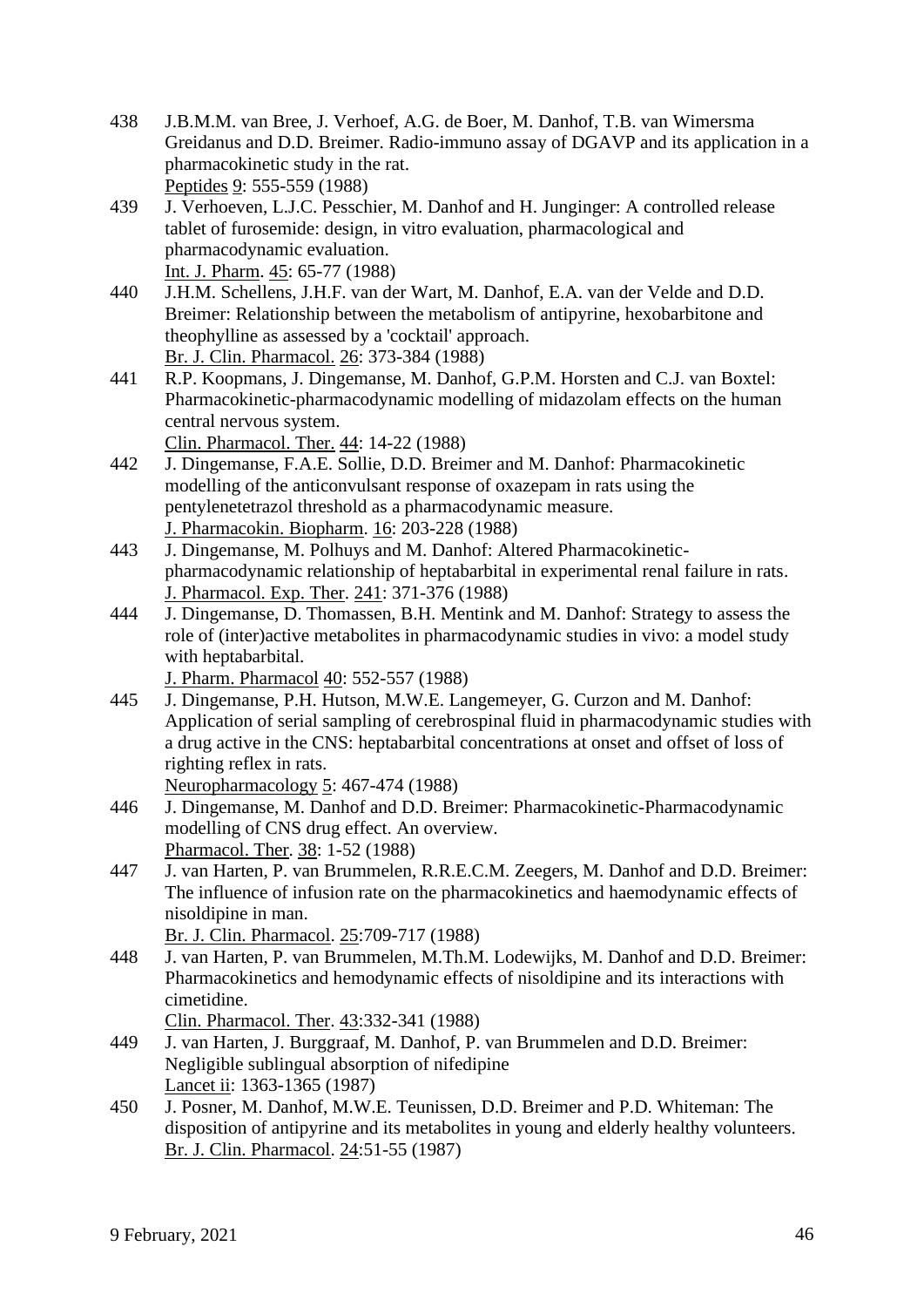438 J.B.M.M. van Bree, J. Verhoef, A.G. de Boer, M. Danhof, T.B. van Wimersma Greidanus and D.D. Breimer. Radio-immuno assay of DGAVP and its application in a pharmacokinetic study in the rat.
Peptides 9: 555-559 (1988)

439 J. Verhoeven, L.J.C. Pesschier, M. Danhof and H. Junginger: A controlled release tablet of furosemide: design, in vitro evaluation, pharmacological and pharmacodynamic evaluation.
Int. J. Pharm. 45: 65-77 (1988)

440 J.H.M. Schellens, J.H.F. van der Wart, M. Danhof, E.A. van der Velde and D.D. Breimer: Relationship between the metabolism of antipyrine, hexobarbitone and theophylline as assessed by a 'cocktail' approach.
Br. J. Clin. Pharmacol. 26: 373-384 (1988)

441 R.P. Koopmans, J. Dingemanse, M. Danhof, G.P.M. Horsten and C.J. van Boxtel: Pharmacokinetic-pharmacodynamic modelling of midazolam effects on the human central nervous system.
Clin. Pharmacol. Ther. 44: 14-22 (1988)

442 J. Dingemanse, F.A.E. Sollie, D.D. Breimer and M. Danhof: Pharmacokinetic modelling of the anticonvulsant response of oxazepam in rats using the pentylenetetrazol threshold as a pharmacodynamic measure.
J. Pharmacokin. Biopharm. 16: 203-228 (1988)

443 J. Dingemanse, M. Polhuys and M. Danhof: Altered Pharmacokinetic-pharmacodynamic relationship of heptabarbital in experimental renal failure in rats.
J. Pharmacol. Exp. Ther. 241: 371-376 (1988)

444 J. Dingemanse, D. Thomassen, B.H. Mentink and M. Danhof: Strategy to assess the role of (inter)active metabolites in pharmacodynamic studies in vivo: a model study with heptabarbital.
J. Pharm. Pharmacol 40: 552-557 (1988)

445 J. Dingemanse, P.H. Hutson, M.W.E. Langemeyer, G. Curzon and M. Danhof: Application of serial sampling of cerebrospinal fluid in pharmacodynamic studies with a drug active in the CNS: heptabarbital concentrations at onset and offset of loss of righting reflex in rats.
Neuropharmacology 5: 467-474 (1988)

446 J. Dingemanse, M. Danhof and D.D. Breimer: Pharmacokinetic-Pharmacodynamic modelling of CNS drug effect. An overview.
Pharmacol. Ther. 38: 1-52 (1988)

447 J. van Harten, P. van Brummelen, R.R.E.C.M. Zeegers, M. Danhof and D.D. Breimer: The influence of infusion rate on the pharmacokinetics and haemodynamic effects of nisoldipine in man.
Br. J. Clin. Pharmacol. 25:709-717 (1988)

448 J. van Harten, P. van Brummelen, M.Th.M. Lodewijks, M. Danhof and D.D. Breimer: Pharmacokinetics and hemodynamic effects of nisoldipine and its interactions with cimetidine.
Clin. Pharmacol. Ther. 43:332-341 (1988)

449 J. van Harten, J. Burggraaf, M. Danhof, P. van Brummelen and D.D. Breimer: Negligible sublingual absorption of nifedipine
Lancet ii: 1363-1365 (1987)

450 J. Posner, M. Danhof, M.W.E. Teunissen, D.D. Breimer and P.D. Whiteman: The disposition of antipyrine and its metabolites in young and elderly healthy volunteers.
Br. J. Clin. Pharmacol. 24:51-55 (1987)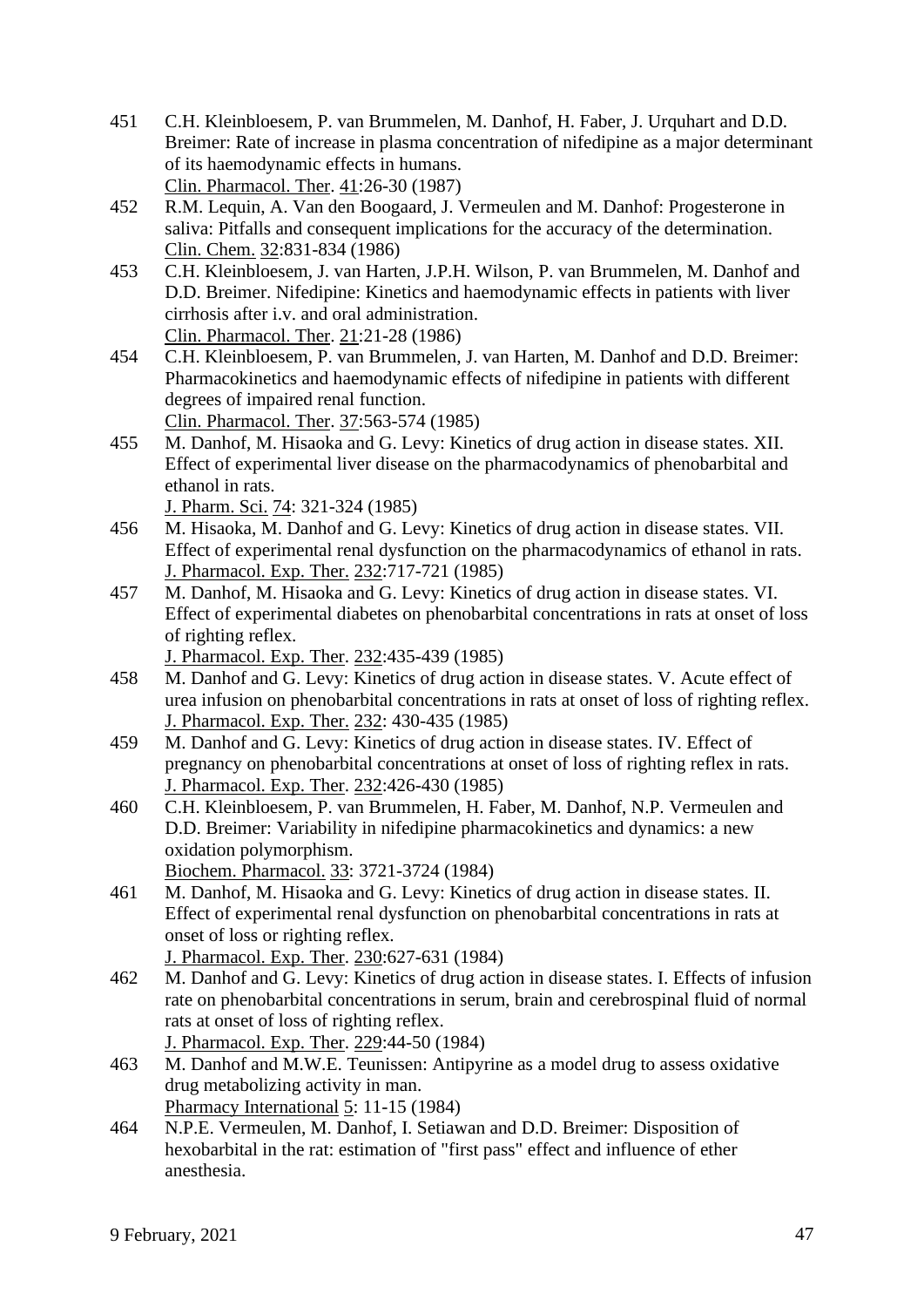451 C.H. Kleinbloesem, P. van Brummelen, M. Danhof, H. Faber, J. Urquhart and D.D. Breimer: Rate of increase in plasma concentration of nifedipine as a major determinant of its haemodynamic effects in humans.
Clin. Pharmacol. Ther. 41:26-30 (1987)

452 R.M. Lequin, A. Van den Boogaard, J. Vermeulen and M. Danhof: Progesterone in saliva: Pitfalls and consequent implications for the accuracy of the determination.
Clin. Chem. 32:831-834 (1986)

453 C.H. Kleinbloesem, J. van Harten, J.P.H. Wilson, P. van Brummelen, M. Danhof and D.D. Breimer. Nifedipine: Kinetics and haemodynamic effects in patients with liver cirrhosis after i.v. and oral administration.
Clin. Pharmacol. Ther. 21:21-28 (1986)

454 C.H. Kleinbloesem, P. van Brummelen, J. van Harten, M. Danhof and D.D. Breimer: Pharmacokinetics and haemodynamic effects of nifedipine in patients with different degrees of impaired renal function.
Clin. Pharmacol. Ther. 37:563-574 (1985)

455 M. Danhof, M. Hisaoka and G. Levy: Kinetics of drug action in disease states. XII. Effect of experimental liver disease on the pharmacodynamics of phenobarbital and ethanol in rats.
J. Pharm. Sci. 74: 321-324 (1985)

456 M. Hisaoka, M. Danhof and G. Levy: Kinetics of drug action in disease states. VII. Effect of experimental renal dysfunction on the pharmacodynamics of ethanol in rats.
J. Pharmacol. Exp. Ther. 232:717-721 (1985)

457 M. Danhof, M. Hisaoka and G. Levy: Kinetics of drug action in disease states. VI. Effect of experimental diabetes on phenobarbital concentrations in rats at onset of loss of righting reflex.
J. Pharmacol. Exp. Ther. 232:435-439 (1985)

458 M. Danhof and G. Levy: Kinetics of drug action in disease states. V. Acute effect of urea infusion on phenobarbital concentrations in rats at onset of loss of righting reflex.
J. Pharmacol. Exp. Ther. 232: 430-435 (1985)

459 M. Danhof and G. Levy: Kinetics of drug action in disease states. IV. Effect of pregnancy on phenobarbital concentrations at onset of loss of righting reflex in rats.
J. Pharmacol. Exp. Ther. 232:426-430 (1985)

460 C.H. Kleinbloesem, P. van Brummelen, H. Faber, M. Danhof, N.P. Vermeulen and D.D. Breimer: Variability in nifedipine pharmacokinetics and dynamics: a new oxidation polymorphism.
Biochem. Pharmacol. 33: 3721-3724 (1984)

461 M. Danhof, M. Hisaoka and G. Levy: Kinetics of drug action in disease states. II. Effect of experimental renal dysfunction on phenobarbital concentrations in rats at onset of loss or righting reflex.
J. Pharmacol. Exp. Ther. 230:627-631 (1984)

462 M. Danhof and G. Levy: Kinetics of drug action in disease states. I. Effects of infusion rate on phenobarbital concentrations in serum, brain and cerebrospinal fluid of normal rats at onset of loss of righting reflex.
J. Pharmacol. Exp. Ther. 229:44-50 (1984)

463 M. Danhof and M.W.E. Teunissen: Antipyrine as a model drug to assess oxidative drug metabolizing activity in man.
Pharmacy International 5: 11-15 (1984)

464 N.P.E. Vermeulen, M. Danhof, I. Setiawan and D.D. Breimer: Disposition of hexobarbital in the rat: estimation of "first pass" effect and influence of ether anesthesia.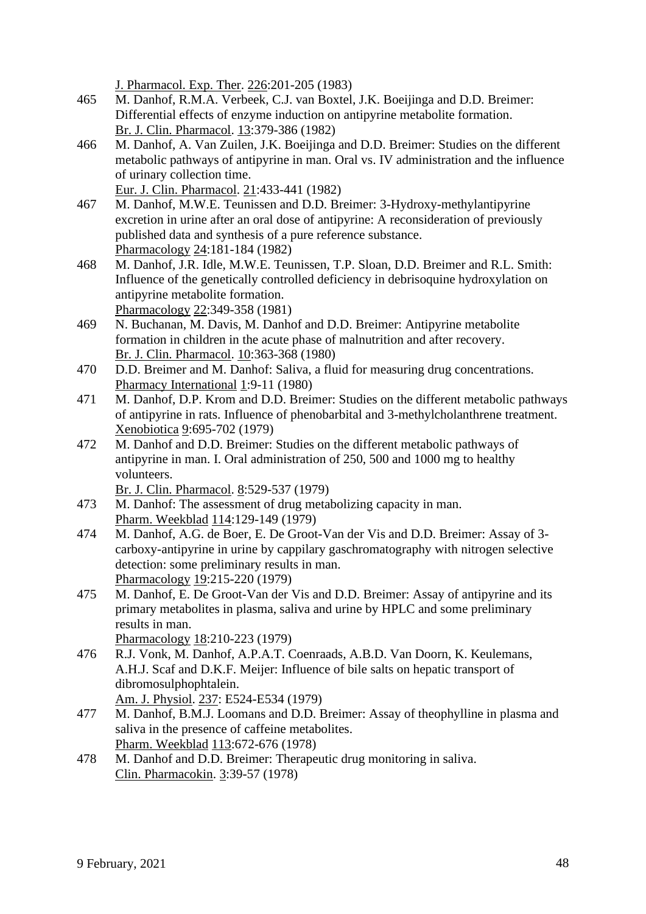J. Pharmacol. Exp. Ther. 226:201-205 (1983)

465 M. Danhof, R.M.A. Verbeek, C.J. van Boxtel, J.K. Boeijinga and D.D. Breimer: Differential effects of enzyme induction on antipyrine metabolite formation.
Br. J. Clin. Pharmacol. 13:379-386 (1982)

466 M. Danhof, A. Van Zuilen, J.K. Boeijinga and D.D. Breimer: Studies on the different metabolic pathways of antipyrine in man. Oral vs. IV administration and the influence of urinary collection time.
Eur. J. Clin. Pharmacol. 21:433-441 (1982)

467 M. Danhof, M.W.E. Teunissen and D.D. Breimer: 3-Hydroxy-methylantipyrine excretion in urine after an oral dose of antipyrine: A reconsideration of previously published data and synthesis of a pure reference substance.
Pharmacology 24:181-184 (1982)

468 M. Danhof, J.R. Idle, M.W.E. Teunissen, T.P. Sloan, D.D. Breimer and R.L. Smith: Influence of the genetically controlled deficiency in debrisoquine hydroxylation on antipyrine metabolite formation.
Pharmacology 22:349-358 (1981)

469 N. Buchanan, M. Davis, M. Danhof and D.D. Breimer: Antipyrine metabolite formation in children in the acute phase of malnutrition and after recovery.
Br. J. Clin. Pharmacol. 10:363-368 (1980)

470 D.D. Breimer and M. Danhof: Saliva, a fluid for measuring drug concentrations.
Pharmacy International 1:9-11 (1980)

471 M. Danhof, D.P. Krom and D.D. Breimer: Studies on the different metabolic pathways of antipyrine in rats. Influence of phenobarbital and 3-methylcholanthrene treatment.
Xenobiotica 9:695-702 (1979)

472 M. Danhof and D.D. Breimer: Studies on the different metabolic pathways of antipyrine in man. I. Oral administration of 250, 500 and 1000 mg to healthy volunteers.
Br. J. Clin. Pharmacol. 8:529-537 (1979)

473 M. Danhof: The assessment of drug metabolizing capacity in man.
Pharm. Weekblad 114:129-149 (1979)

474 M. Danhof, A.G. de Boer, E. De Groot-Van der Vis and D.D. Breimer: Assay of 3-carboxy-antipyrine in urine by cappilary gaschromatography with nitrogen selective detection: some preliminary results in man.
Pharmacology 19:215-220 (1979)

475 M. Danhof, E. De Groot-Van der Vis and D.D. Breimer: Assay of antipyrine and its primary metabolites in plasma, saliva and urine by HPLC and some preliminary results in man.
Pharmacology 18:210-223 (1979)

476 R.J. Vonk, M. Danhof, A.P.A.T. Coenraads, A.B.D. Van Doorn, K. Keulemans, A.H.J. Scaf and D.K.F. Meijer: Influence of bile salts on hepatic transport of dibromosulphophtalein.
Am. J. Physiol. 237: E524-E534 (1979)

477 M. Danhof, B.M.J. Loomans and D.D. Breimer: Assay of theophylline in plasma and saliva in the presence of caffeine metabolites.
Pharm. Weekblad 113:672-676 (1978)

478 M. Danhof and D.D. Breimer: Therapeutic drug monitoring in saliva.
Clin. Pharmacokin. 3:39-57 (1978)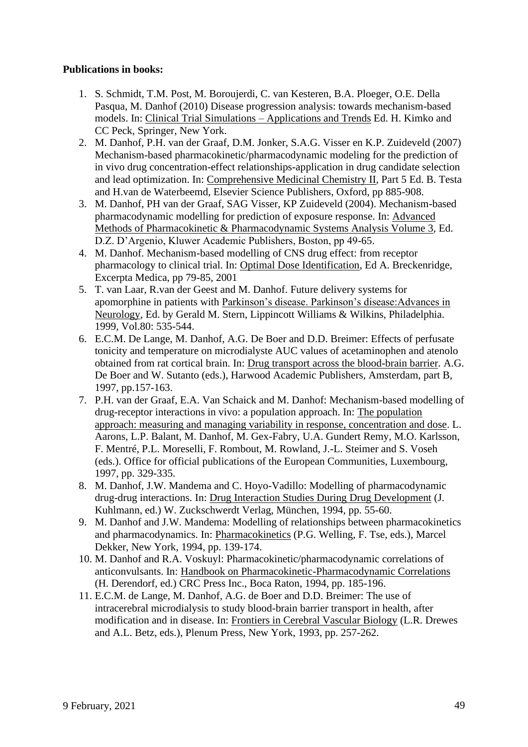**Publications in books:**

1. S. Schmidt, T.M. Post, M. Boroujerdi, C. van Kesteren, B.A. Ploeger, O.E. Della Pasqua, M. Danhof (2010) Disease progression analysis: towards mechanism-based models. In: Clinical Trial Simulations – Applications and Trends Ed. H. Kimko and CC Peck, Springer, New York.
2. M. Danhof, P.H. van der Graaf, D.M. Jonker, S.A.G. Visser en K.P. Zuideveld (2007) Mechanism-based pharmacokinetic/pharmacodynamic modeling for the prediction of in vivo drug concentration-effect relationships-application in drug candidate selection and lead optimization. In: Comprehensive Medicinal Chemistry II, Part 5 Ed. B. Testa and H.van de Waterbeemd, Elsevier Science Publishers, Oxford, pp 885-908.
3. M. Danhof, PH van der Graaf, SAG Visser, KP Zuideveld (2004). Mechanism-based pharmacodynamic modelling for prediction of exposure response. In: Advanced Methods of Pharmacokinetic & Pharmacodynamic Systems Analysis Volume 3, Ed. D.Z. D'Argenio, Kluwer Academic Publishers, Boston, pp 49-65.
4. M. Danhof. Mechanism-based modelling of CNS drug effect: from receptor pharmacology to clinical trial. In: Optimal Dose Identification, Ed A. Breckenridge, Excerpta Medica, pp 79-85, 2001
5. T. van Laar, R.van der Geest and M. Danhof. Future delivery systems for apomorphine in patients with Parkinson's disease. Parkinson's disease:Advances in Neurology, Ed. by Gerald M. Stern, Lippincott Williams & Wilkins, Philadelphia. 1999, Vol.80: 535-544.
6. E.C.M. De Lange, M. Danhof, A.G. De Boer and D.D. Breimer: Effects of perfusate tonicity and temperature on microdialyste AUC values of acetaminophen and atenolo obtained from rat cortical brain. In: Drug transport across the blood-brain barrier. A.G. De Boer and W. Sutanto (eds.), Harwood Academic Publishers, Amsterdam, part B, 1997, pp.157-163.
7. P.H. van der Graaf, E.A. Van Schaick and M. Danhof: Mechanism-based modelling of drug-receptor interactions in vivo: a population approach. In: The population approach: measuring and managing variability in response, concentration and dose. L. Aarons, L.P. Balant, M. Danhof, M. Gex-Fabry, U.A. Gundert Remy, M.O. Karlsson, F. Mentré, P.L. Moreselli, F. Rombout, M. Rowland, J.-L. Steimer and S. Voseh (eds.). Office for official publications of the European Communities, Luxembourg, 1997, pp. 329-335.
8. M. Danhof, J.W. Mandema and C. Hoyo-Vadillo: Modelling of pharmacodynamic drug-drug interactions. In: Drug Interaction Studies During Drug Development (J. Kuhlmann, ed.) W. Zuckschwerdt Verlag, München, 1994, pp. 55-60.
9. M. Danhof and J.W. Mandema: Modelling of relationships between pharmacokinetics and pharmacodynamics. In: Pharmacokinetics (P.G. Welling, F. Tse, eds.), Marcel Dekker, New York, 1994, pp. 139-174.
10. M. Danhof and R.A. Voskuyl: Pharmacokinetic/pharmacodynamic correlations of anticonvulsants. In: Handbook on Pharmacokinetic-Pharmacodynamic Correlations (H. Derendorf, ed.) CRC Press Inc., Boca Raton, 1994, pp. 185-196.
11. E.C.M. de Lange, M. Danhof, A.G. de Boer and D.D. Breimer: The use of intracerebral microdialysis to study blood-brain barrier transport in health, after modification and in disease. In: Frontiers in Cerebral Vascular Biology (L.R. Drewes and A.L. Betz, eds.), Plenum Press, New York, 1993, pp. 257-262.

9 February, 2021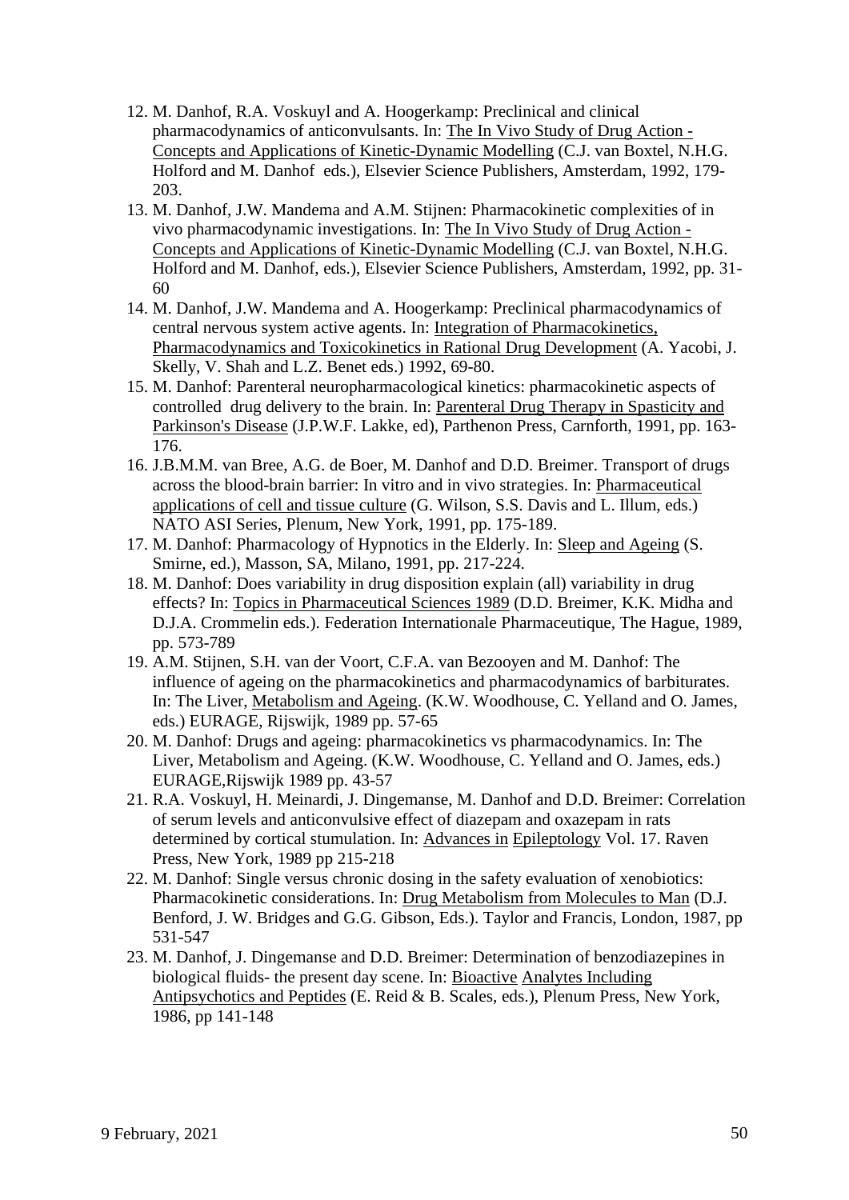12. M. Danhof, R.A. Voskuyl and A. Hoogerkamp: Preclinical and clinical pharmacodynamics of anticonvulsants. In: The In Vivo Study of Drug Action - Concepts and Applications of Kinetic-Dynamic Modelling (C.J. van Boxtel, N.H.G. Holford and M. Danhof eds.), Elsevier Science Publishers, Amsterdam, 1992, 179-203.
13. M. Danhof, J.W. Mandema and A.M. Stijnen: Pharmacokinetic complexities of in vivo pharmacodynamic investigations. In: The In Vivo Study of Drug Action - Concepts and Applications of Kinetic-Dynamic Modelling (C.J. van Boxtel, N.H.G. Holford and M. Danhof, eds.), Elsevier Science Publishers, Amsterdam, 1992, pp. 31-60
14. M. Danhof, J.W. Mandema and A. Hoogerkamp: Preclinical pharmacodynamics of central nervous system active agents. In: Integration of Pharmacokinetics, Pharmacodynamics and Toxicokinetics in Rational Drug Development (A. Yacobi, J. Skelly, V. Shah and L.Z. Benet eds.) 1992, 69-80.
15. M. Danhof: Parenteral neuropharmacological kinetics: pharmacokinetic aspects of controlled drug delivery to the brain. In: Parenteral Drug Therapy in Spasticity and Parkinson's Disease (J.P.W.F. Lakke, ed), Parthenon Press, Carnforth, 1991, pp. 163-176.
16. J.B.M.M. van Bree, A.G. de Boer, M. Danhof and D.D. Breimer. Transport of drugs across the blood-brain barrier: In vitro and in vivo strategies. In: Pharmaceutical applications of cell and tissue culture (G. Wilson, S.S. Davis and L. Illum, eds.) NATO ASI Series, Plenum, New York, 1991, pp. 175-189.
17. M. Danhof: Pharmacology of Hypnotics in the Elderly. In: Sleep and Ageing (S. Smirne, ed.), Masson, SA, Milano, 1991, pp. 217-224.
18. M. Danhof: Does variability in drug disposition explain (all) variability in drug effects? In: Topics in Pharmaceutical Sciences 1989 (D.D. Breimer, K.K. Midha and D.J.A. Crommelin eds.). Federation Internationale Pharmaceutique, The Hague, 1989, pp. 573-789
19. A.M. Stijnen, S.H. van der Voort, C.F.A. van Bezooyen and M. Danhof: The influence of ageing on the pharmacokinetics and pharmacodynamics of barbiturates. In: The Liver, Metabolism and Ageing. (K.W. Woodhouse, C. Yelland and O. James, eds.) EURAGE, Rijswijk, 1989 pp. 57-65
20. M. Danhof: Drugs and ageing: pharmacokinetics vs pharmacodynamics. In: The Liver, Metabolism and Ageing. (K.W. Woodhouse, C. Yelland and O. James, eds.) EURAGE,Rijswijk 1989 pp. 43-57
21. R.A. Voskuyl, H. Meinardi, J. Dingemanse, M. Danhof and D.D. Breimer: Correlation of serum levels and anticonvulsive effect of diazepam and oxazepam in rats determined by cortical stimulation. In: Advances in Epileptology Vol. 17. Raven Press, New York, 1989 pp 215-218
22. M. Danhof: Single versus chronic dosing in the safety evaluation of xenobiotics: Pharmacokinetic considerations. In: Drug Metabolism from Molecules to Man (D.J. Benford, J. W. Bridges and G.G. Gibson, Eds.). Taylor and Francis, London, 1987, pp 531-547
23. M. Danhof, J. Dingemanse and D.D. Breimer: Determination of benzodiazepines in biological fluids- the present day scene. In: Bioactive Analytes Including Antipsychotics and Peptides (E. Reid & B. Scales, eds.), Plenum Press, New York, 1986, pp 141-148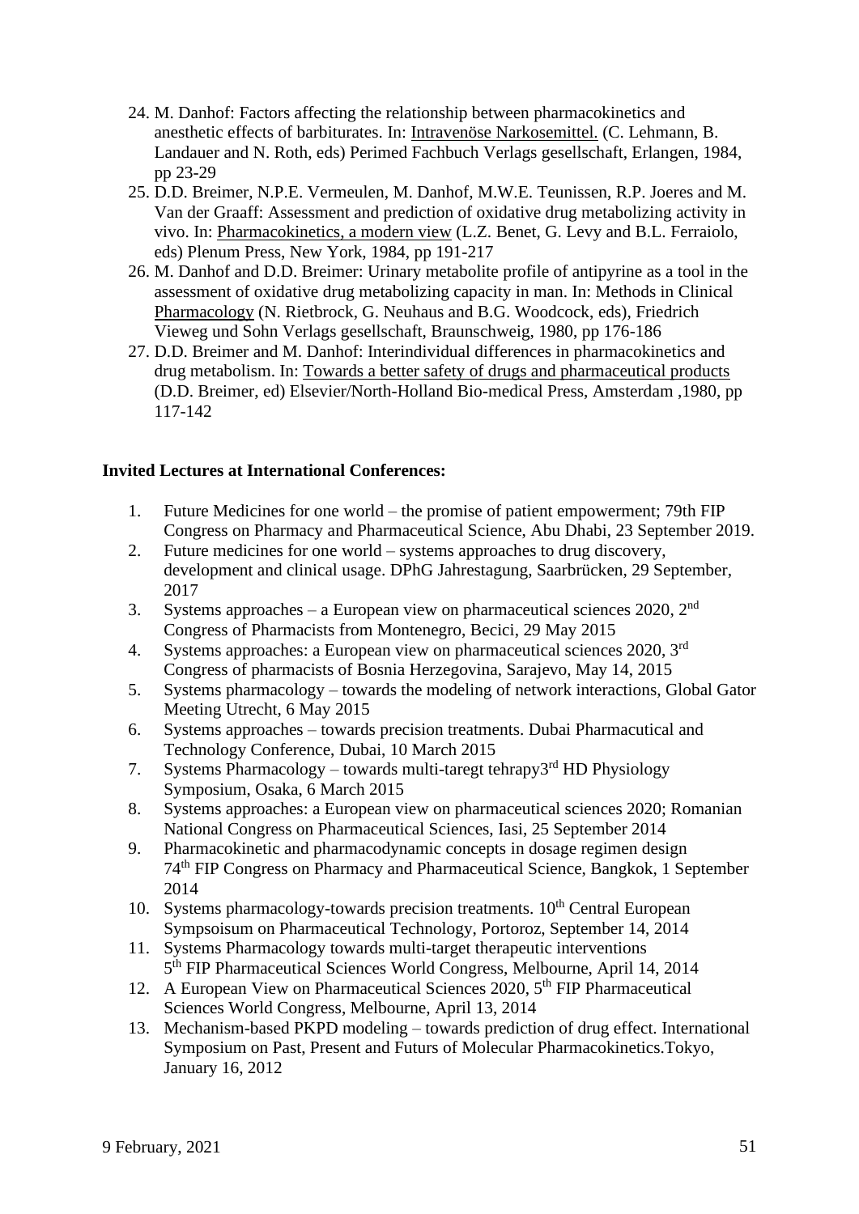24. M. Danhof: Factors affecting the relationship between pharmacokinetics and anesthetic effects of barbiturates. In: Intravenöse Narkosemittel. (C. Lehmann, B. Landauer and N. Roth, eds) Perimed Fachbuch Verlags gesellschaft, Erlangen, 1984, pp 23-29
25. D.D. Breimer, N.P.E. Vermeulen, M. Danhof, M.W.E. Teunissen, R.P. Joeres and M. Van der Graaff: Assessment and prediction of oxidative drug metabolizing activity in vivo. In: Pharmacokinetics, a modern view (L.Z. Benet, G. Levy and B.L. Ferraiolo, eds) Plenum Press, New York, 1984, pp 191-217
26. M. Danhof and D.D. Breimer: Urinary metabolite profile of antipyrine as a tool in the assessment of oxidative drug metabolizing capacity in man. In: Methods in Clinical Pharmacology (N. Rietbrock, G. Neuhaus and B.G. Woodcock, eds), Friedrich Vieweg und Sohn Verlags gesellschaft, Braunschweig, 1980, pp 176-186
27. D.D. Breimer and M. Danhof: Interindividual differences in pharmacokinetics and drug metabolism. In: Towards a better safety of drugs and pharmaceutical products (D.D. Breimer, ed) Elsevier/North-Holland Bio-medical Press, Amsterdam ,1980, pp 117-142

**Invited Lectures at International Conferences:**

1. Future Medicines for one world – the promise of patient empowerment; 79th FIP Congress on Pharmacy and Pharmaceutical Science, Abu Dhabi, 23 September 2019.
2. Future medicines for one world – systems approaches to drug discovery, development and clinical usage. DPhG Jahrestagung, Saarbrücken, 29 September, 2017
3. Systems approaches – a European view on pharmaceutical sciences 2020, 2nd Congress of Pharmacists from Montenegro, Becici, 29 May 2015
4. Systems approaches: a European view on pharmaceutical sciences 2020, 3rd Congress of pharmacists of Bosnia Herzegovina, Sarajevo, May 14, 2015
5. Systems pharmacology – towards the modeling of network interactions, Global Gator Meeting Utrecht, 6 May 2015
6. Systems approaches – towards precision treatments. Dubai Pharmacutical and Technology Conference, Dubai, 10 March 2015
7. Systems Pharmacology – towards multi-taregt tehrapy3rd HD Physiology Symposium, Osaka, 6 March 2015
8. Systems approaches: a European view on pharmaceutical sciences 2020; Romanian National Congress on Pharmaceutical Sciences, Iasi, 25 September 2014
9. Pharmacokinetic and pharmacodynamic concepts in dosage regimen design 74th FIP Congress on Pharmacy and Pharmaceutical Science, Bangkok, 1 September 2014
10. Systems pharmacology-towards precision treatments. 10th Central European Sympsoisum on Pharmaceutical Technology, Portoroz, September 14, 2014
11. Systems Pharmacology towards multi-target therapeutic interventions 5th FIP Pharmaceutical Sciences World Congress, Melbourne, April 14, 2014
12. A European View on Pharmaceutical Sciences 2020, 5th FIP Pharmaceutical Sciences World Congress, Melbourne, April 13, 2014
13. Mechanism-based PKPD modeling – towards prediction of drug effect. International Symposium on Past, Present and Futurs of Molecular Pharmacokinetics.Tokyo, January 16, 2012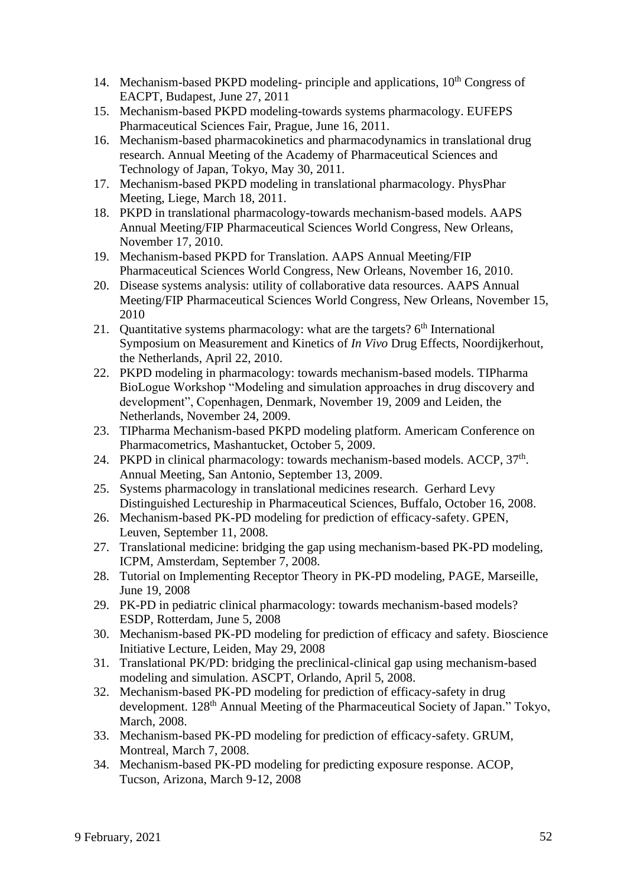14. Mechanism-based PKPD modeling- principle and applications, 10th Congress of EACPT, Budapest, June 27, 2011
15. Mechanism-based PKPD modeling-towards systems pharmacology. EUFEPS Pharmaceutical Sciences Fair, Prague, June 16, 2011.
16. Mechanism-based pharmacokinetics and pharmacodynamics in translational drug research. Annual Meeting of the Academy of Pharmaceutical Sciences and Technology of Japan, Tokyo, May 30, 2011.
17. Mechanism-based PKPD modeling in translational pharmacology. PhysPhar Meeting, Liege, March 18, 2011.
18. PKPD in translational pharmacology-towards mechanism-based models. AAPS Annual Meeting/FIP Pharmaceutical Sciences World Congress, New Orleans, November 17, 2010.
19. Mechanism-based PKPD for Translation. AAPS Annual Meeting/FIP Pharmaceutical Sciences World Congress, New Orleans, November 16, 2010.
20. Disease systems analysis: utility of collaborative data resources. AAPS Annual Meeting/FIP Pharmaceutical Sciences World Congress, New Orleans, November 15, 2010
21. Quantitative systems pharmacology: what are the targets? 6th International Symposium on Measurement and Kinetics of *In Vivo* Drug Effects, Noordijkerhout, the Netherlands, April 22, 2010.
22. PKPD modeling in pharmacology: towards mechanism-based models. TIPharma BioLogue Workshop "Modeling and simulation approaches in drug discovery and development", Copenhagen, Denmark, November 19, 2009 and Leiden, the Netherlands, November 24, 2009.
23. TIPharma Mechanism-based PKPD modeling platform. Americam Conference on Pharmacometrics, Mashantucket, October 5, 2009.
24. PKPD in clinical pharmacology: towards mechanism-based models. ACCP, 37th. Annual Meeting, San Antonio, September 13, 2009.
25. Systems pharmacology in translational medicines research. Gerhard Levy Distinguished Lectureship in Pharmaceutical Sciences, Buffalo, October 16, 2008.
26. Mechanism-based PK-PD modeling for prediction of efficacy-safety. GPEN, Leuven, September 11, 2008.
27. Translational medicine: bridging the gap using mechanism-based PK-PD modeling, ICPM, Amsterdam, September 7, 2008.
28. Tutorial on Implementing Receptor Theory in PK-PD modeling, PAGE, Marseille, June 19, 2008
29. PK-PD in pediatric clinical pharmacology: towards mechanism-based models? ESDP, Rotterdam, June 5, 2008
30. Mechanism-based PK-PD modeling for prediction of efficacy and safety. Bioscience Initiative Lecture, Leiden, May 29, 2008
31. Translational PK/PD: bridging the preclinical-clinical gap using mechanism-based modeling and simulation. ASCPT, Orlando, April 5, 2008.
32. Mechanism-based PK-PD modeling for prediction of efficacy-safety in drug development. 128th Annual Meeting of the Pharmaceutical Society of Japan." Tokyo, March, 2008.
33. Mechanism-based PK-PD modeling for prediction of efficacy-safety. GRUM, Montreal, March 7, 2008.
34. Mechanism-based PK-PD modeling for predicting exposure response. ACOP, Tucson, Arizona, March 9-12, 2008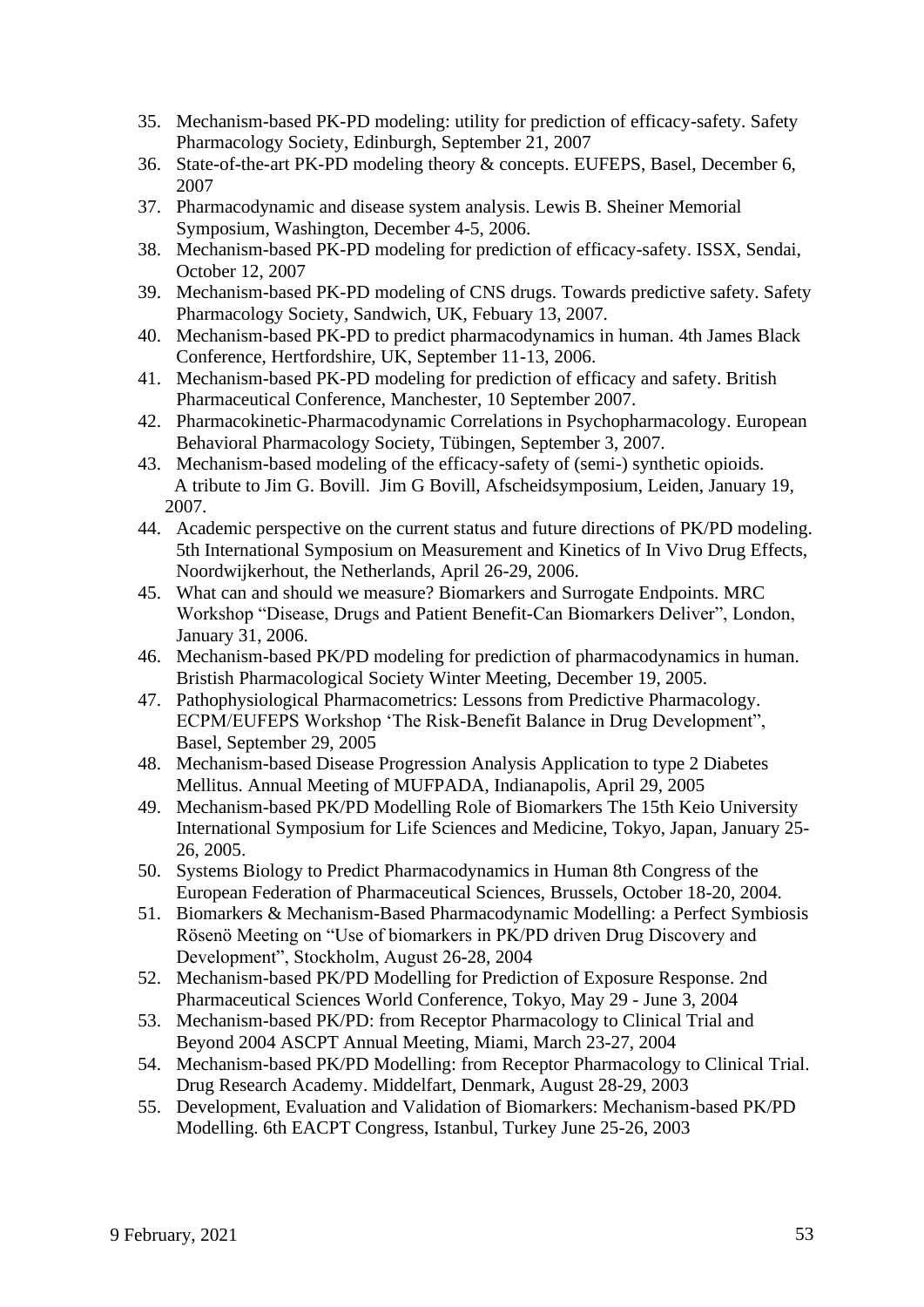35. Mechanism-based PK-PD modeling: utility for prediction of efficacy-safety. Safety Pharmacology Society, Edinburgh, September 21, 2007
36. State-of-the-art PK-PD modeling theory & concepts. EUFEPS, Basel, December 6, 2007
37. Pharmacodynamic and disease system analysis. Lewis B. Sheiner Memorial Symposium, Washington, December 4-5, 2006.
38. Mechanism-based PK-PD modeling for prediction of efficacy-safety. ISSX, Sendai, October 12, 2007
39. Mechanism-based PK-PD modeling of CNS drugs. Towards predictive safety. Safety Pharmacology Society, Sandwich, UK, Febuary 13, 2007.
40. Mechanism-based PK-PD to predict pharmacodynamics in human. 4th James Black Conference, Hertfordshire, UK, September 11-13, 2006.
41. Mechanism-based PK-PD modeling for prediction of efficacy and safety. British Pharmaceutical Conference, Manchester, 10 September 2007.
42. Pharmacokinetic-Pharmacodynamic Correlations in Psychopharmacology. European Behavioral Pharmacology Society, Tübingen, September 3, 2007.
43. Mechanism-based modeling of the efficacy-safety of (semi-) synthetic opioids. A tribute to Jim G. Bovill. Jim G Bovill, Afscheidsymposium, Leiden, January 19, 2007.
44. Academic perspective on the current status and future directions of PK/PD modeling. 5th International Symposium on Measurement and Kinetics of In Vivo Drug Effects, Noordwijkerhout, the Netherlands, April 26-29, 2006.
45. What can and should we measure? Biomarkers and Surrogate Endpoints. MRC Workshop "Disease, Drugs and Patient Benefit-Can Biomarkers Deliver", London, January 31, 2006.
46. Mechanism-based PK/PD modeling for prediction of pharmacodynamics in human. Bristish Pharmacological Society Winter Meeting, December 19, 2005.
47. Pathophysiological Pharmacometrics: Lessons from Predictive Pharmacology. ECPM/EUFEPS Workshop 'The Risk-Benefit Balance in Drug Development", Basel, September 29, 2005
48. Mechanism-based Disease Progression Analysis Application to type 2 Diabetes Mellitus. Annual Meeting of MUFPADA, Indianapolis, April 29, 2005
49. Mechanism-based PK/PD Modelling Role of Biomarkers The 15th Keio University International Symposium for Life Sciences and Medicine, Tokyo, Japan, January 25-26, 2005.
50. Systems Biology to Predict Pharmacodynamics in Human 8th Congress of the European Federation of Pharmaceutical Sciences, Brussels, October 18-20, 2004.
51. Biomarkers & Mechanism-Based Pharmacodynamic Modelling: a Perfect Symbiosis Rösenö Meeting on "Use of biomarkers in PK/PD driven Drug Discovery and Development", Stockholm, August 26-28, 2004
52. Mechanism-based PK/PD Modelling for Prediction of Exposure Response. 2nd Pharmaceutical Sciences World Conference, Tokyo, May 29 - June 3, 2004
53. Mechanism-based PK/PD: from Receptor Pharmacology to Clinical Trial and Beyond 2004 ASCPT Annual Meeting, Miami, March 23-27, 2004
54. Mechanism-based PK/PD Modelling: from Receptor Pharmacology to Clinical Trial. Drug Research Academy. Middelfart, Denmark, August 28-29, 2003
55. Development, Evaluation and Validation of Biomarkers: Mechanism-based PK/PD Modelling. 6th EACPT Congress, Istanbul, Turkey June 25-26, 2003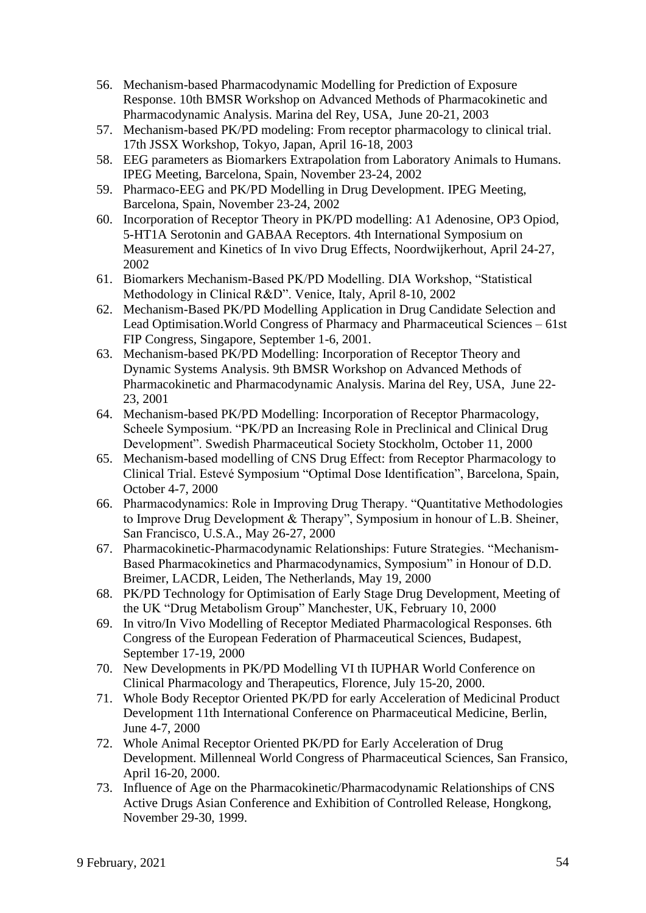56. Mechanism-based Pharmacodynamic Modelling for Prediction of Exposure Response. 10th BMSR Workshop on Advanced Methods of Pharmacokinetic and Pharmacodynamic Analysis. Marina del Rey, USA, June 20-21, 2003
57. Mechanism-based PK/PD modeling: From receptor pharmacology to clinical trial. 17th JSSX Workshop, Tokyo, Japan, April 16-18, 2003
58. EEG parameters as Biomarkers Extrapolation from Laboratory Animals to Humans. IPEG Meeting, Barcelona, Spain, November 23-24, 2002
59. Pharmaco-EEG and PK/PD Modelling in Drug Development. IPEG Meeting, Barcelona, Spain, November 23-24, 2002
60. Incorporation of Receptor Theory in PK/PD modelling: A1 Adenosine, OP3 Opiod, 5-HT1A Serotonin and GABAA Receptors. 4th International Symposium on Measurement and Kinetics of In vivo Drug Effects, Noordwijkerhout, April 24-27, 2002
61. Biomarkers Mechanism-Based PK/PD Modelling. DIA Workshop, "Statistical Methodology in Clinical R&D". Venice, Italy, April 8-10, 2002
62. Mechanism-Based PK/PD Modelling Application in Drug Candidate Selection and Lead Optimisation.World Congress of Pharmacy and Pharmaceutical Sciences – 61st FIP Congress, Singapore, September 1-6, 2001.
63. Mechanism-based PK/PD Modelling: Incorporation of Receptor Theory and Dynamic Systems Analysis. 9th BMSR Workshop on Advanced Methods of Pharmacokinetic and Pharmacodynamic Analysis. Marina del Rey, USA, June 22-23, 2001
64. Mechanism-based PK/PD Modelling: Incorporation of Receptor Pharmacology, Scheele Symposium. "PK/PD an Increasing Role in Preclinical and Clinical Drug Development". Swedish Pharmaceutical Society Stockholm, October 11, 2000
65. Mechanism-based modelling of CNS Drug Effect: from Receptor Pharmacology to Clinical Trial. Estevé Symposium "Optimal Dose Identification", Barcelona, Spain, October 4-7, 2000
66. Pharmacodynamics: Role in Improving Drug Therapy. "Quantitative Methodologies to Improve Drug Development & Therapy", Symposium in honour of L.B. Sheiner, San Francisco, U.S.A., May 26-27, 2000
67. Pharmacokinetic-Pharmacodynamic Relationships: Future Strategies. "Mechanism-Based Pharmacokinetics and Pharmacodynamics, Symposium" in Honour of D.D. Breimer, LACDR, Leiden, The Netherlands, May 19, 2000
68. PK/PD Technology for Optimisation of Early Stage Drug Development, Meeting of the UK "Drug Metabolism Group" Manchester, UK, February 10, 2000
69. In vitro/In Vivo Modelling of Receptor Mediated Pharmacological Responses. 6th Congress of the European Federation of Pharmaceutical Sciences, Budapest, September 17-19, 2000
70. New Developments in PK/PD Modelling VI th IUPHAR World Conference on Clinical Pharmacology and Therapeutics, Florence, July 15-20, 2000.
71. Whole Body Receptor Oriented PK/PD for early Acceleration of Medicinal Product Development 11th International Conference on Pharmaceutical Medicine, Berlin, June 4-7, 2000
72. Whole Animal Receptor Oriented PK/PD for Early Acceleration of Drug Development. Millenneal World Congress of Pharmaceutical Sciences, San Fransico, April 16-20, 2000.
73. Influence of Age on the Pharmacokinetic/Pharmacodynamic Relationships of CNS Active Drugs Asian Conference and Exhibition of Controlled Release, Hongkong, November 29-30, 1999.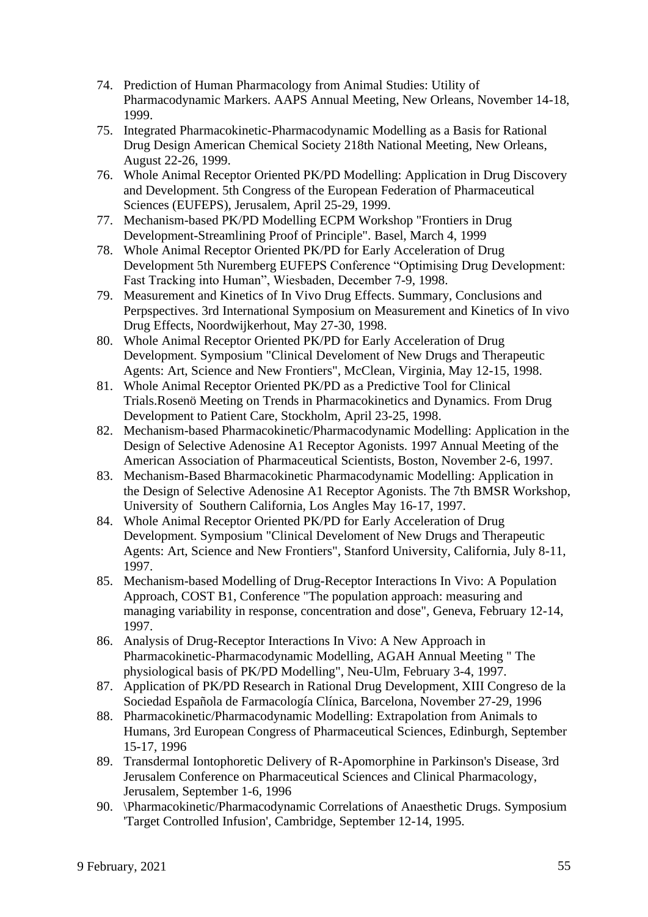74. Prediction of Human Pharmacology from Animal Studies: Utility of Pharmacodynamic Markers. AAPS Annual Meeting, New Orleans, November 14-18, 1999.
75. Integrated Pharmacokinetic-Pharmacodynamic Modelling as a Basis for Rational Drug Design American Chemical Society 218th National Meeting, New Orleans, August 22-26, 1999.
76. Whole Animal Receptor Oriented PK/PD Modelling: Application in Drug Discovery and Development. 5th Congress of the European Federation of Pharmaceutical Sciences (EUFEPS), Jerusalem, April 25-29, 1999.
77. Mechanism-based PK/PD Modelling ECPM Workshop "Frontiers in Drug Development-Streamlining Proof of Principle". Basel, March 4, 1999
78. Whole Animal Receptor Oriented PK/PD for Early Acceleration of Drug Development 5th Nuremberg EUFEPS Conference “Optimising Drug Development: Fast Tracking into Human”, Wiesbaden, December 7-9, 1998.
79. Measurement and Kinetics of In Vivo Drug Effects. Summary, Conclusions and Perpspectives. 3rd International Symposium on Measurement and Kinetics of In vivo Drug Effects, Noordwijkerhout, May 27-30, 1998.
80. Whole Animal Receptor Oriented PK/PD for Early Acceleration of Drug Development. Symposium "Clinical Develoment of New Drugs and Therapeutic Agents: Art, Science and New Frontiers", McClean, Virginia, May 12-15, 1998.
81. Whole Animal Receptor Oriented PK/PD as a Predictive Tool for Clinical Trials.Rosenö Meeting on Trends in Pharmacokinetics and Dynamics. From Drug Development to Patient Care, Stockholm, April 23-25, 1998.
82. Mechanism-based Pharmacokinetic/Pharmacodynamic Modelling: Application in the Design of Selective Adenosine A1 Receptor Agonists. 1997 Annual Meeting of the American Association of Pharmaceutical Scientists, Boston, November 2-6, 1997.
83. Mechanism-Based Bharmacokinetic Pharmacodynamic Modelling: Application in the Design of Selective Adenosine A1 Receptor Agonists. The 7th BMSR Workshop, University of Southern California, Los Angles May 16-17, 1997.
84. Whole Animal Receptor Oriented PK/PD for Early Acceleration of Drug Development. Symposium "Clinical Develoment of New Drugs and Therapeutic Agents: Art, Science and New Frontiers", Stanford University, California, July 8-11, 1997.
85. Mechanism-based Modelling of Drug-Receptor Interactions In Vivo: A Population Approach, COST B1, Conference "The population approach: measuring and managing variability in response, concentration and dose", Geneva, February 12-14, 1997.
86. Analysis of Drug-Receptor Interactions In Vivo: A New Approach in Pharmacokinetic-Pharmacodynamic Modelling, AGAH Annual Meeting " The physiological basis of PK/PD Modelling", Neu-Ulm, February 3-4, 1997.
87. Application of PK/PD Research in Rational Drug Development, XIII Congreso de la Sociedad Española de Farmacología Clínica, Barcelona, November 27-29, 1996
88. Pharmacokinetic/Pharmacodynamic Modelling: Extrapolation from Animals to Humans, 3rd European Congress of Pharmaceutical Sciences, Edinburgh, September 15-17, 1996
89. Transdermal Iontophoretic Delivery of R-Apomorphine in Parkinson's Disease, 3rd Jerusalem Conference on Pharmaceutical Sciences and Clinical Pharmacology, Jerusalem, September 1-6, 1996
90. \Pharmacokinetic/Pharmacodynamic Correlations of Anaesthetic Drugs. Symposium 'Target Controlled Infusion', Cambridge, September 12-14, 1995.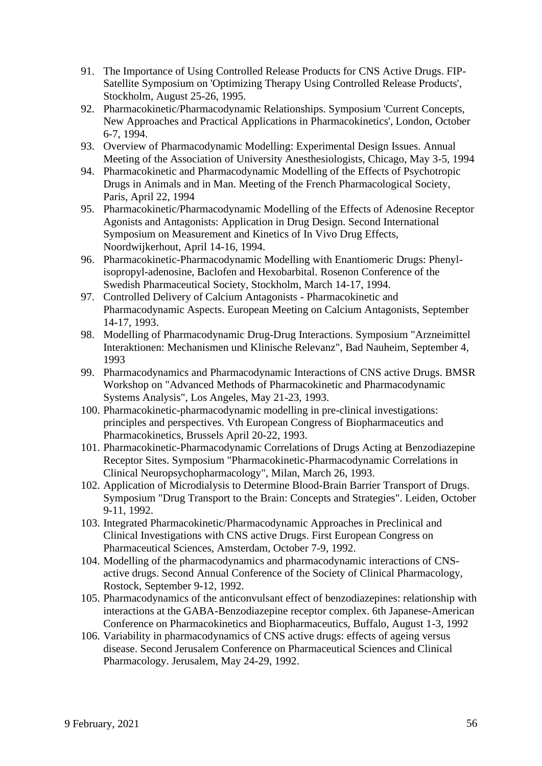91. The Importance of Using Controlled Release Products for CNS Active Drugs. FIP-Satellite Symposium on 'Optimizing Therapy Using Controlled Release Products', Stockholm, August 25-26, 1995.
92. Pharmacokinetic/Pharmacodynamic Relationships. Symposium 'Current Concepts, New Approaches and Practical Applications in Pharmacokinetics', London, October 6-7, 1994.
93. Overview of Pharmacodynamic Modelling: Experimental Design Issues. Annual Meeting of the Association of University Anesthesiologists, Chicago, May 3-5, 1994
94. Pharmacokinetic and Pharmacodynamic Modelling of the Effects of Psychotropic Drugs in Animals and in Man. Meeting of the French Pharmacological Society, Paris, April 22, 1994
95. Pharmacokinetic/Pharmacodynamic Modelling of the Effects of Adenosine Receptor Agonists and Antagonists: Application in Drug Design. Second International Symposium on Measurement and Kinetics of In Vivo Drug Effects, Noordwijkerhout, April 14-16, 1994.
96. Pharmacokinetic-Pharmacodynamic Modelling with Enantiomeric Drugs: Phenyl-isopropyl-adenosine, Baclofen and Hexobarbital. Rosenon Conference of the Swedish Pharmaceutical Society, Stockholm, March 14-17, 1994.
97. Controlled Delivery of Calcium Antagonists - Pharmacokinetic and Pharmacodynamic Aspects. European Meeting on Calcium Antagonists, September 14-17, 1993.
98. Modelling of Pharmacodynamic Drug-Drug Interactions. Symposium "Arzneimittel Interaktionen: Mechanismen und Klinische Relevanz", Bad Nauheim, September 4, 1993
99. Pharmacodynamics and Pharmacodynamic Interactions of CNS active Drugs. BMSR Workshop on "Advanced Methods of Pharmacokinetic and Pharmacodynamic Systems Analysis", Los Angeles, May 21-23, 1993.
100. Pharmacokinetic-pharmacodynamic modelling in pre-clinical investigations: principles and perspectives. Vth European Congress of Biopharmaceutics and Pharmacokinetics, Brussels April 20-22, 1993.
101. Pharmacokinetic-Pharmacodynamic Correlations of Drugs Acting at Benzodiazepine Receptor Sites. Symposium "Pharmacokinetic-Pharmacodynamic Correlations in Clinical Neuropsychopharmacology", Milan, March 26, 1993.
102. Application of Microdialysis to Determine Blood-Brain Barrier Transport of Drugs. Symposium "Drug Transport to the Brain: Concepts and Strategies". Leiden, October 9-11, 1992.
103. Integrated Pharmacokinetic/Pharmacodynamic Approaches in Preclinical and Clinical Investigations with CNS active Drugs. First European Congress on Pharmaceutical Sciences, Amsterdam, October 7-9, 1992.
104. Modelling of the pharmacodynamics and pharmacodynamic interactions of CNS-active drugs. Second Annual Conference of the Society of Clinical Pharmacology, Rostock, September 9-12, 1992.
105. Pharmacodynamics of the anticonvulsant effect of benzodiazepines: relationship with interactions at the GABA-Benzodiazepine receptor complex. 6th Japanese-American Conference on Pharmacokinetics and Biopharmaceutics, Buffalo, August 1-3, 1992
106. Variability in pharmacodynamics of CNS active drugs: effects of ageing versus disease. Second Jerusalem Conference on Pharmaceutical Sciences and Clinical Pharmacology. Jerusalem, May 24-29, 1992.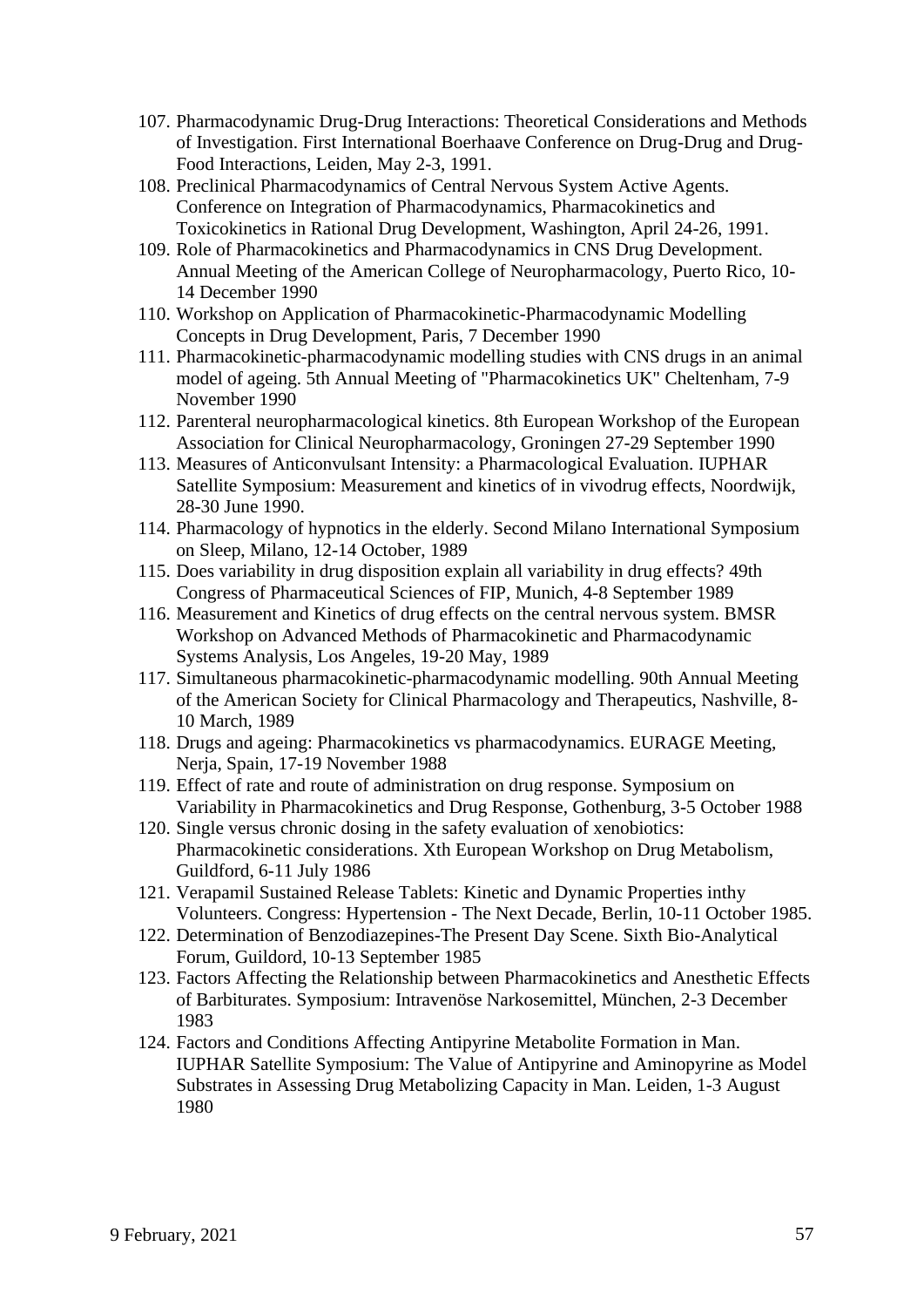107. Pharmacodynamic Drug-Drug Interactions: Theoretical Considerations and Methods of Investigation. First International Boerhaave Conference on Drug-Drug and Drug-Food Interactions, Leiden, May 2-3, 1991.
108. Preclinical Pharmacodynamics of Central Nervous System Active Agents. Conference on Integration of Pharmacodynamics, Pharmacokinetics and Toxicokinetics in Rational Drug Development, Washington, April 24-26, 1991.
109. Role of Pharmacokinetics and Pharmacodynamics in CNS Drug Development. Annual Meeting of the American College of Neuropharmacology, Puerto Rico, 10-14 December 1990
110. Workshop on Application of Pharmacokinetic-Pharmacodynamic Modelling Concepts in Drug Development, Paris, 7 December 1990
111. Pharmacokinetic-pharmacodynamic modelling studies with CNS drugs in an animal model of ageing. 5th Annual Meeting of "Pharmacokinetics UK" Cheltenham, 7-9 November 1990
112. Parenteral neuropharmacological kinetics. 8th European Workshop of the European Association for Clinical Neuropharmacology, Groningen 27-29 September 1990
113. Measures of Anticonvulsant Intensity: a Pharmacological Evaluation. IUPHAR Satellite Symposium: Measurement and kinetics of in vivodrug effects, Noordwijk, 28-30 June 1990.
114. Pharmacology of hypnotics in the elderly. Second Milano International Symposium on Sleep, Milano, 12-14 October, 1989
115. Does variability in drug disposition explain all variability in drug effects? 49th Congress of Pharmaceutical Sciences of FIP, Munich, 4-8 September 1989
116. Measurement and Kinetics of drug effects on the central nervous system. BMSR Workshop on Advanced Methods of Pharmacokinetic and Pharmacodynamic Systems Analysis, Los Angeles, 19-20 May, 1989
117. Simultaneous pharmacokinetic-pharmacodynamic modelling. 90th Annual Meeting of the American Society for Clinical Pharmacology and Therapeutics, Nashville, 8-10 March, 1989
118. Drugs and ageing: Pharmacokinetics vs pharmacodynamics. EURAGE Meeting, Nerja, Spain, 17-19 November 1988
119. Effect of rate and route of administration on drug response. Symposium on Variability in Pharmacokinetics and Drug Response, Gothenburg, 3-5 October 1988
120. Single versus chronic dosing in the safety evaluation of xenobiotics: Pharmacokinetic considerations. Xth European Workshop on Drug Metabolism, Guildford, 6-11 July 1986
121. Verapamil Sustained Release Tablets: Kinetic and Dynamic Properties inthy Volunteers. Congress: Hypertension - The Next Decade, Berlin, 10-11 October 1985.
122. Determination of Benzodiazepines-The Present Day Scene. Sixth Bio-Analytical Forum, Guildord, 10-13 September 1985
123. Factors Affecting the Relationship between Pharmacokinetics and Anesthetic Effects of Barbiturates. Symposium: Intravenöse Narkosemittel, München, 2-3 December 1983
124. Factors and Conditions Affecting Antipyrine Metabolite Formation in Man. IUPHAR Satellite Symposium: The Value of Antipyrine and Aminopyrine as Model Substrates in Assessing Drug Metabolizing Capacity in Man. Leiden, 1-3 August 1980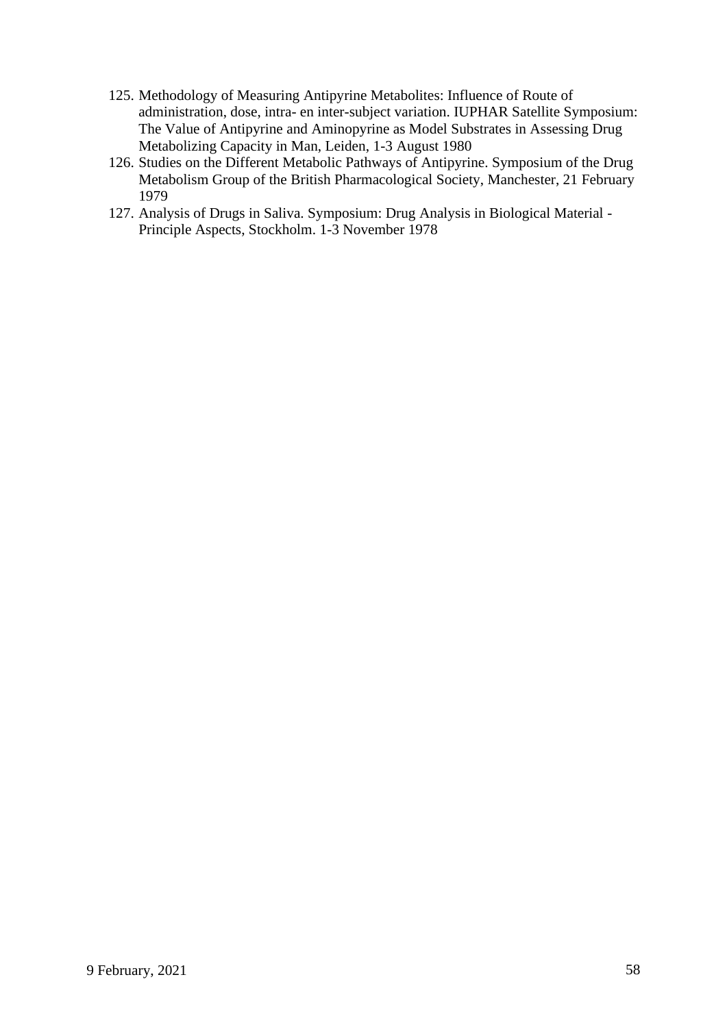125. Methodology of Measuring Antipyrine Metabolites: Influence of Route of administration, dose, intra- en inter-subject variation. IUPHAR Satellite Symposium: The Value of Antipyrine and Aminopyrine as Model Substrates in Assessing Drug Metabolizing Capacity in Man, Leiden, 1-3 August 1980
126. Studies on the Different Metabolic Pathways of Antipyrine. Symposium of the Drug Metabolism Group of the British Pharmacological Society, Manchester, 21 February 1979
127. Analysis of Drugs in Saliva. Symposium: Drug Analysis in Biological Material - Principle Aspects, Stockholm. 1-3 November 1978